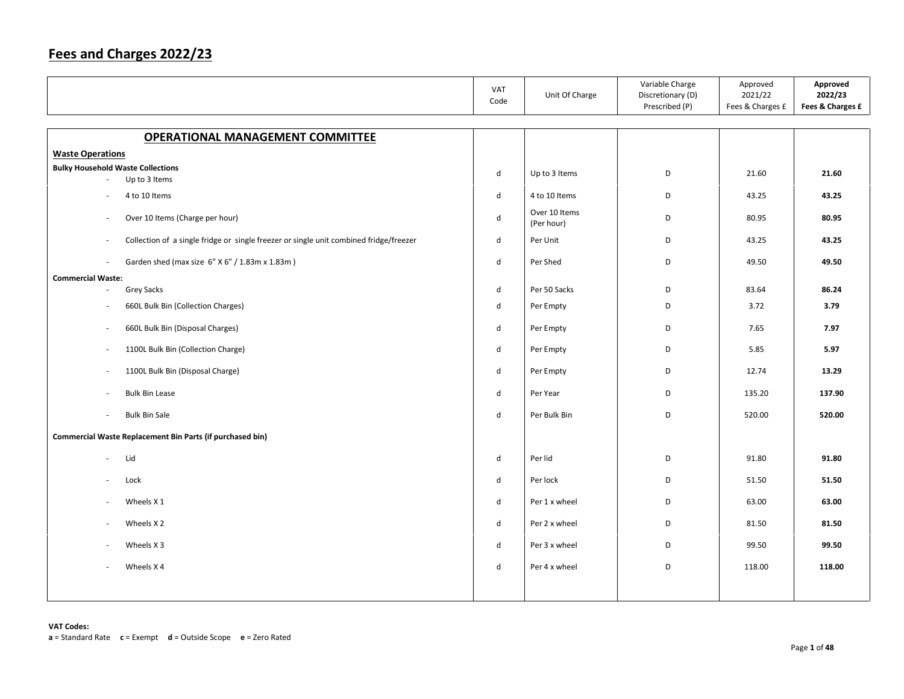# Fees and Charges 2022/23

| | VAT Code | Unit Of Charge | Variable Charge Discretionary (D) Prescribed (P) | Approved 2021/22 Fees & Charges £ | **Approved 2022/23 Fees & Charges £** |
|---|---|---|---|---|---|
| **OPERATIONAL MANAGEMENT COMMITTEE** | | | | | |
| **Waste Operations** | | | | | |
| **Bulky Household Waste Collections** | | | | | |
| - Up to 3 Items | d | Up to 3 Items | D | 21.60 | **21.60** |
| - 4 to 10 Items | d | 4 to 10 Items | D | 43.25 | **43.25** |
| - Over 10 Items (Charge per hour) | d | Over 10 Items (Per hour) | D | 80.95 | **80.95** |
| - Collection of a single fridge or single freezer or single unit combined fridge/freezer | d | Per Unit | D | 43.25 | **43.25** |
| - Garden shed (max size 6" X 6" / 1.83m x 1.83m ) | d | Per Shed | D | 49.50 | **49.50** |
| **Commercial Waste:** | | | | | |
| - Grey Sacks | d | Per 50 Sacks | D | 83.64 | **86.24** |
| - 660L Bulk Bin (Collection Charges) | d | Per Empty | D | 3.72 | **3.79** |
| - 660L Bulk Bin (Disposal Charges) | d | Per Empty | D | 7.65 | **7.97** |
| - 1100L Bulk Bin (Collection Charge) | d | Per Empty | D | 5.85 | **5.97** |
| - 1100L Bulk Bin (Disposal Charge) | d | Per Empty | D | 12.74 | **13.29** |
| - Bulk Bin Lease | d | Per Year | D | 135.20 | **137.90** |
| - Bulk Bin Sale | d | Per Bulk Bin | D | 520.00 | **520.00** |
| **Commercial Waste Replacement Bin Parts (if purchased bin)** | | | | | |
| - Lid | d | Per lid | D | 91.80 | **91.80** |
| - Lock | d | Per lock | D | 51.50 | **51.50** |
| - Wheels X 1 | d | Per 1 x wheel | D | 63.00 | **63.00** |
| - Wheels X 2 | d | Per 2 x wheel | D | 81.50 | **81.50** |
| - Wheels X 3 | d | Per 3 x wheel | D | 99.50 | **99.50** |
| - Wheels X 4 | d | Per 4 x wheel | D | 118.00 | **118.00** |

**VAT Codes:**
**a** = Standard Rate **c** = Exempt **d** = Outside Scope **e** = Zero Rated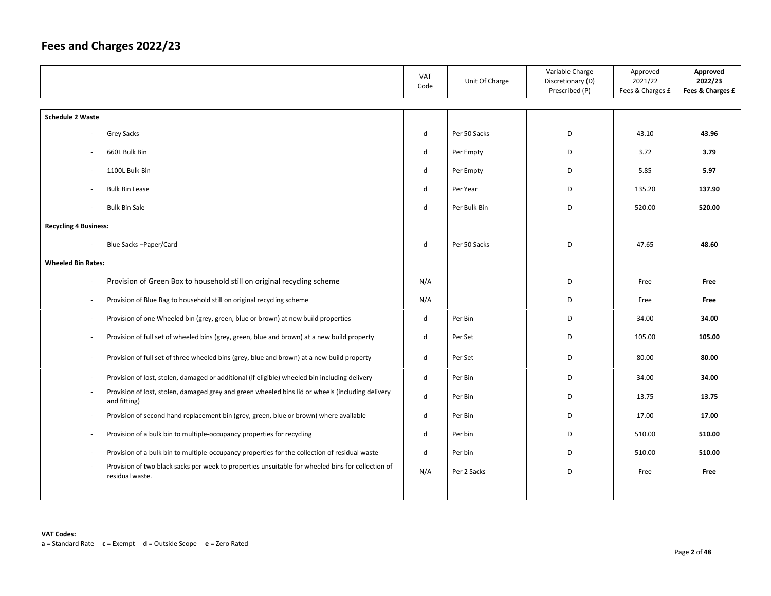# Fees and Charges 2022/23

| | VAT Code | Unit Of Charge | Variable Charge Discretionary (D) Prescribed (P) | Approved 2021/22 Fees & Charges £ | **Approved 2022/23 Fees & Charges £** |
|---|---|---|---|---|---|
| **Schedule 2 Waste** | | | | | |
| - Grey Sacks | d | Per 50 Sacks | D | 43.10 | **43.96** |
| - 660L Bulk Bin | d | Per Empty | D | 3.72 | **3.79** |
| - 1100L Bulk Bin | d | Per Empty | D | 5.85 | **5.97** |
| - Bulk Bin Lease | d | Per Year | D | 135.20 | **137.90** |
| - Bulk Bin Sale | d | Per Bulk Bin | D | 520.00 | **520.00** |
| **Recycling 4 Business:** | | | | | |
| - Blue Sacks –Paper/Card | d | Per 50 Sacks | D | 47.65 | **48.60** |
| **Wheeled Bin Rates:** | | | | | |
| - Provision of Green Box to household still on original recycling scheme | N/A | | D | Free | **Free** |
| - Provision of Blue Bag to household still on original recycling scheme | N/A | | D | Free | **Free** |
| - Provision of one Wheeled bin (grey, green, blue or brown) at new build properties | d | Per Bin | D | 34.00 | **34.00** |
| - Provision of full set of wheeled bins (grey, green, blue and brown) at a new build property | d | Per Set | D | 105.00 | **105.00** |
| - Provision of full set of three wheeled bins (grey, blue and brown) at a new build property | d | Per Set | D | 80.00 | **80.00** |
| - Provision of lost, stolen, damaged or additional (if eligible) wheeled bin including delivery | d | Per Bin | D | 34.00 | **34.00** |
| - Provision of lost, stolen, damaged grey and green wheeled bins lid or wheels (including delivery and fitting) | d | Per Bin | D | 13.75 | **13.75** |
| - Provision of second hand replacement bin (grey, green, blue or brown) where available | d | Per Bin | D | 17.00 | **17.00** |
| - Provision of a bulk bin to multiple-occupancy properties for recycling | d | Per bin | D | 510.00 | **510.00** |
| - Provision of a bulk bin to multiple-occupancy properties for the collection of residual waste | d | Per bin | D | 510.00 | **510.00** |
| - Provision of two black sacks per week to properties unsuitable for wheeled bins for collection of residual waste. | N/A | Per 2 Sacks | D | Free | **Free** |

**VAT Codes:**
**a** = Standard Rate **c** = Exempt **d** = Outside Scope **e** = Zero Rated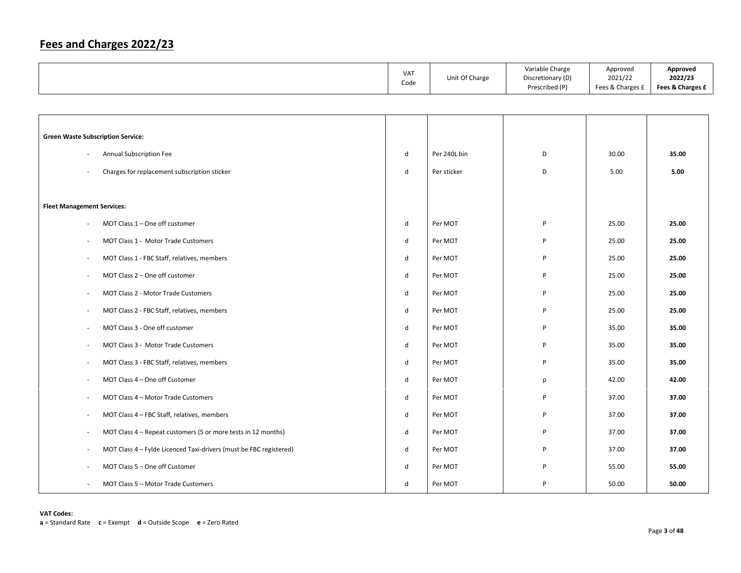# Fees and Charges 2022/23

| | VAT Code | Unit Of Charge | Variable Charge Discretionary (D) Prescribed (P) | Approved 2021/22 Fees & Charges £ | **Approved 2022/23 Fees & Charges £** |
|---|---|---|---|---|---|
| **Green Waste Subscription Service:** | | | | | |
| - Annual Subscription Fee | d | Per 240L bin | D | 30.00 | **35.00** |
| - Charges for replacement subscription sticker | d | Per sticker | D | 5.00 | **5.00** |
| **Fleet Management Services:** | | | | | |
| - MOT Class 1 – One off customer | d | Per MOT | P | 25.00 | **25.00** |
| - MOT Class 1 - Motor Trade Customers | d | Per MOT | P | 25.00 | **25.00** |
| - MOT Class 1 - FBC Staff, relatives, members | d | Per MOT | P | 25.00 | **25.00** |
| - MOT Class 2 – One off customer | d | Per MOT | P | 25.00 | **25.00** |
| - MOT Class 2 - Motor Trade Customers | d | Per MOT | P | 25.00 | **25.00** |
| - MOT Class 2 - FBC Staff, relatives, members | d | Per MOT | P | 25.00 | **25.00** |
| - MOT Class 3 - One off customer | d | Per MOT | P | 35.00 | **35.00** |
| - MOT Class 3 - Motor Trade Customers | d | Per MOT | P | 35.00 | **35.00** |
| - MOT Class 3 - FBC Staff, relatives, members | d | Per MOT | P | 35.00 | **35.00** |
| - MOT Class 4 – One off Customer | d | Per MOT | p | 42.00 | **42.00** |
| - MOT Class 4 – Motor Trade Customers | d | Per MOT | P | 37.00 | **37.00** |
| - MOT Class 4 – FBC Staff, relatives, members | d | Per MOT | P | 37.00 | **37.00** |
| - MOT Class 4 – Repeat customers (5 or more tests in 12 months) | d | Per MOT | P | 37.00 | **37.00** |
| - MOT Class 4 – Fylde Licenced Taxi-drivers (must be FBC registered) | d | Per MOT | P | 37.00 | **37.00** |
| - MOT Class 5 – One off Customer | d | Per MOT | P | 55.00 | **55.00** |
| - MOT Class 5 – Motor Trade Customers | d | Per MOT | P | 50.00 | **50.00** |

**VAT Codes:**
**a** = Standard Rate **c** = Exempt **d** = Outside Scope **e** = Zero Rated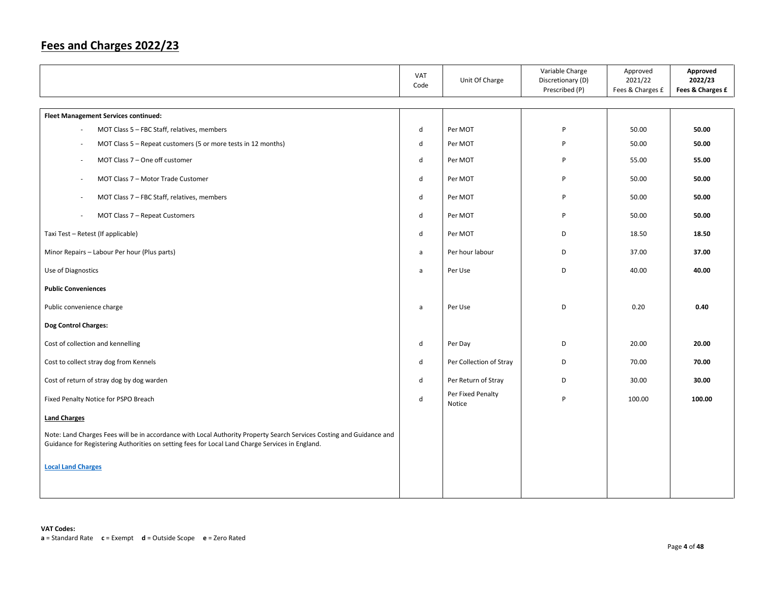## Fees and Charges 2022/23

| | VAT Code | Unit Of Charge | Variable Charge Discretionary (D) Prescribed (P) | Approved 2021/22 Fees & Charges £ | **Approved 2022/23 Fees & Charges £** |
|---|---|---|---|---|---|
| **Fleet Management Services continued:** | | | | | |
| - MOT Class 5 – FBC Staff, relatives, members | d | Per MOT | P | 50.00 | **50.00** |
| - MOT Class 5 – Repeat customers (5 or more tests in 12 months) | d | Per MOT | P | 50.00 | **50.00** |
| - MOT Class 7 – One off customer | d | Per MOT | P | 55.00 | **55.00** |
| - MOT Class 7 – Motor Trade Customer | d | Per MOT | P | 50.00 | **50.00** |
| - MOT Class 7 – FBC Staff, relatives, members | d | Per MOT | P | 50.00 | **50.00** |
| - MOT Class 7 – Repeat Customers | d | Per MOT | P | 50.00 | **50.00** |
| Taxi Test – Retest (If applicable) | d | Per MOT | D | 18.50 | **18.50** |
| Minor Repairs – Labour Per hour (Plus parts) | a | Per hour labour | D | 37.00 | **37.00** |
| Use of Diagnostics | a | Per Use | D | 40.00 | **40.00** |
| **Public Conveniences** | | | | | |
| Public convenience charge | a | Per Use | D | 0.20 | **0.40** |
| **Dog Control Charges:** | | | | | |
| Cost of collection and kennelling | d | Per Day | D | 20.00 | **20.00** |
| Cost to collect stray dog from Kennels | d | Per Collection of Stray | D | 70.00 | **70.00** |
| Cost of return of stray dog by dog warden | d | Per Return of Stray | D | 30.00 | **30.00** |
| Fixed Penalty Notice for PSPO Breach | d | Per Fixed Penalty Notice | P | 100.00 | **100.00** |
| **Land Charges** | | | | | |
| Note: Land Charges Fees will be in accordance with Local Authority Property Search Services Costing and Guidance and Guidance for Registering Authorities on setting fees for Local Land Charge Services in England. | | | | | |
| **Local Land Charges** | | | | | |

**VAT Codes:**
**a** = Standard Rate **c** = Exempt **d** = Outside Scope **e** = Zero Rated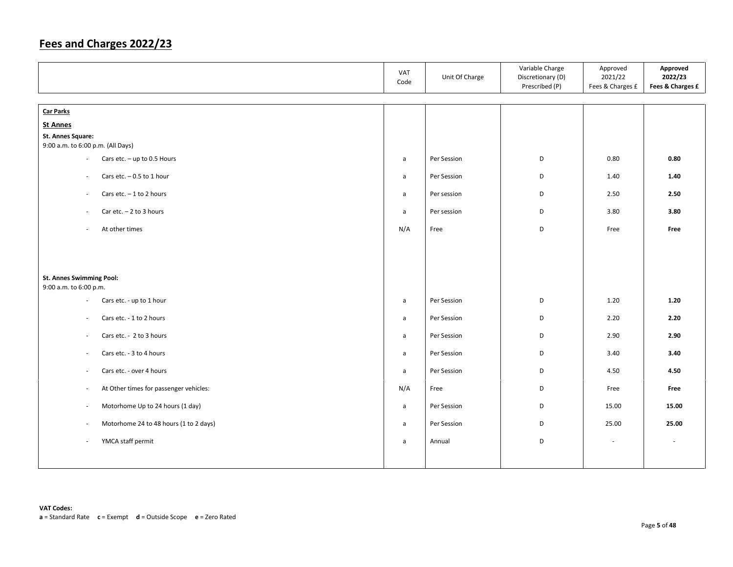# Fees and Charges 2022/23

| | VAT Code | Unit Of Charge | Variable Charge Discretionary (D) Prescribed (P) | Approved 2021/22 Fees & Charges £ | **Approved 2022/23 Fees & Charges £** |
|---|---|---|---|---|---|
| **Car Parks** | | | | | |
| **St Annes** | | | | | |
| **St. Annes Square:** 9:00 a.m. to 6:00 p.m. (All Days) | | | | | |
| - Cars etc. – up to 0.5 Hours | a | Per Session | D | 0.80 | **0.80** |
| - Cars etc. – 0.5 to 1 hour | a | Per Session | D | 1.40 | **1.40** |
| - Cars etc. – 1 to 2 hours | a | Per session | D | 2.50 | **2.50** |
| - Car etc. – 2 to 3 hours | a | Per session | D | 3.80 | **3.80** |
| - At other times | N/A | Free | D | Free | **Free** |
| **St. Annes Swimming Pool:** 9:00 a.m. to 6:00 p.m. | | | | | |
| - Cars etc. - up to 1 hour | a | Per Session | D | 1.20 | **1.20** |
| - Cars etc. - 1 to 2 hours | a | Per Session | D | 2.20 | **2.20** |
| - Cars etc. - 2 to 3 hours | a | Per Session | D | 2.90 | **2.90** |
| - Cars etc. - 3 to 4 hours | a | Per Session | D | 3.40 | **3.40** |
| - Cars etc. - over 4 hours | a | Per Session | D | 4.50 | **4.50** |
| - At Other times for passenger vehicles: | N/A | Free | D | Free | **Free** |
| - Motorhome Up to 24 hours (1 day) | a | Per Session | D | 15.00 | **15.00** |
| - Motorhome 24 to 48 hours (1 to 2 days) | a | Per Session | D | 25.00 | **25.00** |
| - YMCA staff permit | a | Annual | D | - | - |

**VAT Codes:**
**a** = Standard Rate **c** = Exempt **d** = Outside Scope **e** = Zero Rated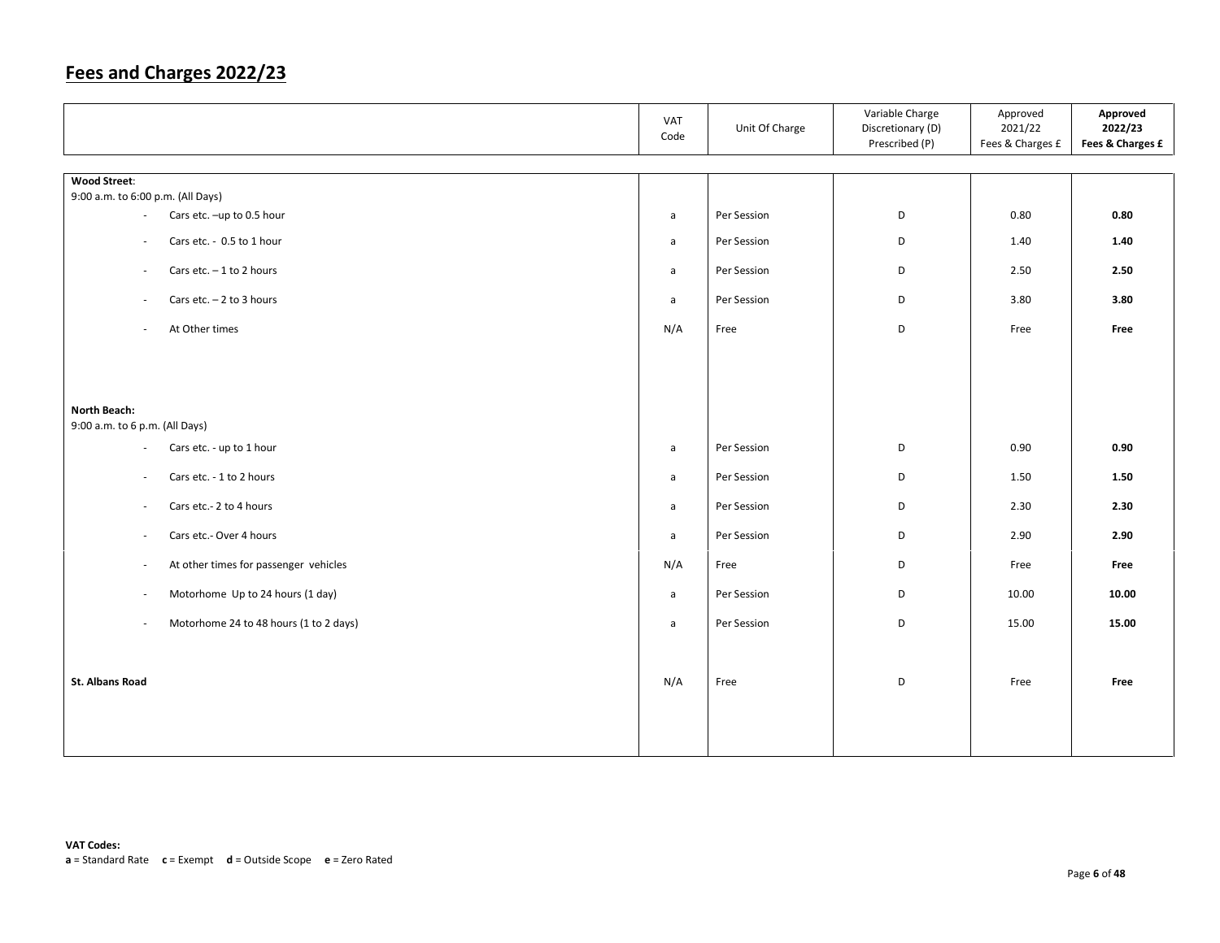## Fees and Charges 2022/23

| | VAT Code | Unit Of Charge | Variable Charge Discretionary (D) Prescribed (P) | Approved 2021/22 Fees & Charges £ | **Approved 2022/23 Fees & Charges £** |
|---|---|---|---|---|---|
| **Wood Street**: | | | | | |
| 9:00 a.m. to 6:00 p.m. (All Days) | | | | | |
| - Cars etc. –up to 0.5 hour | a | Per Session | D | 0.80 | **0.80** |
| - Cars etc. - 0.5 to 1 hour | a | Per Session | D | 1.40 | **1.40** |
| - Cars etc. – 1 to 2 hours | a | Per Session | D | 2.50 | **2.50** |
| - Cars etc. – 2 to 3 hours | a | Per Session | D | 3.80 | **3.80** |
| - At Other times | N/A | Free | D | Free | **Free** |
| **North Beach:** | | | | | |
| 9:00 a.m. to 6 p.m. (All Days) | | | | | |
| - Cars etc. - up to 1 hour | a | Per Session | D | 0.90 | **0.90** |
| - Cars etc. - 1 to 2 hours | a | Per Session | D | 1.50 | **1.50** |
| - Cars etc.- 2 to 4 hours | a | Per Session | D | 2.30 | **2.30** |
| - Cars etc.- Over 4 hours | a | Per Session | D | 2.90 | **2.90** |
| - At other times for passenger vehicles | N/A | Free | D | Free | **Free** |
| - Motorhome Up to 24 hours (1 day) | a | Per Session | D | 10.00 | **10.00** |
| - Motorhome 24 to 48 hours (1 to 2 days) | a | Per Session | D | 15.00 | **15.00** |
| **St. Albans Road** | N/A | Free | D | Free | **Free** |

**VAT Codes:**
**a** = Standard Rate **c** = Exempt **d** = Outside Scope **e** = Zero Rated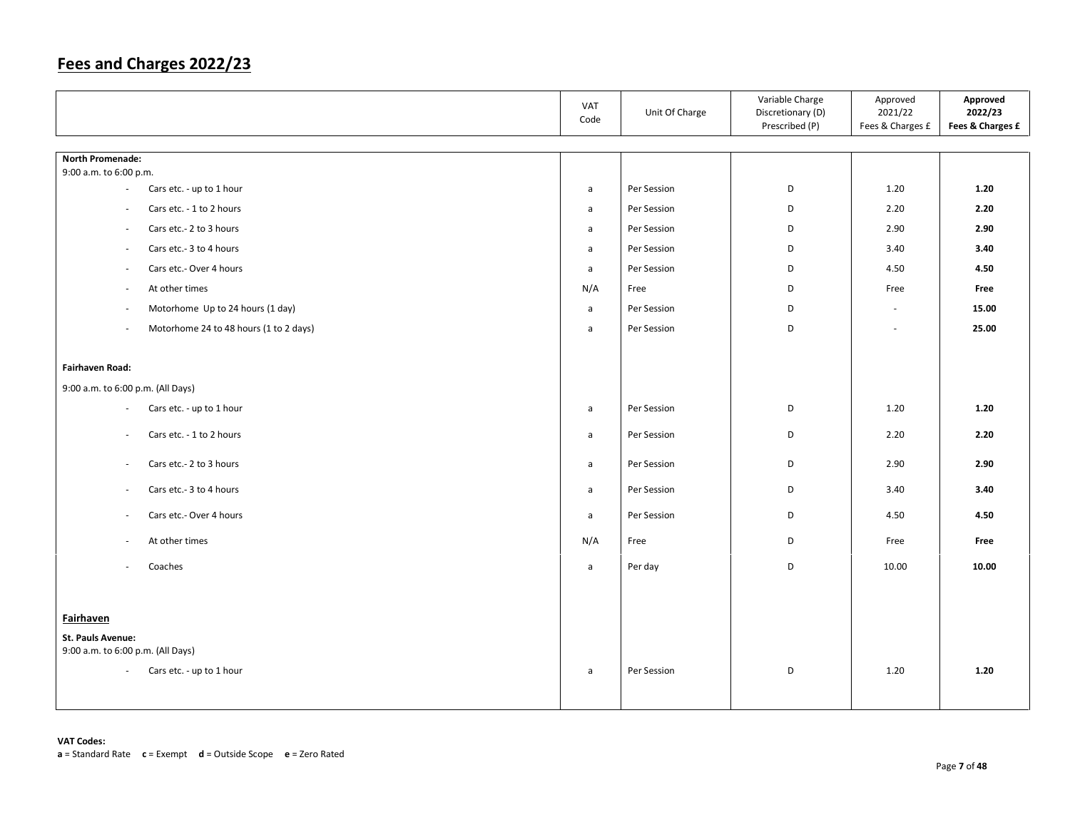## Fees and Charges 2022/23

| | VAT Code | Unit Of Charge | Variable Charge Discretionary (D) Prescribed (P) | Approved 2021/22 Fees & Charges £ | **Approved 2022/23 Fees & Charges £** |
|---|---|---|---|---|---|
| **North Promenade:** | | | | | |
| 9:00 a.m. to 6:00 p.m. | | | | | |
| - Cars etc. - up to 1 hour | a | Per Session | D | 1.20 | **1.20** |
| - Cars etc. - 1 to 2 hours | a | Per Session | D | 2.20 | **2.20** |
| - Cars etc.- 2 to 3 hours | a | Per Session | D | 2.90 | **2.90** |
| - Cars etc.- 3 to 4 hours | a | Per Session | D | 3.40 | **3.40** |
| - Cars etc.- Over 4 hours | a | Per Session | D | 4.50 | **4.50** |
| - At other times | N/A | Free | D | Free | **Free** |
| - Motorhome Up to 24 hours (1 day) | a | Per Session | D | - | **15.00** |
| - Motorhome 24 to 48 hours (1 to 2 days) | a | Per Session | D | - | **25.00** |
| **Fairhaven Road:** | | | | | |
| 9:00 a.m. to 6:00 p.m. (All Days) | | | | | |
| - Cars etc. - up to 1 hour | a | Per Session | D | 1.20 | **1.20** |
| - Cars etc. - 1 to 2 hours | a | Per Session | D | 2.20 | **2.20** |
| - Cars etc.- 2 to 3 hours | a | Per Session | D | 2.90 | **2.90** |
| - Cars etc.- 3 to 4 hours | a | Per Session | D | 3.40 | **3.40** |
| - Cars etc.- Over 4 hours | a | Per Session | D | 4.50 | **4.50** |
| - At other times | N/A | Free | D | Free | **Free** |
| - Coaches | a | Per day | D | 10.00 | **10.00** |
| **Fairhaven** | | | | | |
| **St. Pauls Avenue:** | | | | | |
| 9:00 a.m. to 6:00 p.m. (All Days) | | | | | |
| - Cars etc. - up to 1 hour | a | Per Session | D | 1.20 | **1.20** |

**VAT Codes:**
**a** = Standard Rate **c** = Exempt **d** = Outside Scope **e** = Zero Rated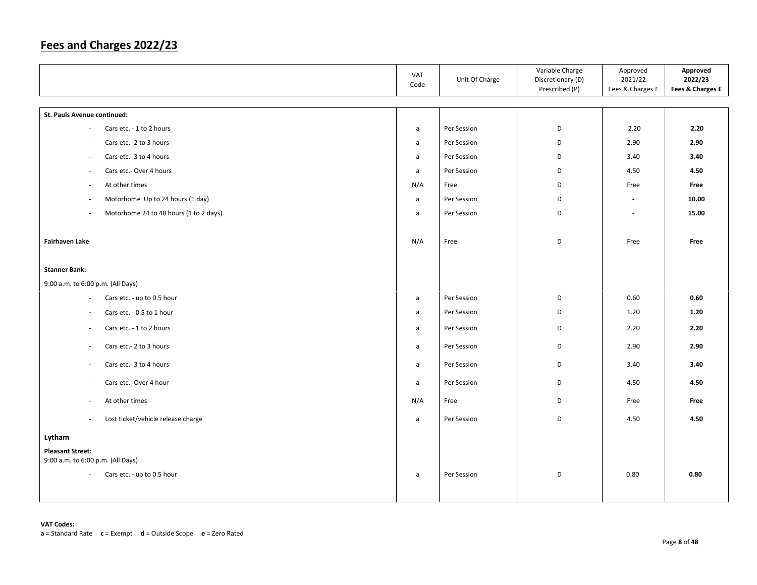# Fees and Charges 2022/23

| | VAT Code | Unit Of Charge | Variable Charge Discretionary (D) Prescribed (P) | Approved 2021/22 Fees & Charges £ | **Approved 2022/23 Fees & Charges £** |
|---|---|---|---|---|---|
| **St. Pauls Avenue continued:** | | | | | |
| - Cars etc. - 1 to 2 hours | a | Per Session | D | 2.20 | **2.20** |
| - Cars etc.- 2 to 3 hours | a | Per Session | D | 2.90 | **2.90** |
| - Cars etc.- 3 to 4 hours | a | Per Session | D | 3.40 | **3.40** |
| - Cars etc.- Over 4 hours | a | Per Session | D | 4.50 | **4.50** |
| - At other times | N/A | Free | D | Free | **Free** |
| - Motorhome Up to 24 hours (1 day) | a | Per Session | D | - | **10.00** |
| - Motorhome 24 to 48 hours (1 to 2 days) | a | Per Session | D | - | **15.00** |
| **Fairhaven Lake** | N/A | Free | D | Free | **Free** |
| **Stanner Bank:** | | | | | |
| 9:00 a.m. to 6:00 p.m. (All Days) | | | | | |
| - Cars etc. - up to 0.5 hour | a | Per Session | D | 0.60 | **0.60** |
| - Cars etc. - 0.5 to 1 hour | a | Per Session | D | 1.20 | **1.20** |
| - Cars etc. - 1 to 2 hours | a | Per Session | D | 2.20 | **2.20** |
| - Cars etc.- 2 to 3 hours | a | Per Session | D | 2.90 | **2.90** |
| - Cars etc.- 3 to 4 hours | a | Per Session | D | 3.40 | **3.40** |
| - Cars etc.- Over 4 hour | a | Per Session | D | 4.50 | **4.50** |
| - At other times | N/A | Free | D | Free | **Free** |
| - Lost ticket/vehicle release charge | a | Per Session | D | 4.50 | **4.50** |
| **Lytham** | | | | | |
| **Pleasant Street:** 9:00 a.m. to 6:00 p.m. (All Days) | | | | | |
| - Cars etc. - up to 0.5 hour | a | Per Session | D | 0.80 | **0.80** |

**VAT Codes:**
**a** = Standard Rate **c** = Exempt **d** = Outside Scope **e** = Zero Rated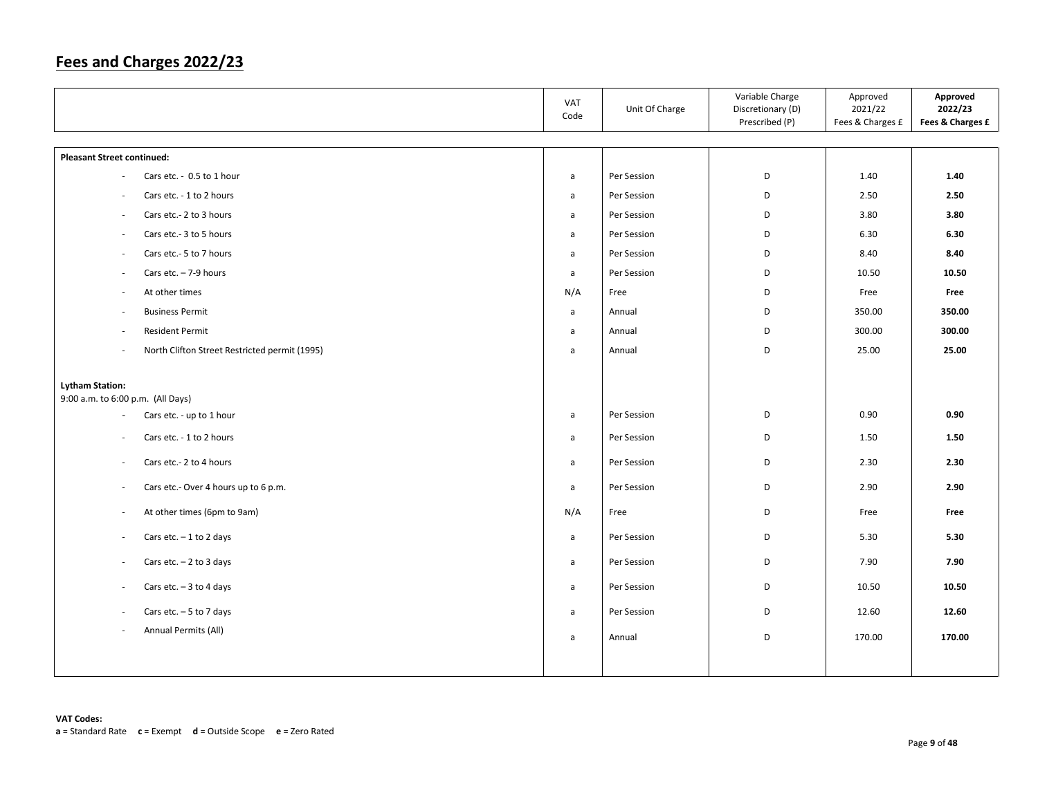# Fees and Charges 2022/23

| | VAT Code | Unit Of Charge | Variable Charge Discretionary (D) Prescribed (P) | Approved 2021/22 Fees & Charges £ | **Approved 2022/23 Fees & Charges £** |
|---|---|---|---|---|---|
| **Pleasant Street continued:** | | | | | |
| - Cars etc. - 0.5 to 1 hour | a | Per Session | D | 1.40 | **1.40** |
| - Cars etc. - 1 to 2 hours | a | Per Session | D | 2.50 | **2.50** |
| - Cars etc.- 2 to 3 hours | a | Per Session | D | 3.80 | **3.80** |
| - Cars etc.- 3 to 5 hours | a | Per Session | D | 6.30 | **6.30** |
| - Cars etc.- 5 to 7 hours | a | Per Session | D | 8.40 | **8.40** |
| - Cars etc. – 7-9 hours | a | Per Session | D | 10.50 | **10.50** |
| - At other times | N/A | Free | D | Free | **Free** |
| - Business Permit | a | Annual | D | 350.00 | **350.00** |
| - Resident Permit | a | Annual | D | 300.00 | **300.00** |
| - North Clifton Street Restricted permit (1995) | a | Annual | D | 25.00 | **25.00** |
| **Lytham Station:** 9:00 a.m. to 6:00 p.m. (All Days) | | | | | |
| - Cars etc. - up to 1 hour | a | Per Session | D | 0.90 | **0.90** |
| - Cars etc. - 1 to 2 hours | a | Per Session | D | 1.50 | **1.50** |
| - Cars etc.- 2 to 4 hours | a | Per Session | D | 2.30 | **2.30** |
| - Cars etc.- Over 4 hours up to 6 p.m. | a | Per Session | D | 2.90 | **2.90** |
| - At other times (6pm to 9am) | N/A | Free | D | Free | **Free** |
| - Cars etc. – 1 to 2 days | a | Per Session | D | 5.30 | **5.30** |
| - Cars etc. – 2 to 3 days | a | Per Session | D | 7.90 | **7.90** |
| - Cars etc. – 3 to 4 days | a | Per Session | D | 10.50 | **10.50** |
| - Cars etc. – 5 to 7 days | a | Per Session | D | 12.60 | **12.60** |
| - Annual Permits (All) | a | Annual | D | 170.00 | **170.00** |

**VAT Codes:**
**a** = Standard Rate **c** = Exempt **d** = Outside Scope **e** = Zero Rated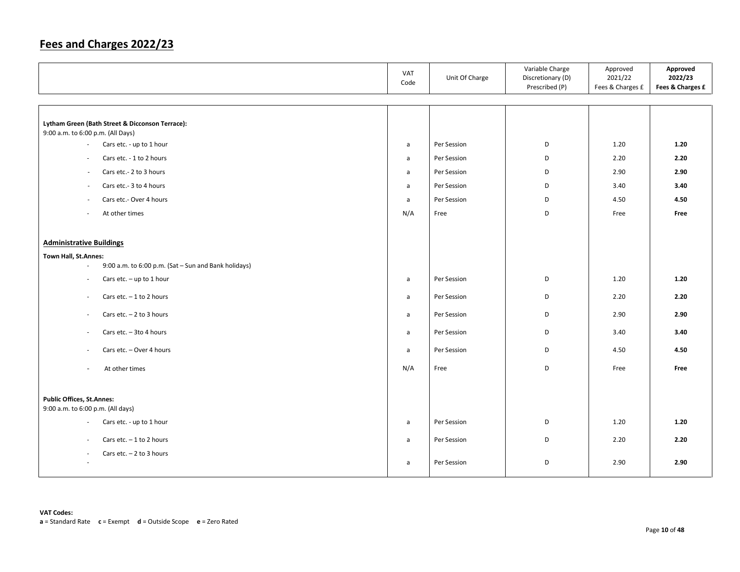# Fees and Charges 2022/23

| | VAT Code | Unit Of Charge | Variable Charge Discretionary (D) Prescribed (P) | Approved 2021/22 Fees & Charges £ | **Approved 2022/23 Fees & Charges £** |
|---|---|---|---|---|---|
| **Lytham Green (Bath Street & Dicconson Terrace):** 9:00 a.m. to 6:00 p.m. (All Days) | | | | | |
| - Cars etc. - up to 1 hour | a | Per Session | D | 1.20 | **1.20** |
| - Cars etc. - 1 to 2 hours | a | Per Session | D | 2.20 | **2.20** |
| - Cars etc.- 2 to 3 hours | a | Per Session | D | 2.90 | **2.90** |
| - Cars etc.- 3 to 4 hours | a | Per Session | D | 3.40 | **3.40** |
| - Cars etc.- Over 4 hours | a | Per Session | D | 4.50 | **4.50** |
| - At other times | N/A | Free | D | Free | **Free** |
| **<u>Administrative Buildings</u>** | | | | | |
| **Town Hall, St.Annes:** | | | | | |
| - 9:00 a.m. to 6:00 p.m. (Sat – Sun and Bank holidays) | | | | | |
| - Cars etc. – up to 1 hour | a | Per Session | D | 1.20 | **1.20** |
| - Cars etc. – 1 to 2 hours | a | Per Session | D | 2.20 | **2.20** |
| - Cars etc. – 2 to 3 hours | a | Per Session | D | 2.90 | **2.90** |
| - Cars etc. – 3to 4 hours | a | Per Session | D | 3.40 | **3.40** |
| - Cars etc. – Over 4 hours | a | Per Session | D | 4.50 | **4.50** |
| - At other times | N/A | Free | D | Free | **Free** |
| **Public Offices, St.Annes:** 9:00 a.m. to 6:00 p.m. (All days) | | | | | |
| - Cars etc. - up to 1 hour | a | Per Session | D | 1.20 | **1.20** |
| - Cars etc. – 1 to 2 hours | a | Per Session | D | 2.20 | **2.20** |
| - Cars etc. – 2 to 3 hours | a | Per Session | D | 2.90 | **2.90** |

**VAT Codes:**
**a** = Standard Rate **c** = Exempt **d** = Outside Scope **e** = Zero Rated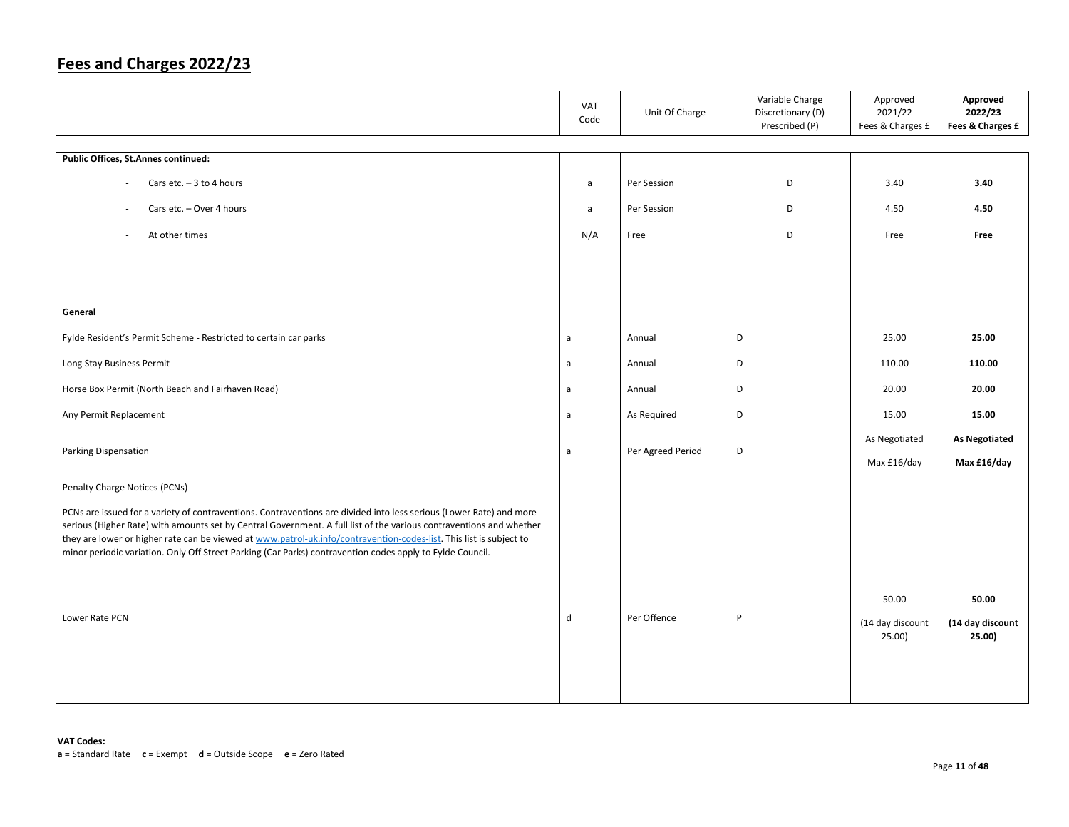# Fees and Charges 2022/23

| | VAT Code | Unit Of Charge | Variable Charge Discretionary (D) Prescribed (P) | Approved 2021/22 Fees & Charges £ | **Approved 2022/23 Fees & Charges £** |
|---|---|---|---|---|---|
| **Public Offices, St.Annes continued:** | | | | | |
| - Cars etc. – 3 to 4 hours | a | Per Session | D | 3.40 | **3.40** |
| - Cars etc. – Over 4 hours | a | Per Session | D | 4.50 | **4.50** |
| - At other times | N/A | Free | D | Free | **Free** |
| **General** | | | | | |
| Fylde Resident's Permit Scheme - Restricted to certain car parks | a | Annual | D | 25.00 | **25.00** |
| Long Stay Business Permit | a | Annual | D | 110.00 | **110.00** |
| Horse Box Permit (North Beach and Fairhaven Road) | a | Annual | D | 20.00 | **20.00** |
| Any Permit Replacement | a | As Required | D | 15.00 | **15.00** |
| Parking Dispensation | a | Per Agreed Period | D | As Negotiated Max £16/day | **As Negotiated Max £16/day** |
| Penalty Charge Notices (PCNs) | | | | | |
| PCNs are issued for a variety of contraventions. Contraventions are divided into less serious (Lower Rate) and more serious (Higher Rate) with amounts set by Central Government. A full list of the various contraventions and whether they are lower or higher rate can be viewed at [www.patrol-uk.info/contravention-codes-list](www.patrol-uk.info/contravention-codes-list). This list is subject to minor periodic variation. Only Off Street Parking (Car Parks) contravention codes apply to Fylde Council. | | | | | |
| Lower Rate PCN | d | Per Offence | P | 50.00 (14 day discount 25.00) | **50.00 (14 day discount 25.00)** |

**VAT Codes:**
**a** = Standard Rate **c** = Exempt **d** = Outside Scope **e** = Zero Rated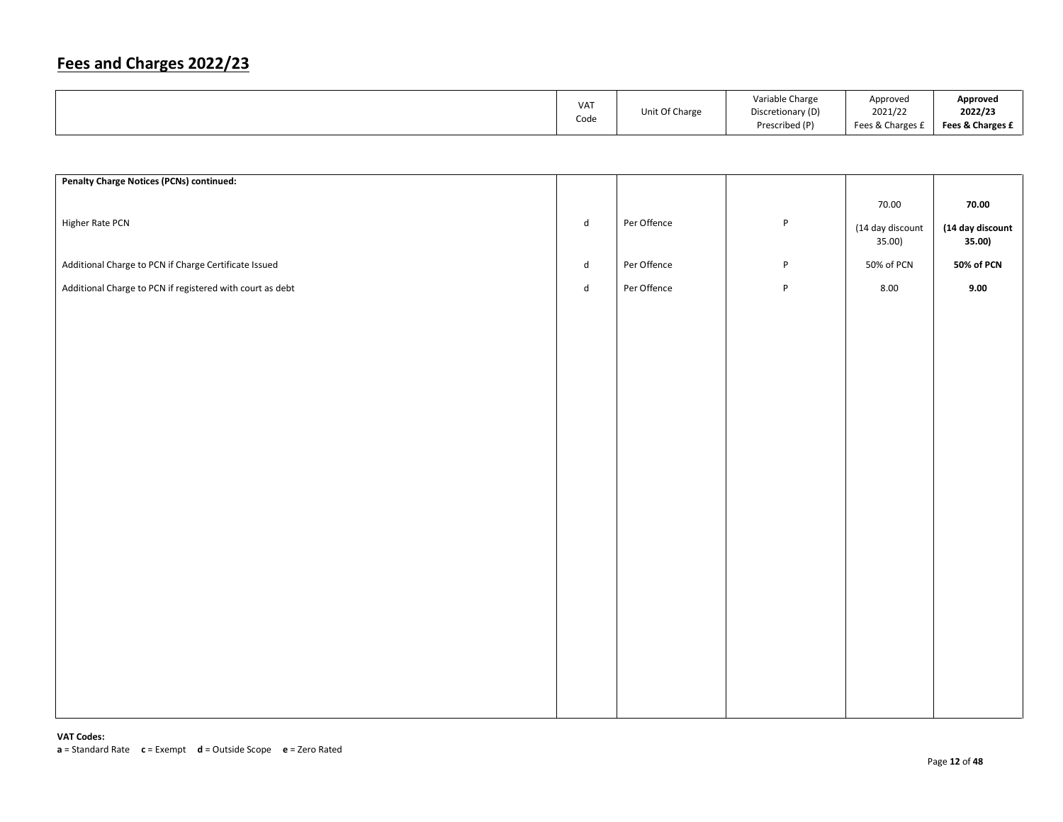# Fees and Charges 2022/23

| | VAT Code | Unit Of Charge | Variable Charge Discretionary (D) Prescribed (P) | Approved 2021/22 Fees & Charges £ | **Approved 2022/23 Fees & Charges £** |
|---|---|---|---|---|---|
| **Penalty Charge Notices (PCNs) continued:** | | | | | |
| Higher Rate PCN | d | Per Offence | P | 70.00 (14 day discount 35.00) | **70.00 (14 day discount 35.00)** |
| Additional Charge to PCN if Charge Certificate Issued | d | Per Offence | P | 50% of PCN | **50% of PCN** |
| Additional Charge to PCN if registered with court as debt | d | Per Offence | P | 8.00 | **9.00** |

**VAT Codes:**
**a** = Standard Rate **c** = Exempt **d** = Outside Scope **e** = Zero Rated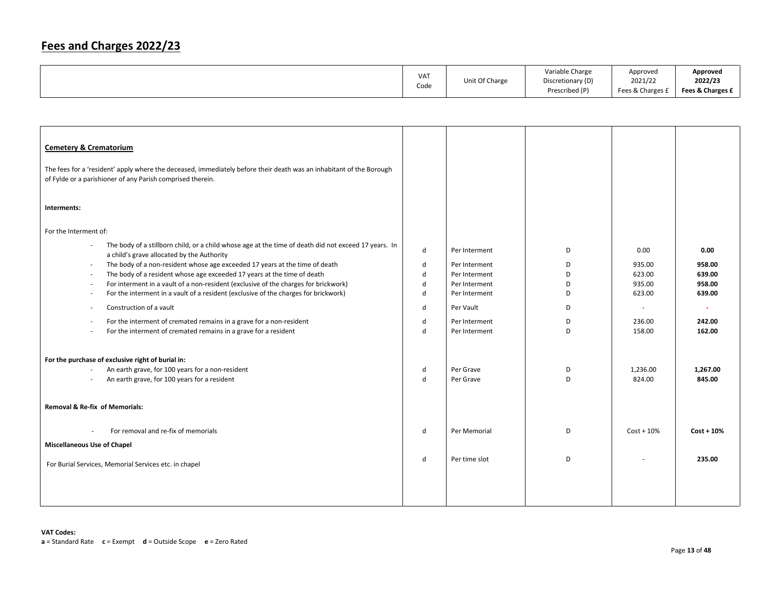# Fees and Charges 2022/23

| | VAT Code | Unit Of Charge | Variable Charge Discretionary (D) Prescribed (P) | Approved 2021/22 Fees & Charges £ | **Approved 2022/23 Fees & Charges £** |
|---|---|---|---|---|---|
| **Cemetery & Crematorium** | | | | | |
| The fees for a 'resident' apply where the deceased, immediately before their death was an inhabitant of the Borough of Fylde or a parishioner of any Parish comprised therein. | | | | | |
| **Interments:** | | | | | |
| For the Interment of: | | | | | |
| - The body of a stillborn child, or a child whose age at the time of death did not exceed 17 years. In a child's grave allocated by the Authority | d | Per Interment | D | 0.00 | **0.00** |
| - The body of a non-resident whose age exceeded 17 years at the time of death | d | Per Interment | D | 935.00 | **958.00** |
| - The body of a resident whose age exceeded 17 years at the time of death | d | Per Interment | D | 623.00 | **639.00** |
| - For interment in a vault of a non-resident (exclusive of the charges for brickwork) | d | Per Interment | D | 935.00 | **958.00** |
| - For the interment in a vault of a resident (exclusive of the charges for brickwork) | d | Per Interment | D | 623.00 | **639.00** |
| - Construction of a vault | d | Per Vault | D | - | - |
| - For the interment of cremated remains in a grave for a non-resident | d | Per Interment | D | 236.00 | **242.00** |
| - For the interment of cremated remains in a grave for a resident | d | Per Interment | D | 158.00 | **162.00** |
| **For the purchase of exclusive right of burial in:** | | | | | |
| - An earth grave, for 100 years for a non-resident | d | Per Grave | D | 1,236.00 | **1,267.00** |
| - An earth grave, for 100 years for a resident | d | Per Grave | D | 824.00 | **845.00** |
| **Removal & Re-fix of Memorials:** | | | | | |
| - For removal and re-fix of memorials | d | Per Memorial | D | Cost + 10% | **Cost + 10%** |
| **Miscellaneous Use of Chapel** | | | | | |
| For Burial Services, Memorial Services etc. in chapel | d | Per time slot | D | - | **235.00** |

**VAT Codes:**
**a** = Standard Rate **c** = Exempt **d** = Outside Scope **e** = Zero Rated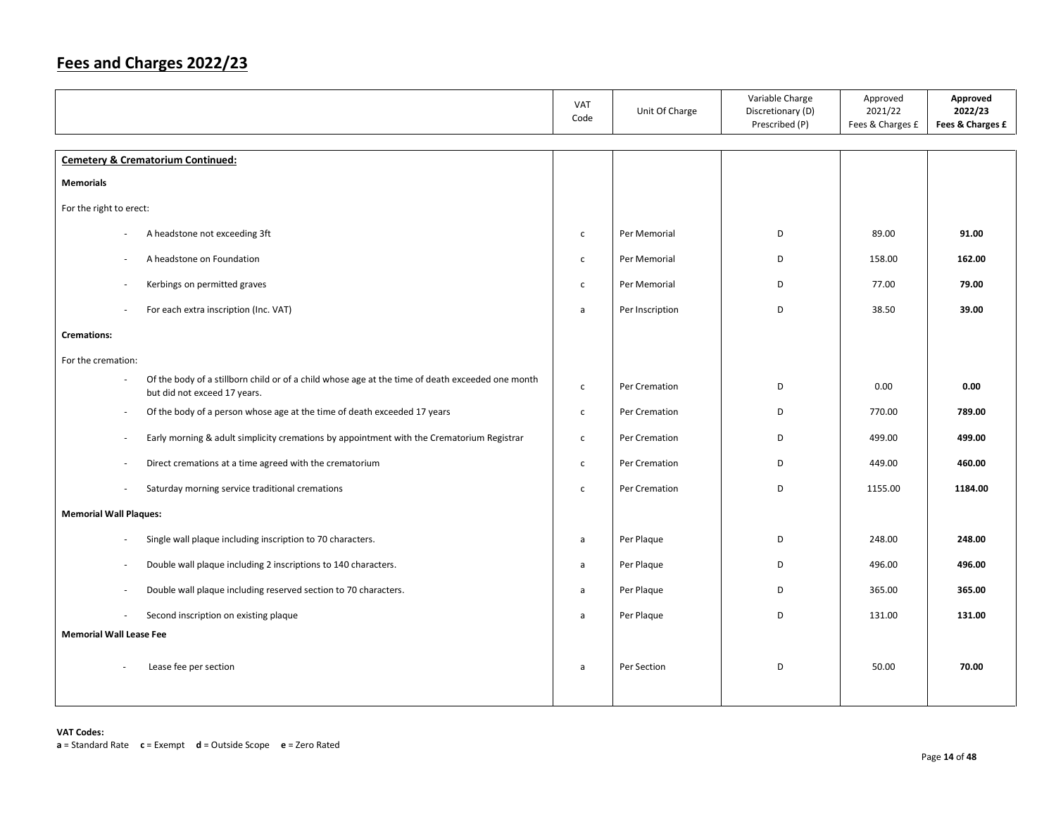# Fees and Charges 2022/23

| | VAT Code | Unit Of Charge | Variable Charge Discretionary (D) Prescribed (P) | Approved 2021/22 Fees & Charges £ | **Approved 2022/23 Fees & Charges £** |
|---|---|---|---|---|---|
| **Cemetery & Crematorium Continued:** | | | | | |
| **Memorials** | | | | | |
| For the right to erect: | | | | | |
| - A headstone not exceeding 3ft | c | Per Memorial | D | 89.00 | **91.00** |
| - A headstone on Foundation | c | Per Memorial | D | 158.00 | **162.00** |
| - Kerbings on permitted graves | c | Per Memorial | D | 77.00 | **79.00** |
| - For each extra inscription (Inc. VAT) | a | Per Inscription | D | 38.50 | **39.00** |
| **Cremations:** | | | | | |
| For the cremation: | | | | | |
| - Of the body of a stillborn child or of a child whose age at the time of death exceeded one month but did not exceed 17 years. | c | Per Cremation | D | 0.00 | **0.00** |
| - Of the body of a person whose age at the time of death exceeded 17 years | c | Per Cremation | D | 770.00 | **789.00** |
| - Early morning & adult simplicity cremations by appointment with the Crematorium Registrar | c | Per Cremation | D | 499.00 | **499.00** |
| - Direct cremations at a time agreed with the crematorium | c | Per Cremation | D | 449.00 | **460.00** |
| - Saturday morning service traditional cremations | c | Per Cremation | D | 1155.00 | **1184.00** |
| **Memorial Wall Plaques:** | | | | | |
| - Single wall plaque including inscription to 70 characters. | a | Per Plaque | D | 248.00 | **248.00** |
| - Double wall plaque including 2 inscriptions to 140 characters. | a | Per Plaque | D | 496.00 | **496.00** |
| - Double wall plaque including reserved section to 70 characters. | a | Per Plaque | D | 365.00 | **365.00** |
| - Second inscription on existing plaque | a | Per Plaque | D | 131.00 | **131.00** |
| **Memorial Wall Lease Fee** | | | | | |
| - Lease fee per section | a | Per Section | D | 50.00 | **70.00** |

**VAT Codes:**
**a** = Standard Rate **c** = Exempt **d** = Outside Scope **e** = Zero Rated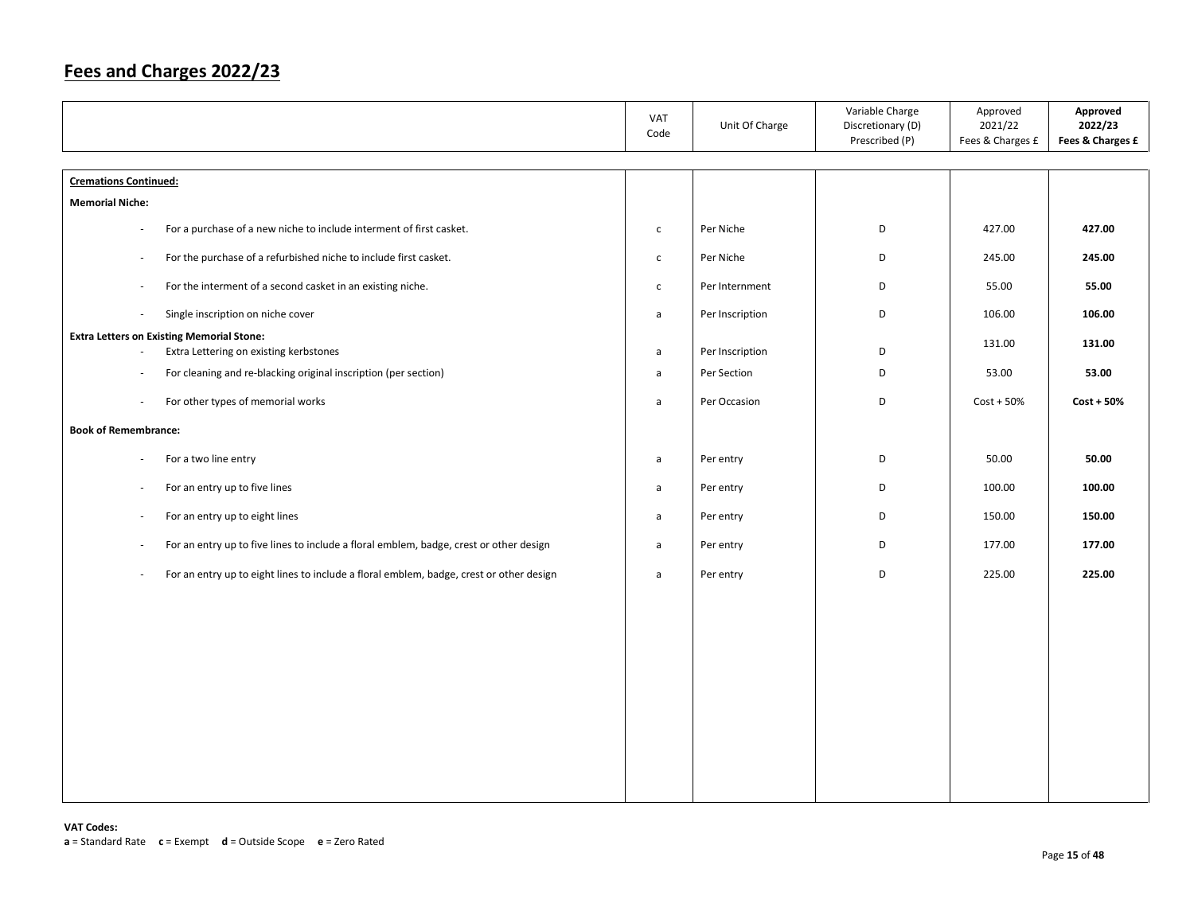# Fees and Charges 2022/23

| | VAT Code | Unit Of Charge | Variable Charge Discretionary (D) Prescribed (P) | Approved 2021/22 Fees & Charges £ | **Approved 2022/23 Fees & Charges £** |
|---|---|---|---|---|---|
| **Cremations Continued:** | | | | | |
| **Memorial Niche:** | | | | | |
| - For a purchase of a new niche to include interment of first casket. | c | Per Niche | D | 427.00 | **427.00** |
| - For the purchase of a refurbished niche to include first casket. | c | Per Niche | D | 245.00 | **245.00** |
| - For the interment of a second casket in an existing niche. | c | Per Internment | D | 55.00 | **55.00** |
| - Single inscription on niche cover | a | Per Inscription | D | 106.00 | **106.00** |
| **Extra Letters on Existing Memorial Stone:** | | | | | |
| - Extra Lettering on existing kerbstones | a | Per Inscription | D | 131.00 | **131.00** |
| - For cleaning and re-blacking original inscription (per section) | a | Per Section | D | 53.00 | **53.00** |
| - For other types of memorial works | a | Per Occasion | D | Cost + 50% | **Cost + 50%** |
| **Book of Remembrance:** | | | | | |
| - For a two line entry | a | Per entry | D | 50.00 | **50.00** |
| - For an entry up to five lines | a | Per entry | D | 100.00 | **100.00** |
| - For an entry up to eight lines | a | Per entry | D | 150.00 | **150.00** |
| - For an entry up to five lines to include a floral emblem, badge, crest or other design | a | Per entry | D | 177.00 | **177.00** |
| - For an entry up to eight lines to include a floral emblem, badge, crest or other design | a | Per entry | D | 225.00 | **225.00** |

**VAT Codes:**
**a** = Standard Rate **c** = Exempt **d** = Outside Scope **e** = Zero Rated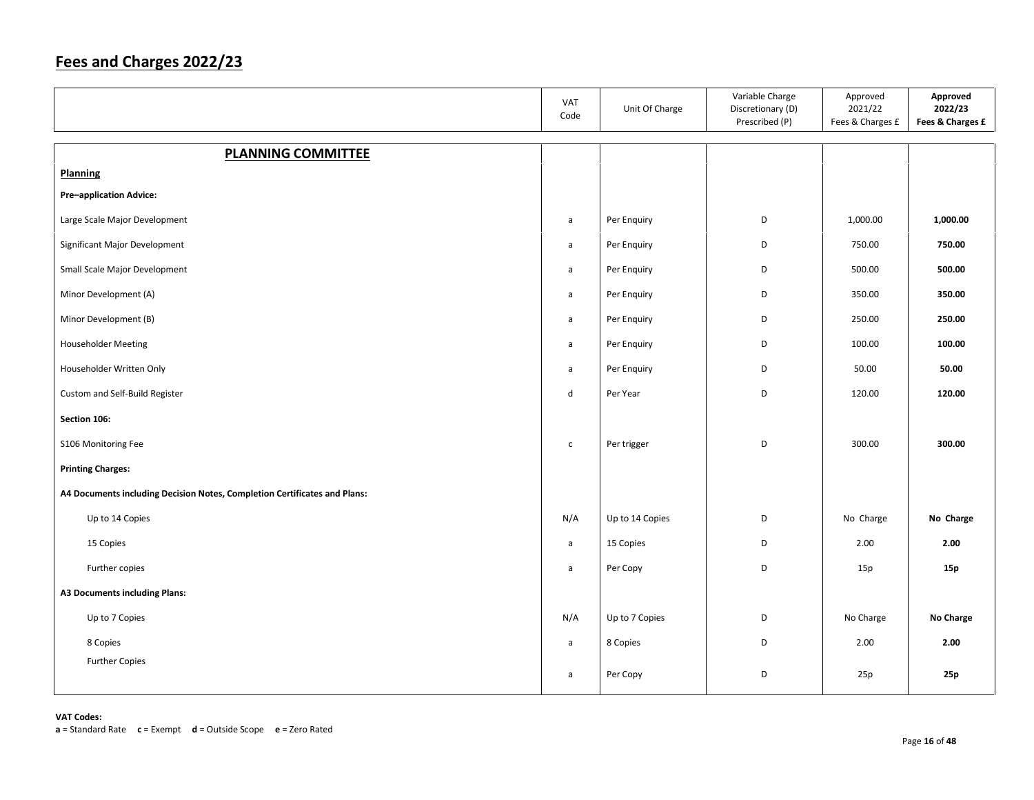# Fees and Charges 2022/23

| | VAT Code | Unit Of Charge | Variable Charge Discretionary (D) Prescribed (P) | Approved 2021/22 Fees & Charges £ | **Approved 2022/23 Fees & Charges £** |
|---|---|---|---|---|---|
| **PLANNING COMMITTEE** | | | | | |
| **Planning** | | | | | |
| **Pre–application Advice:** | | | | | |
| Large Scale Major Development | a | Per Enquiry | D | 1,000.00 | **1,000.00** |
| Significant Major Development | a | Per Enquiry | D | 750.00 | **750.00** |
| Small Scale Major Development | a | Per Enquiry | D | 500.00 | **500.00** |
| Minor Development (A) | a | Per Enquiry | D | 350.00 | **350.00** |
| Minor Development (B) | a | Per Enquiry | D | 250.00 | **250.00** |
| Householder Meeting | a | Per Enquiry | D | 100.00 | **100.00** |
| Householder Written Only | a | Per Enquiry | D | 50.00 | **50.00** |
| Custom and Self-Build Register | d | Per Year | D | 120.00 | **120.00** |
| **Section 106:** | | | | | |
| S106 Monitoring Fee | c | Per trigger | D | 300.00 | **300.00** |
| **Printing Charges:** | | | | | |
| **A4 Documents including Decision Notes, Completion Certificates and Plans:** | | | | | |
| Up to 14 Copies | N/A | Up to 14 Copies | D | No Charge | **No Charge** |
| 15 Copies | a | 15 Copies | D | 2.00 | **2.00** |
| Further copies | a | Per Copy | D | 15p | **15p** |
| **A3 Documents including Plans:** | | | | | |
| Up to 7 Copies | N/A | Up to 7 Copies | D | No Charge | **No Charge** |
| 8 Copies | a | 8 Copies | D | 2.00 | **2.00** |
| Further Copies | a | Per Copy | D | 25p | **25p** |

**VAT Codes:**
**a** = Standard Rate **c** = Exempt **d** = Outside Scope **e** = Zero Rated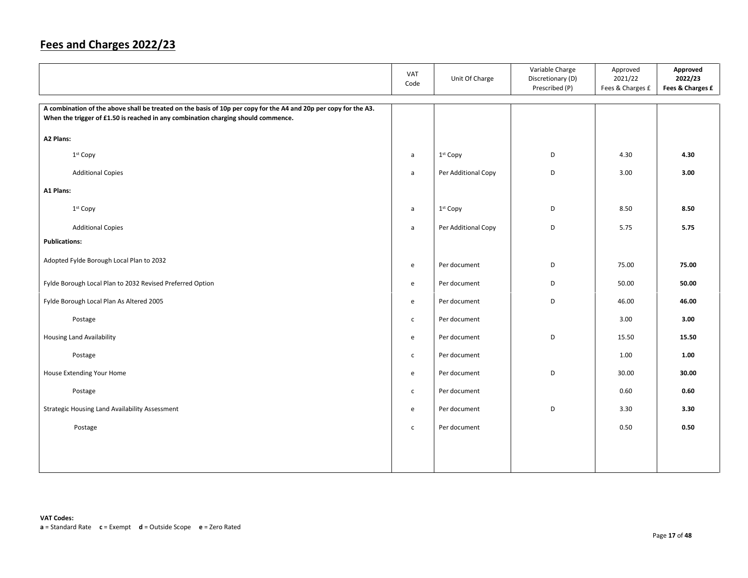# Fees and Charges 2022/23

| | VAT Code | Unit Of Charge | Variable Charge Discretionary (D) Prescribed (P) | Approved 2021/22 Fees & Charges £ | **Approved 2022/23 Fees & Charges £** |
|---|---|---|---|---|---|
| **A combination of the above shall be treated on the basis of 10p per copy for the A4 and 20p per copy for the A3. When the trigger of £1.50 is reached in any combination charging should commence.** | | | | | |
| **A2 Plans:** | | | | | |
| 1st Copy | a | 1st Copy | D | 4.30 | **4.30** |
| Additional Copies | a | Per Additional Copy | D | 3.00 | **3.00** |
| **A1 Plans:** | | | | | |
| 1st Copy | a | 1st Copy | D | 8.50 | **8.50** |
| Additional Copies | a | Per Additional Copy | D | 5.75 | **5.75** |
| **Publications:** | | | | | |
| Adopted Fylde Borough Local Plan to 2032 | e | Per document | D | 75.00 | **75.00** |
| Fylde Borough Local Plan to 2032 Revised Preferred Option | e | Per document | D | 50.00 | **50.00** |
| Fylde Borough Local Plan As Altered 2005 | e | Per document | D | 46.00 | **46.00** |
| Postage | c | Per document | | 3.00 | **3.00** |
| Housing Land Availability | e | Per document | D | 15.50 | **15.50** |
| Postage | c | Per document | | 1.00 | **1.00** |
| House Extending Your Home | e | Per document | D | 30.00 | **30.00** |
| Postage | c | Per document | | 0.60 | **0.60** |
| Strategic Housing Land Availability Assessment | e | Per document | D | 3.30 | **3.30** |
| Postage | c | Per document | | 0.50 | **0.50** |

**VAT Codes:**
**a** = Standard Rate **c** = Exempt **d** = Outside Scope **e** = Zero Rated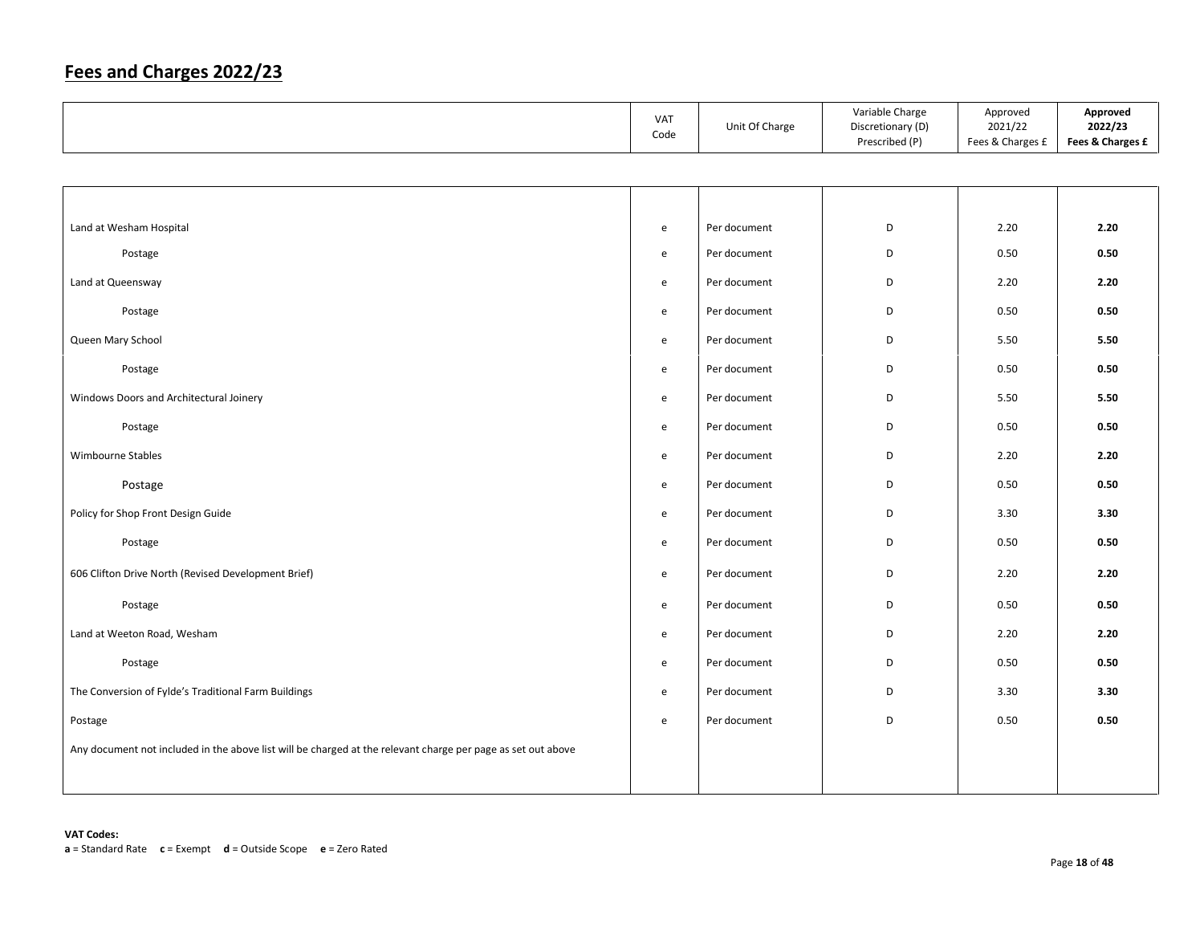## Fees and Charges 2022/23

| | VAT Code | Unit Of Charge | Variable Charge Discretionary (D) Prescribed (P) | Approved 2021/22 Fees & Charges £ | **Approved 2022/23 Fees & Charges £** |
|---|---|---|---|---|---|
| Land at Wesham Hospital | e | Per document | D | 2.20 | **2.20** |
| Postage | e | Per document | D | 0.50 | **0.50** |
| Land at Queensway | e | Per document | D | 2.20 | **2.20** |
| Postage | e | Per document | D | 0.50 | **0.50** |
| Queen Mary School | e | Per document | D | 5.50 | **5.50** |
| Postage | e | Per document | D | 0.50 | **0.50** |
| Windows Doors and Architectural Joinery | e | Per document | D | 5.50 | **5.50** |
| Postage | e | Per document | D | 0.50 | **0.50** |
| Wimbourne Stables | e | Per document | D | 2.20 | **2.20** |
| Postage | e | Per document | D | 0.50 | **0.50** |
| Policy for Shop Front Design Guide | e | Per document | D | 3.30 | **3.30** |
| Postage | e | Per document | D | 0.50 | **0.50** |
| 606 Clifton Drive North (Revised Development Brief) | e | Per document | D | 2.20 | **2.20** |
| Postage | e | Per document | D | 0.50 | **0.50** |
| Land at Weeton Road, Wesham | e | Per document | D | 2.20 | **2.20** |
| Postage | e | Per document | D | 0.50 | **0.50** |
| The Conversion of Fylde's Traditional Farm Buildings | e | Per document | D | 3.30 | **3.30** |
| Postage | e | Per document | D | 0.50 | **0.50** |
| Any document not included in the above list will be charged at the relevant charge per page as set out above | | | | | |

**VAT Codes:**
**a** = Standard Rate **c** = Exempt **d** = Outside Scope **e** = Zero Rated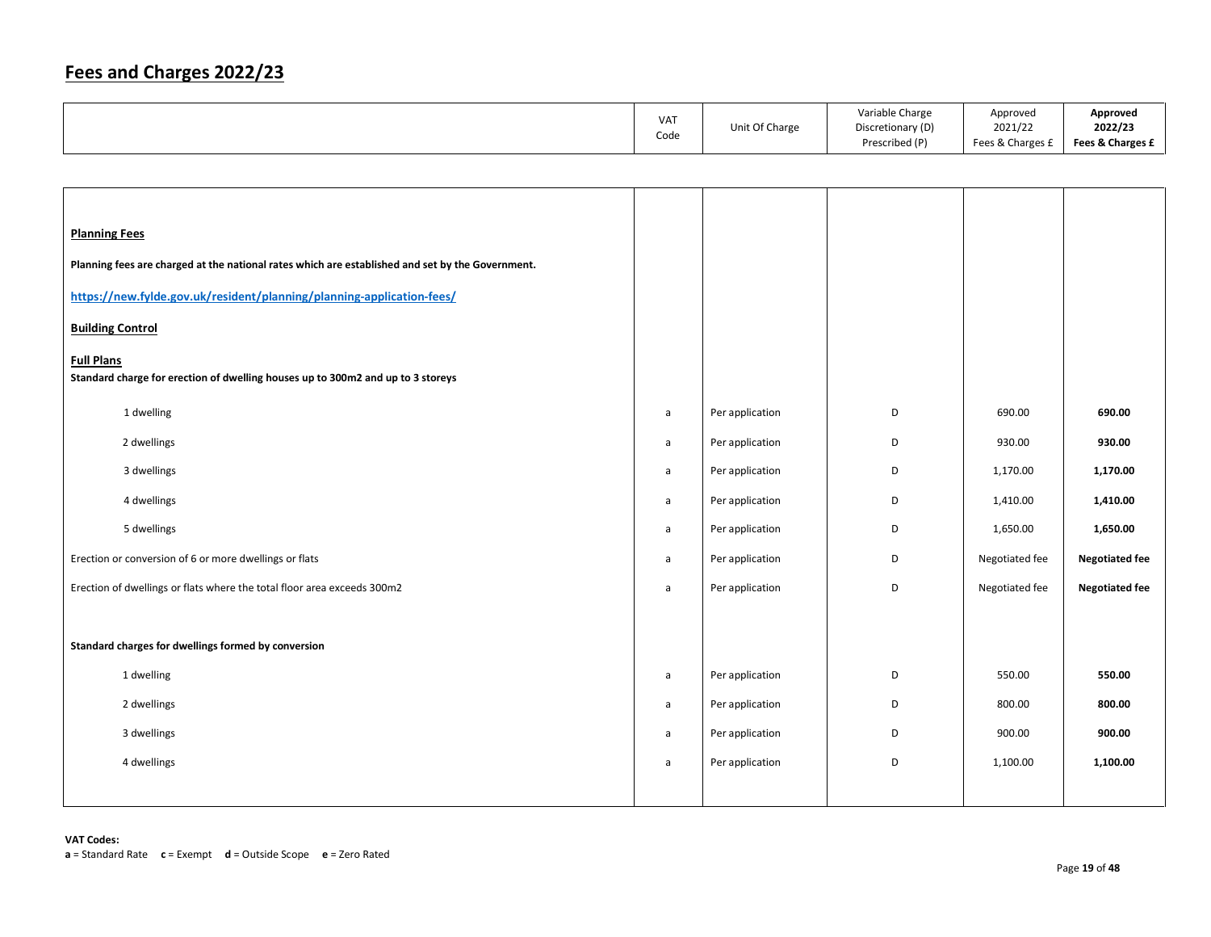# Fees and Charges 2022/23

| | VAT Code | Unit Of Charge | Variable Charge Discretionary (D) Prescribed (P) | Approved 2021/22 Fees & Charges £ | **Approved 2022/23 Fees & Charges £** |
|---|---|---|---|---|---|
| **Planning Fees** | | | | | |
| **Planning fees are charged at the national rates which are established and set by the Government.** | | | | | |
| **https://new.fylde.gov.uk/resident/planning/planning-application-fees/** | | | | | |
| **Building Control** | | | | | |
| **Full Plans** | | | | | |
| **Standard charge for erection of dwelling houses up to 300m2 and up to 3 storeys** | | | | | |
| 1 dwelling | a | Per application | D | 690.00 | **690.00** |
| 2 dwellings | a | Per application | D | 930.00 | **930.00** |
| 3 dwellings | a | Per application | D | 1,170.00 | **1,170.00** |
| 4 dwellings | a | Per application | D | 1,410.00 | **1,410.00** |
| 5 dwellings | a | Per application | D | 1,650.00 | **1,650.00** |
| Erection or conversion of 6 or more dwellings or flats | a | Per application | D | Negotiated fee | **Negotiated fee** |
| Erection of dwellings or flats where the total floor area exceeds 300m2 | a | Per application | D | Negotiated fee | **Negotiated fee** |
| **Standard charges for dwellings formed by conversion** | | | | | |
| 1 dwelling | a | Per application | D | 550.00 | **550.00** |
| 2 dwellings | a | Per application | D | 800.00 | **800.00** |
| 3 dwellings | a | Per application | D | 900.00 | **900.00** |
| 4 dwellings | a | Per application | D | 1,100.00 | **1,100.00** |

**VAT Codes:**
**a** = Standard Rate **c** = Exempt **d** = Outside Scope **e** = Zero Rated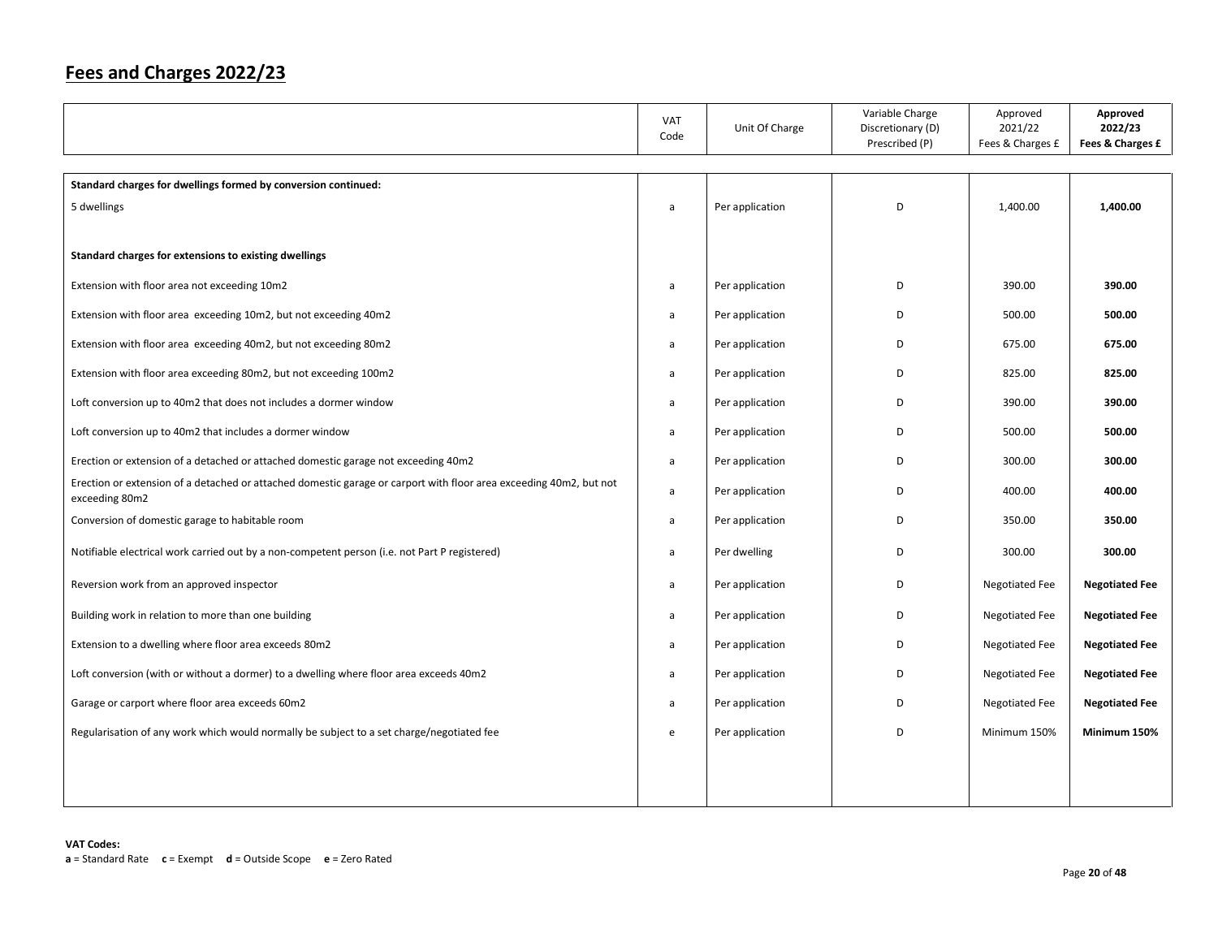# Fees and Charges 2022/23

| | VAT Code | Unit Of Charge | Variable Charge Discretionary (D) Prescribed (P) | Approved 2021/22 Fees & Charges £ | **Approved 2022/23 Fees & Charges £** |
|---|---|---|---|---|---|
| **Standard charges for dwellings formed by conversion continued:** | | | | | |
| 5 dwellings | a | Per application | D | 1,400.00 | **1,400.00** |
| **Standard charges for extensions to existing dwellings** | | | | | |
| Extension with floor area not exceeding 10m2 | a | Per application | D | 390.00 | **390.00** |
| Extension with floor area exceeding 10m2, but not exceeding 40m2 | a | Per application | D | 500.00 | **500.00** |
| Extension with floor area exceeding 40m2, but not exceeding 80m2 | a | Per application | D | 675.00 | **675.00** |
| Extension with floor area exceeding 80m2, but not exceeding 100m2 | a | Per application | D | 825.00 | **825.00** |
| Loft conversion up to 40m2 that does not includes a dormer window | a | Per application | D | 390.00 | **390.00** |
| Loft conversion up to 40m2 that includes a dormer window | a | Per application | D | 500.00 | **500.00** |
| Erection or extension of a detached or attached domestic garage not exceeding 40m2 | a | Per application | D | 300.00 | **300.00** |
| Erection or extension of a detached or attached domestic garage or carport with floor area exceeding 40m2, but not exceeding 80m2 | a | Per application | D | 400.00 | **400.00** |
| Conversion of domestic garage to habitable room | a | Per application | D | 350.00 | **350.00** |
| Notifiable electrical work carried out by a non-competent person (i.e. not Part P registered) | a | Per dwelling | D | 300.00 | **300.00** |
| Reversion work from an approved inspector | a | Per application | D | Negotiated Fee | **Negotiated Fee** |
| Building work in relation to more than one building | a | Per application | D | Negotiated Fee | **Negotiated Fee** |
| Extension to a dwelling where floor area exceeds 80m2 | a | Per application | D | Negotiated Fee | **Negotiated Fee** |
| Loft conversion (with or without a dormer) to a dwelling where floor area exceeds 40m2 | a | Per application | D | Negotiated Fee | **Negotiated Fee** |
| Garage or carport where floor area exceeds 60m2 | a | Per application | D | Negotiated Fee | **Negotiated Fee** |
| Regularisation of any work which would normally be subject to a set charge/negotiated fee | e | Per application | D | Minimum 150% | **Minimum 150%** |

**VAT Codes:**
**a** = Standard Rate **c** = Exempt **d** = Outside Scope **e** = Zero Rated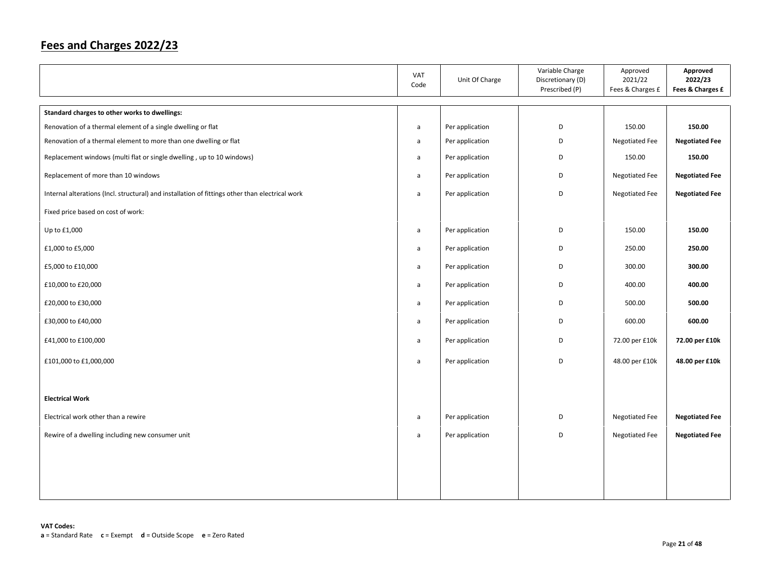## Fees and Charges 2022/23

| | VAT Code | Unit Of Charge | Variable Charge Discretionary (D) Prescribed (P) | Approved 2021/22 Fees & Charges £ | **Approved 2022/23 Fees & Charges £** |
|---|---|---|---|---|---|
| **Standard charges to other works to dwellings:** | | | | | |
| Renovation of a thermal element of a single dwelling or flat | a | Per application | D | 150.00 | **150.00** |
| Renovation of a thermal element to more than one dwelling or flat | a | Per application | D | Negotiated Fee | **Negotiated Fee** |
| Replacement windows (multi flat or single dwelling , up to 10 windows) | a | Per application | D | 150.00 | **150.00** |
| Replacement of more than 10 windows | a | Per application | D | Negotiated Fee | **Negotiated Fee** |
| Internal alterations (Incl. structural) and installation of fittings other than electrical work | a | Per application | D | Negotiated Fee | **Negotiated Fee** |
| Fixed price based on cost of work: | | | | | |
| Up to £1,000 | a | Per application | D | 150.00 | **150.00** |
| £1,000 to £5,000 | a | Per application | D | 250.00 | **250.00** |
| £5,000 to £10,000 | a | Per application | D | 300.00 | **300.00** |
| £10,000 to £20,000 | a | Per application | D | 400.00 | **400.00** |
| £20,000 to £30,000 | a | Per application | D | 500.00 | **500.00** |
| £30,000 to £40,000 | a | Per application | D | 600.00 | **600.00** |
| £41,000 to £100,000 | a | Per application | D | 72.00 per £10k | **72.00 per £10k** |
| £101,000 to £1,000,000 | a | Per application | D | 48.00 per £10k | **48.00 per £10k** |
| **Electrical Work** | | | | | |
| Electrical work other than a rewire | a | Per application | D | Negotiated Fee | **Negotiated Fee** |
| Rewire of a dwelling including new consumer unit | a | Per application | D | Negotiated Fee | **Negotiated Fee** |

**VAT Codes:**
**a** = Standard Rate **c** = Exempt **d** = Outside Scope **e** = Zero Rated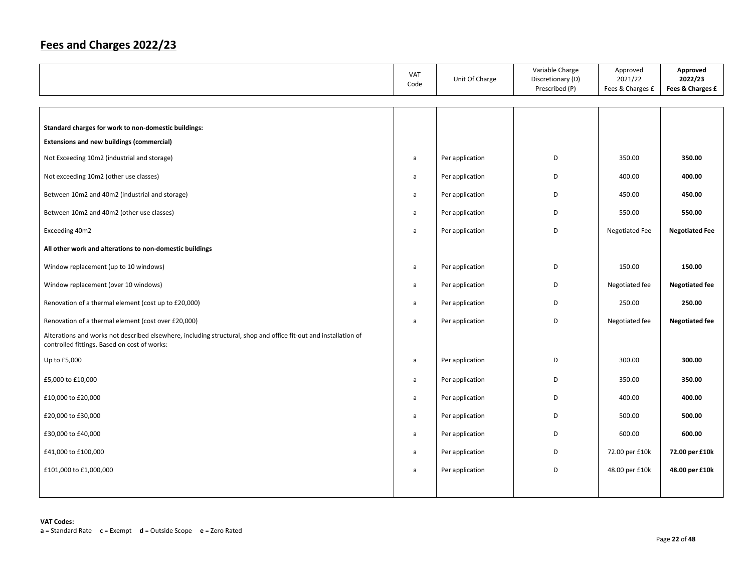# Fees and Charges 2022/23

| | VAT Code | Unit Of Charge | Variable Charge Discretionary (D) Prescribed (P) | Approved 2021/22 Fees & Charges £ | **Approved 2022/23 Fees & Charges £** |
|---|---|---|---|---|---|
| **Standard charges for work to non-domestic buildings:** | | | | | |
| **Extensions and new buildings (commercial)** | | | | | |
| Not Exceeding 10m2 (industrial and storage) | a | Per application | D | 350.00 | **350.00** |
| Not exceeding 10m2 (other use classes) | a | Per application | D | 400.00 | **400.00** |
| Between 10m2 and 40m2 (industrial and storage) | a | Per application | D | 450.00 | **450.00** |
| Between 10m2 and 40m2 (other use classes) | a | Per application | D | 550.00 | **550.00** |
| Exceeding 40m2 | a | Per application | D | Negotiated Fee | **Negotiated Fee** |
| **All other work and alterations to non-domestic buildings** | | | | | |
| Window replacement (up to 10 windows) | a | Per application | D | 150.00 | **150.00** |
| Window replacement (over 10 windows) | a | Per application | D | Negotiated fee | **Negotiated fee** |
| Renovation of a thermal element (cost up to £20,000) | a | Per application | D | 250.00 | **250.00** |
| Renovation of a thermal element (cost over £20,000) | a | Per application | D | Negotiated fee | **Negotiated fee** |
| Alterations and works not described elsewhere, including structural, shop and office fit-out and installation of controlled fittings. Based on cost of works: | | | | | |
| Up to £5,000 | a | Per application | D | 300.00 | **300.00** |
| £5,000 to £10,000 | a | Per application | D | 350.00 | **350.00** |
| £10,000 to £20,000 | a | Per application | D | 400.00 | **400.00** |
| £20,000 to £30,000 | a | Per application | D | 500.00 | **500.00** |
| £30,000 to £40,000 | a | Per application | D | 600.00 | **600.00** |
| £41,000 to £100,000 | a | Per application | D | 72.00 per £10k | **72.00 per £10k** |
| £101,000 to £1,000,000 | a | Per application | D | 48.00 per £10k | **48.00 per £10k** |

**VAT Codes:**
**a** = Standard Rate **c** = Exempt **d** = Outside Scope **e** = Zero Rated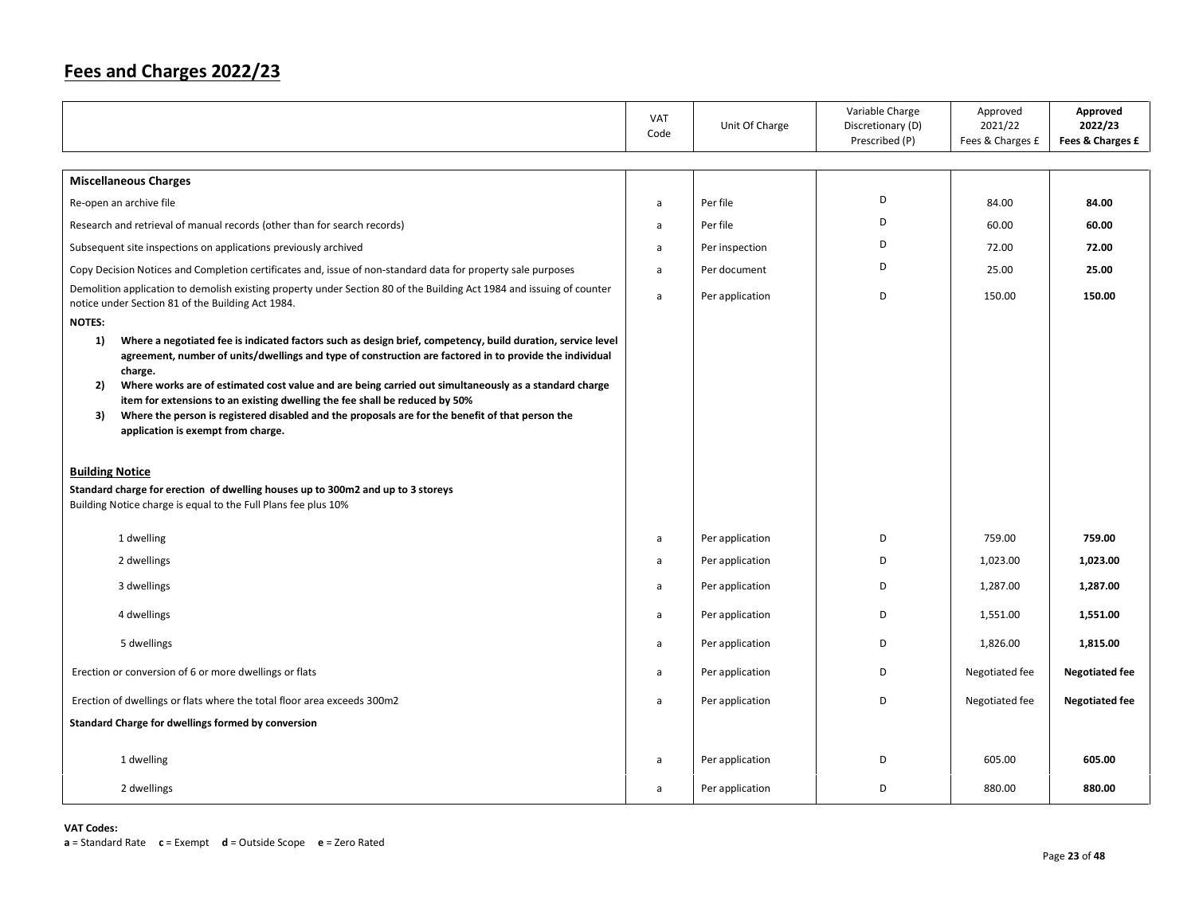# Fees and Charges 2022/23

| | VAT Code | Unit Of Charge | Variable Charge Discretionary (D) Prescribed (P) | Approved 2021/22 Fees & Charges £ | **Approved 2022/23 Fees & Charges £** |
|---|---|---|---|---|---|
| **Miscellaneous Charges** | | | | | |
| Re-open an archive file | a | Per file | D | 84.00 | **84.00** |
| Research and retrieval of manual records (other than for search records) | a | Per file | D | 60.00 | **60.00** |
| Subsequent site inspections on applications previously archived | a | Per inspection | D | 72.00 | **72.00** |
| Copy Decision Notices and Completion certificates and, issue of non-standard data for property sale purposes | a | Per document | D | 25.00 | **25.00** |
| Demolition application to demolish existing property under Section 80 of the Building Act 1984 and issuing of counter notice under Section 81 of the Building Act 1984. | a | Per application | D | 150.00 | **150.00** |
| **NOTES:** | | | | | |
| **1) Where a negotiated fee is indicated factors such as design brief, competency, build duration, service level agreement, number of units/dwellings and type of construction are factored in to provide the individual charge.** | | | | | |
| **2) Where works are of estimated cost value and are being carried out simultaneously as a standard charge item for extensions to an existing dwelling the fee shall be reduced by 50%** | | | | | |
| **3) Where the person is registered disabled and the proposals are for the benefit of that person the application is exempt from charge.** | | | | | |
| **Building Notice** | | | | | |
| **Standard charge for erection of dwelling houses up to 300m2 and up to 3 storeys** | | | | | |
| Building Notice charge is equal to the Full Plans fee plus 10% | | | | | |
| 1 dwelling | a | Per application | D | 759.00 | **759.00** |
| 2 dwellings | a | Per application | D | 1,023.00 | **1,023.00** |
| 3 dwellings | a | Per application | D | 1,287.00 | **1,287.00** |
| 4 dwellings | a | Per application | D | 1,551.00 | **1,551.00** |
| 5 dwellings | a | Per application | D | 1,826.00 | **1,815.00** |
| Erection or conversion of 6 or more dwellings or flats | a | Per application | D | Negotiated fee | **Negotiated fee** |
| Erection of dwellings or flats where the total floor area exceeds 300m2 | a | Per application | D | Negotiated fee | **Negotiated fee** |
| **Standard Charge for dwellings formed by conversion** | | | | | |
| 1 dwelling | a | Per application | D | 605.00 | **605.00** |
| 2 dwellings | a | Per application | D | 880.00 | **880.00** |

**VAT Codes:**
**a** = Standard Rate **c** = Exempt **d** = Outside Scope **e** = Zero Rated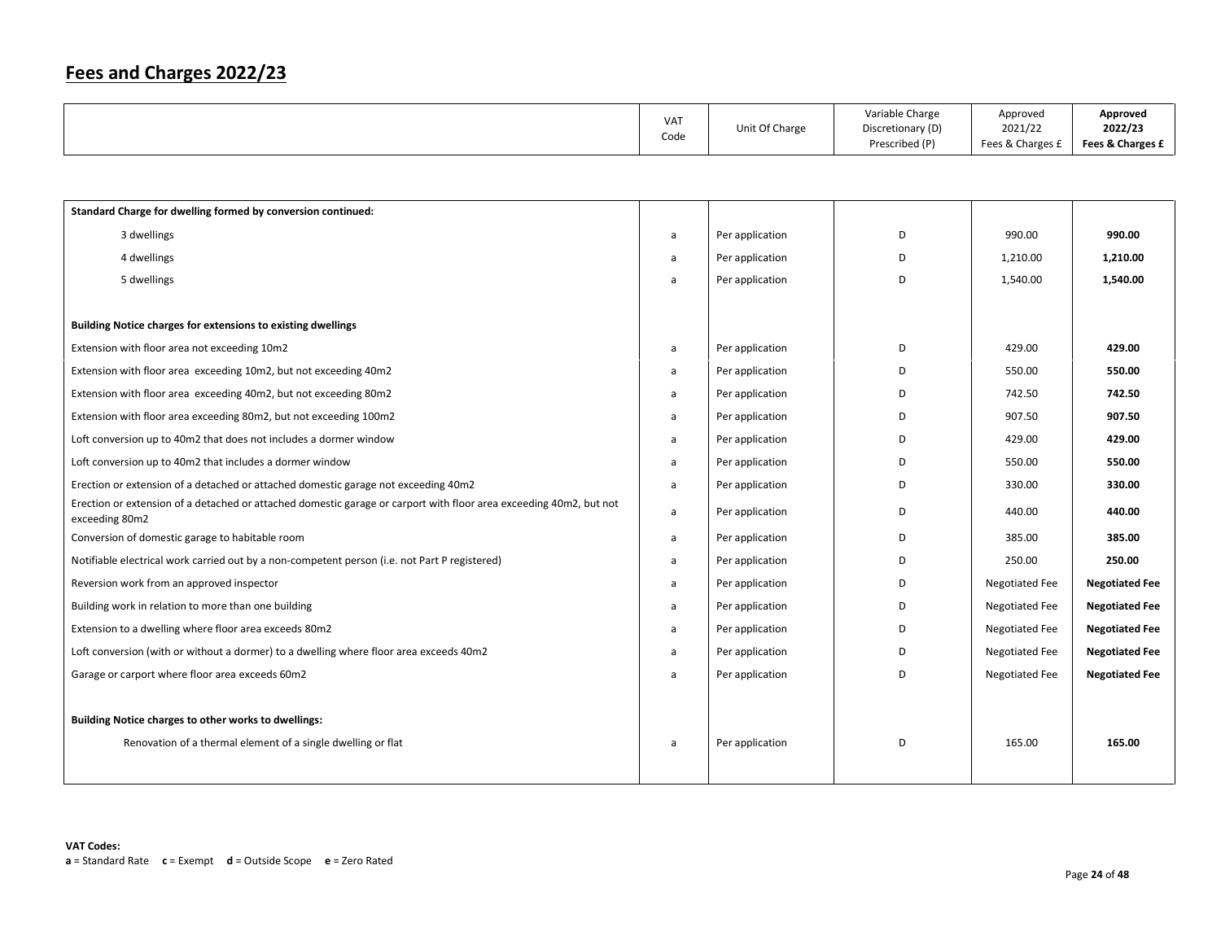# Fees and Charges 2022/23

| | VAT Code | Unit Of Charge | Variable Charge Discretionary (D) Prescribed (P) | Approved 2021/22 Fees & Charges £ | **Approved 2022/23 Fees & Charges £** |
|---|---|---|---|---|---|
| **Standard Charge for dwelling formed by conversion continued:** | | | | | |
| 3 dwellings | a | Per application | D | 990.00 | **990.00** |
| 4 dwellings | a | Per application | D | 1,210.00 | **1,210.00** |
| 5 dwellings | a | Per application | D | 1,540.00 | **1,540.00** |
| **Building Notice charges for extensions to existing dwellings** | | | | | |
| Extension with floor area not exceeding 10m2 | a | Per application | D | 429.00 | **429.00** |
| Extension with floor area exceeding 10m2, but not exceeding 40m2 | a | Per application | D | 550.00 | **550.00** |
| Extension with floor area exceeding 40m2, but not exceeding 80m2 | a | Per application | D | 742.50 | **742.50** |
| Extension with floor area exceeding 80m2, but not exceeding 100m2 | a | Per application | D | 907.50 | **907.50** |
| Loft conversion up to 40m2 that does not includes a dormer window | a | Per application | D | 429.00 | **429.00** |
| Loft conversion up to 40m2 that includes a dormer window | a | Per application | D | 550.00 | **550.00** |
| Erection or extension of a detached or attached domestic garage not exceeding 40m2 | a | Per application | D | 330.00 | **330.00** |
| Erection or extension of a detached or attached domestic garage or carport with floor area exceeding 40m2, but not exceeding 80m2 | a | Per application | D | 440.00 | **440.00** |
| Conversion of domestic garage to habitable room | a | Per application | D | 385.00 | **385.00** |
| Notifiable electrical work carried out by a non-competent person (i.e. not Part P registered) | a | Per application | D | 250.00 | **250.00** |
| Reversion work from an approved inspector | a | Per application | D | Negotiated Fee | **Negotiated Fee** |
| Building work in relation to more than one building | a | Per application | D | Negotiated Fee | **Negotiated Fee** |
| Extension to a dwelling where floor area exceeds 80m2 | a | Per application | D | Negotiated Fee | **Negotiated Fee** |
| Loft conversion (with or without a dormer) to a dwelling where floor area exceeds 40m2 | a | Per application | D | Negotiated Fee | **Negotiated Fee** |
| Garage or carport where floor area exceeds 60m2 | a | Per application | D | Negotiated Fee | **Negotiated Fee** |
| **Building Notice charges to other works to dwellings:** | | | | | |
| Renovation of a thermal element of a single dwelling or flat | a | Per application | D | 165.00 | **165.00** |

**VAT Codes:**
**a** = Standard Rate **c** = Exempt **d** = Outside Scope **e** = Zero Rated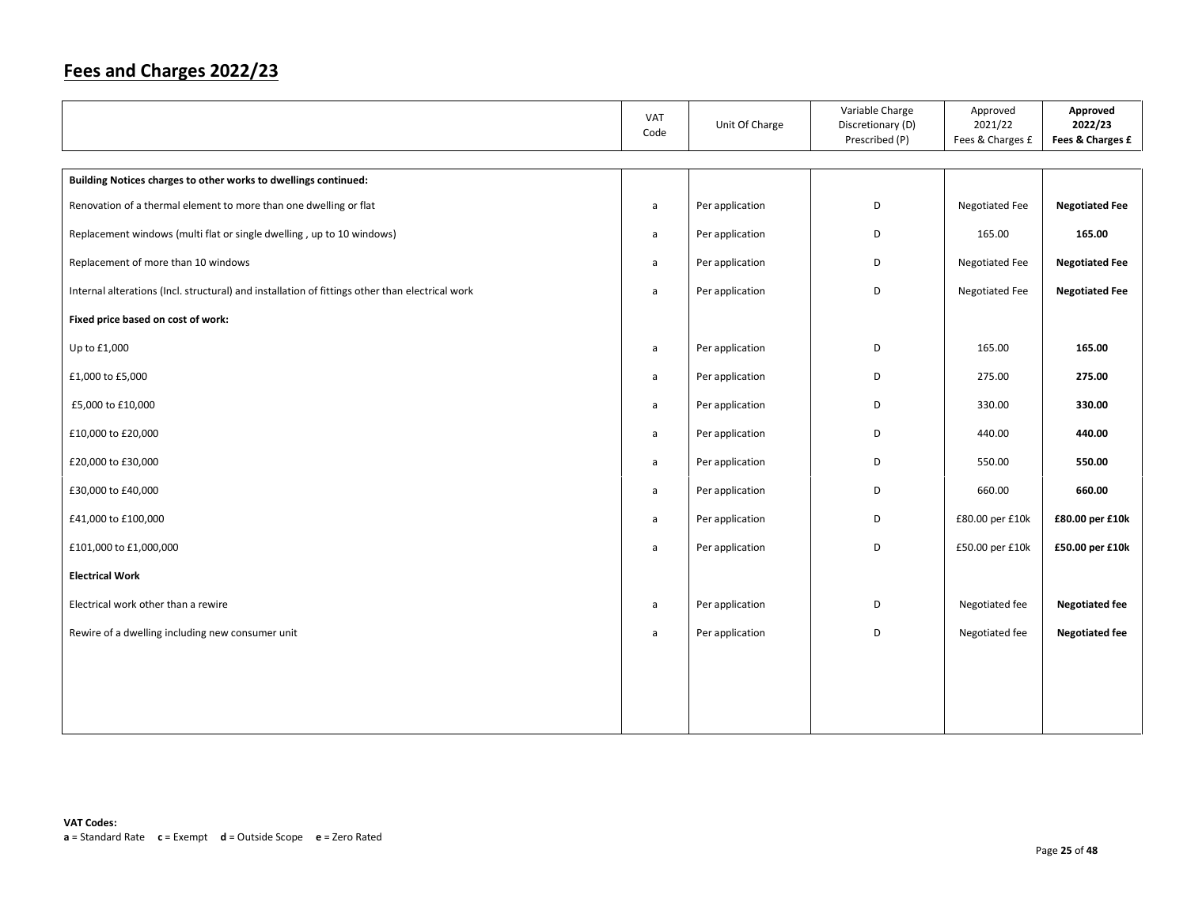## Fees and Charges 2022/23

| | VAT Code | Unit Of Charge | Variable Charge Discretionary (D) Prescribed (P) | Approved 2021/22 Fees & Charges £ | **Approved 2022/23 Fees & Charges £** |
|---|---|---|---|---|---|
| **Building Notices charges to other works to dwellings continued:** | | | | | |
| Renovation of a thermal element to more than one dwelling or flat | a | Per application | D | Negotiated Fee | **Negotiated Fee** |
| Replacement windows (multi flat or single dwelling , up to 10 windows) | a | Per application | D | 165.00 | **165.00** |
| Replacement of more than 10 windows | a | Per application | D | Negotiated Fee | **Negotiated Fee** |
| Internal alterations (Incl. structural) and installation of fittings other than electrical work | a | Per application | D | Negotiated Fee | **Negotiated Fee** |
| **Fixed price based on cost of work:** | | | | | |
| Up to £1,000 | a | Per application | D | 165.00 | **165.00** |
| £1,000 to £5,000 | a | Per application | D | 275.00 | **275.00** |
| £5,000 to £10,000 | a | Per application | D | 330.00 | **330.00** |
| £10,000 to £20,000 | a | Per application | D | 440.00 | **440.00** |
| £20,000 to £30,000 | a | Per application | D | 550.00 | **550.00** |
| £30,000 to £40,000 | a | Per application | D | 660.00 | **660.00** |
| £41,000 to £100,000 | a | Per application | D | £80.00 per £10k | **£80.00 per £10k** |
| £101,000 to £1,000,000 | a | Per application | D | £50.00 per £10k | **£50.00 per £10k** |
| **Electrical Work** | | | | | |
| Electrical work other than a rewire | a | Per application | D | Negotiated fee | **Negotiated fee** |
| Rewire of a dwelling including new consumer unit | a | Per application | D | Negotiated fee | **Negotiated fee** |

**VAT Codes:**
**a** = Standard Rate **c** = Exempt **d** = Outside Scope **e** = Zero Rated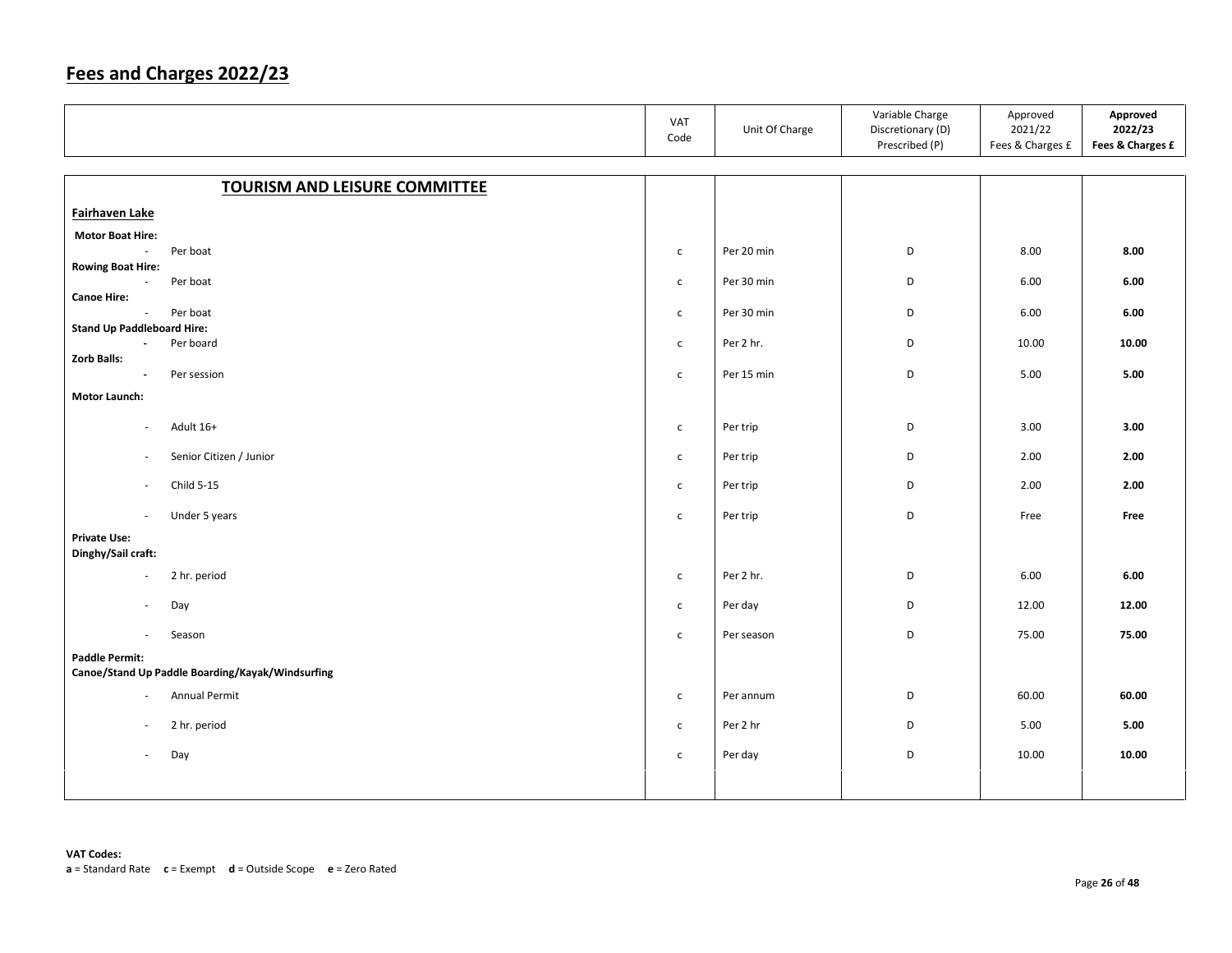# Fees and Charges 2022/23

| | VAT Code | Unit Of Charge | Variable Charge Discretionary (D) Prescribed (P) | Approved 2021/22 Fees & Charges £ | **Approved 2022/23 Fees & Charges £** |
|---|---|---|---|---|---|
| **TOURISM AND LEISURE COMMITTEE** | | | | | |
| **Fairhaven Lake** | | | | | |
| **Motor Boat Hire:** | | | | | |
| - Per boat | c | Per 20 min | D | 8.00 | **8.00** |
| **Rowing Boat Hire:** | | | | | |
| - Per boat | c | Per 30 min | D | 6.00 | **6.00** |
| **Canoe Hire:** | | | | | |
| - Per boat | c | Per 30 min | D | 6.00 | **6.00** |
| **Stand Up Paddleboard Hire:** | | | | | |
| - Per board | c | Per 2 hr. | D | 10.00 | **10.00** |
| **Zorb Balls:** | | | | | |
| - Per session | c | Per 15 min | D | 5.00 | **5.00** |
| **Motor Launch:** | | | | | |
| - Adult 16+ | c | Per trip | D | 3.00 | **3.00** |
| - Senior Citizen / Junior | c | Per trip | D | 2.00 | **2.00** |
| - Child 5-15 | c | Per trip | D | 2.00 | **2.00** |
| - Under 5 years | c | Per trip | D | Free | **Free** |
| **Private Use:** | | | | | |
| **Dinghy/Sail craft:** | | | | | |
| - 2 hr. period | c | Per 2 hr. | D | 6.00 | **6.00** |
| - Day | c | Per day | D | 12.00 | **12.00** |
| - Season | c | Per season | D | 75.00 | **75.00** |
| **Paddle Permit:** | | | | | |
| **Canoe/Stand Up Paddle Boarding/Kayak/Windsurfing** | | | | | |
| - Annual Permit | c | Per annum | D | 60.00 | **60.00** |
| - 2 hr. period | c | Per 2 hr | D | 5.00 | **5.00** |
| - Day | c | Per day | D | 10.00 | **10.00** |

**VAT Codes:**
**a** = Standard Rate **c** = Exempt **d** = Outside Scope **e** = Zero Rated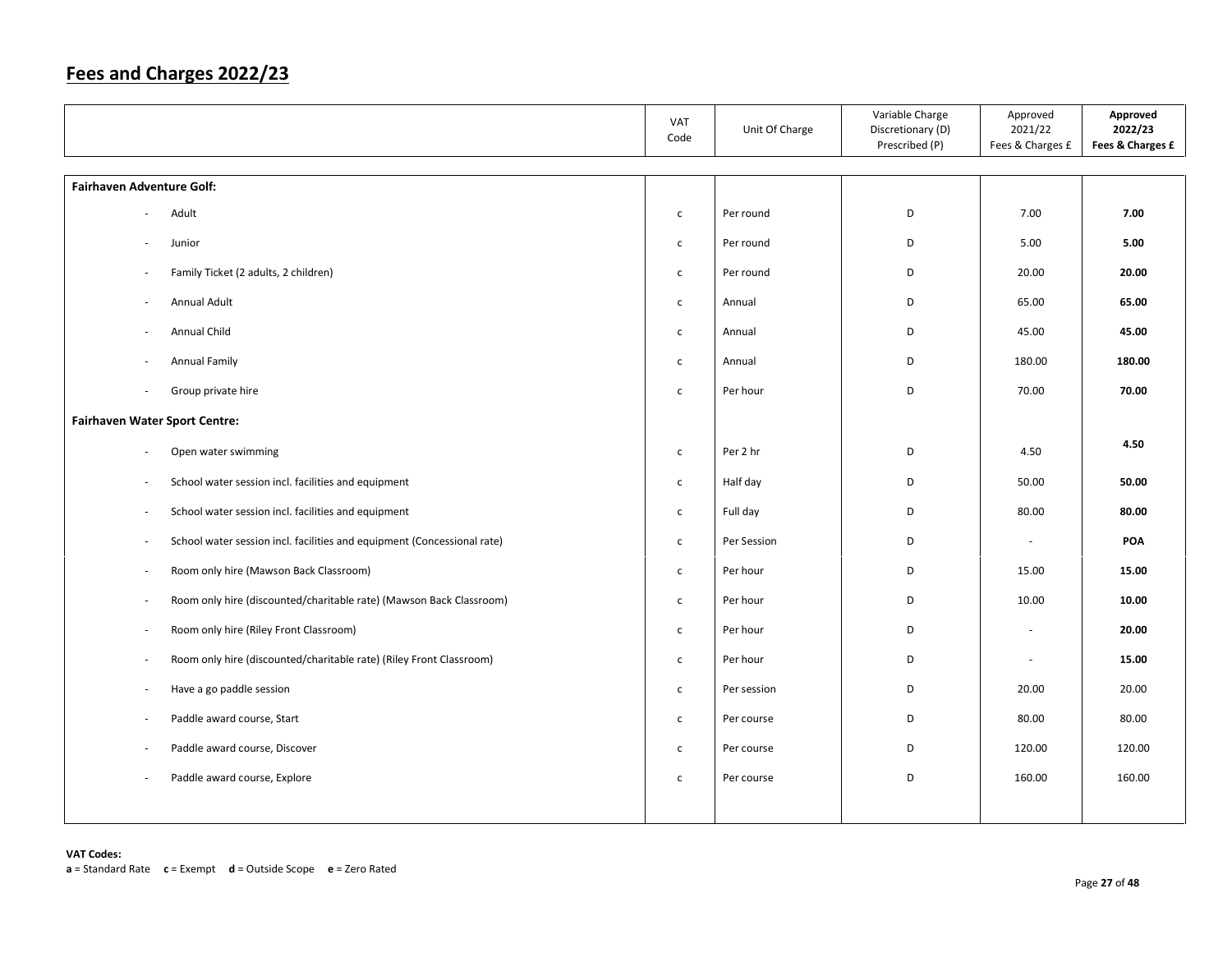# Fees and Charges 2022/23

| | VAT Code | Unit Of Charge | Variable Charge Discretionary (D) Prescribed (P) | Approved 2021/22 Fees & Charges £ | **Approved 2022/23 Fees & Charges £** |
|---|---|---|---|---|---|
| **Fairhaven Adventure Golf:** | | | | | |
| - Adult | c | Per round | D | 7.00 | **7.00** |
| - Junior | c | Per round | D | 5.00 | **5.00** |
| - Family Ticket (2 adults, 2 children) | c | Per round | D | 20.00 | **20.00** |
| - Annual Adult | c | Annual | D | 65.00 | **65.00** |
| - Annual Child | c | Annual | D | 45.00 | **45.00** |
| - Annual Family | c | Annual | D | 180.00 | **180.00** |
| - Group private hire | c | Per hour | D | 70.00 | **70.00** |
| **Fairhaven Water Sport Centre:** | | | | | |
| - Open water swimming | c | Per 2 hr | D | 4.50 | **4.50** |
| - School water session incl. facilities and equipment | c | Half day | D | 50.00 | **50.00** |
| - School water session incl. facilities and equipment | c | Full day | D | 80.00 | **80.00** |
| - School water session incl. facilities and equipment (Concessional rate) | c | Per Session | D | - | **POA** |
| - Room only hire (Mawson Back Classroom) | c | Per hour | D | 15.00 | **15.00** |
| - Room only hire (discounted/charitable rate) (Mawson Back Classroom) | c | Per hour | D | 10.00 | **10.00** |
| - Room only hire (Riley Front Classroom) | c | Per hour | D | - | **20.00** |
| - Room only hire (discounted/charitable rate) (Riley Front Classroom) | c | Per hour | D | - | **15.00** |
| - Have a go paddle session | c | Per session | D | 20.00 | 20.00 |
| - Paddle award course, Start | c | Per course | D | 80.00 | 80.00 |
| - Paddle award course, Discover | c | Per course | D | 120.00 | 120.00 |
| - Paddle award course, Explore | c | Per course | D | 160.00 | 160.00 |

**VAT Codes:**
**a** = Standard Rate **c** = Exempt **d** = Outside Scope **e** = Zero Rated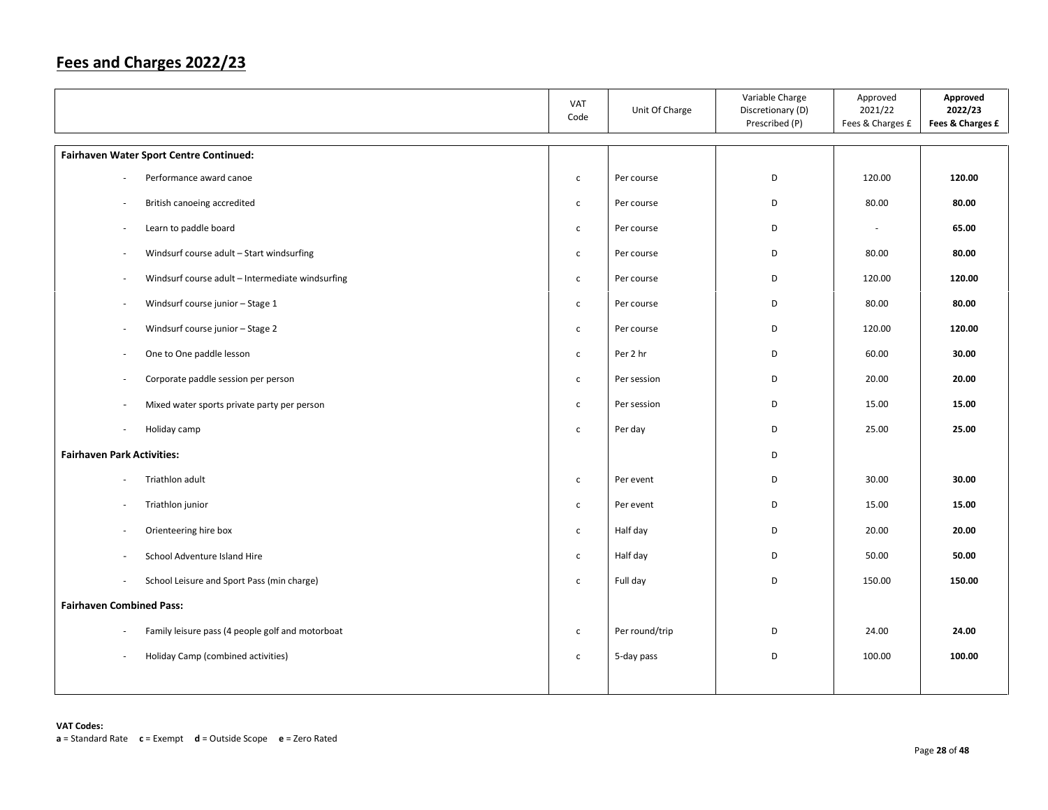# Fees and Charges 2022/23

| | VAT Code | Unit Of Charge | Variable Charge Discretionary (D) Prescribed (P) | Approved 2021/22 Fees & Charges £ | **Approved 2022/23 Fees & Charges £** |
|---|---|---|---|---|---|
| **Fairhaven Water Sport Centre Continued:** | | | | | |
| - Performance award canoe | c | Per course | D | 120.00 | **120.00** |
| - British canoeing accredited | c | Per course | D | 80.00 | **80.00** |
| - Learn to paddle board | c | Per course | D | - | **65.00** |
| - Windsurf course adult – Start windsurfing | c | Per course | D | 80.00 | **80.00** |
| - Windsurf course adult – Intermediate windsurfing | c | Per course | D | 120.00 | **120.00** |
| - Windsurf course junior – Stage 1 | c | Per course | D | 80.00 | **80.00** |
| - Windsurf course junior – Stage 2 | c | Per course | D | 120.00 | **120.00** |
| - One to One paddle lesson | c | Per 2 hr | D | 60.00 | **30.00** |
| - Corporate paddle session per person | c | Per session | D | 20.00 | **20.00** |
| - Mixed water sports private party per person | c | Per session | D | 15.00 | **15.00** |
| - Holiday camp | c | Per day | D | 25.00 | **25.00** |
| **Fairhaven Park Activities:** | | | D | | |
| - Triathlon adult | c | Per event | D | 30.00 | **30.00** |
| - Triathlon junior | c | Per event | D | 15.00 | **15.00** |
| - Orienteering hire box | c | Half day | D | 20.00 | **20.00** |
| - School Adventure Island Hire | c | Half day | D | 50.00 | **50.00** |
| - School Leisure and Sport Pass (min charge) | c | Full day | D | 150.00 | **150.00** |
| **Fairhaven Combined Pass:** | | | | | |
| - Family leisure pass (4 people golf and motorboat | c | Per round/trip | D | 24.00 | **24.00** |
| - Holiday Camp (combined activities) | c | 5-day pass | D | 100.00 | **100.00** |

**VAT Codes:**
**a** = Standard Rate **c** = Exempt **d** = Outside Scope **e** = Zero Rated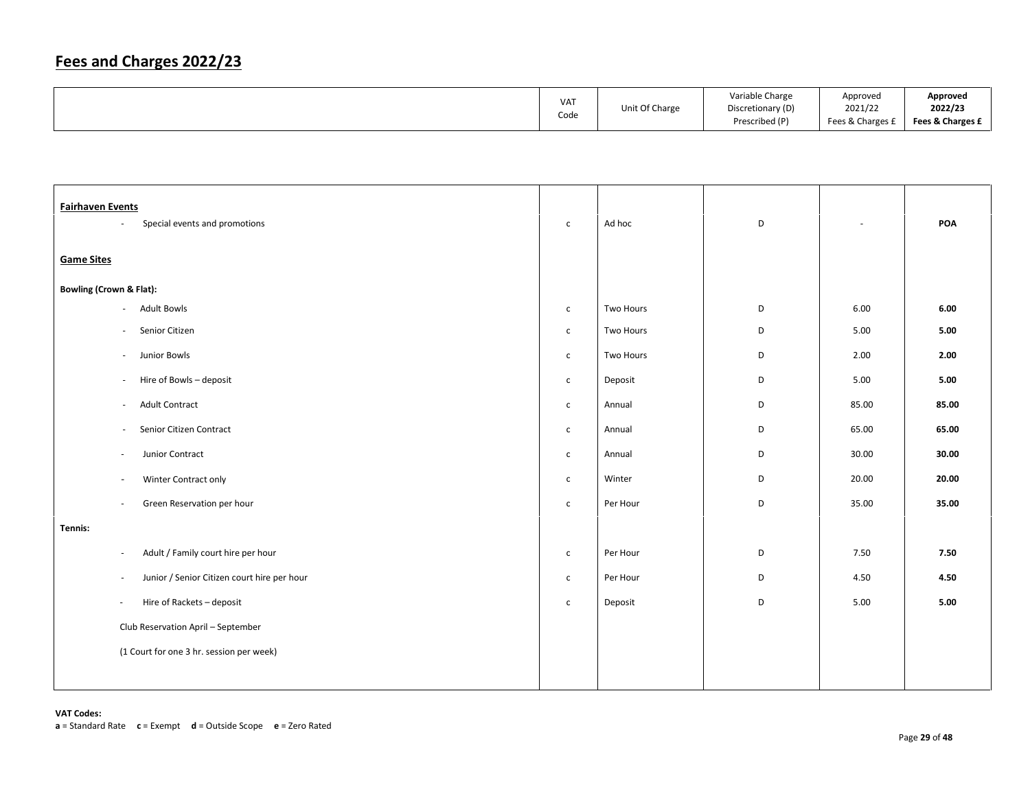# Fees and Charges 2022/23

| | VAT Code | Unit Of Charge | Variable Charge Discretionary (D) Prescribed (P) | Approved 2021/22 Fees & Charges £ | **Approved 2022/23 Fees & Charges £** |
|---|---|---|---|---|---|
| **Fairhaven Events** | | | | | |
| - Special events and promotions | c | Ad hoc | D | - | **POA** |
| **Game Sites** | | | | | |
| **Bowling (Crown & Flat):** | | | | | |
| - Adult Bowls | c | Two Hours | D | 6.00 | **6.00** |
| - Senior Citizen | c | Two Hours | D | 5.00 | **5.00** |
| - Junior Bowls | c | Two Hours | D | 2.00 | **2.00** |
| - Hire of Bowls – deposit | c | Deposit | D | 5.00 | **5.00** |
| - Adult Contract | c | Annual | D | 85.00 | **85.00** |
| - Senior Citizen Contract | c | Annual | D | 65.00 | **65.00** |
| - Junior Contract | c | Annual | D | 30.00 | **30.00** |
| - Winter Contract only | c | Winter | D | 20.00 | **20.00** |
| - Green Reservation per hour | c | Per Hour | D | 35.00 | **35.00** |
| **Tennis:** | | | | | |
| - Adult / Family court hire per hour | c | Per Hour | D | 7.50 | **7.50** |
| - Junior / Senior Citizen court hire per hour | c | Per Hour | D | 4.50 | **4.50** |
| - Hire of Rackets – deposit | c | Deposit | D | 5.00 | **5.00** |
| Club Reservation April – September | | | | | |
| (1 Court for one 3 hr. session per week) | | | | | |

**VAT Codes:**
**a** = Standard Rate **c** = Exempt **d** = Outside Scope **e** = Zero Rated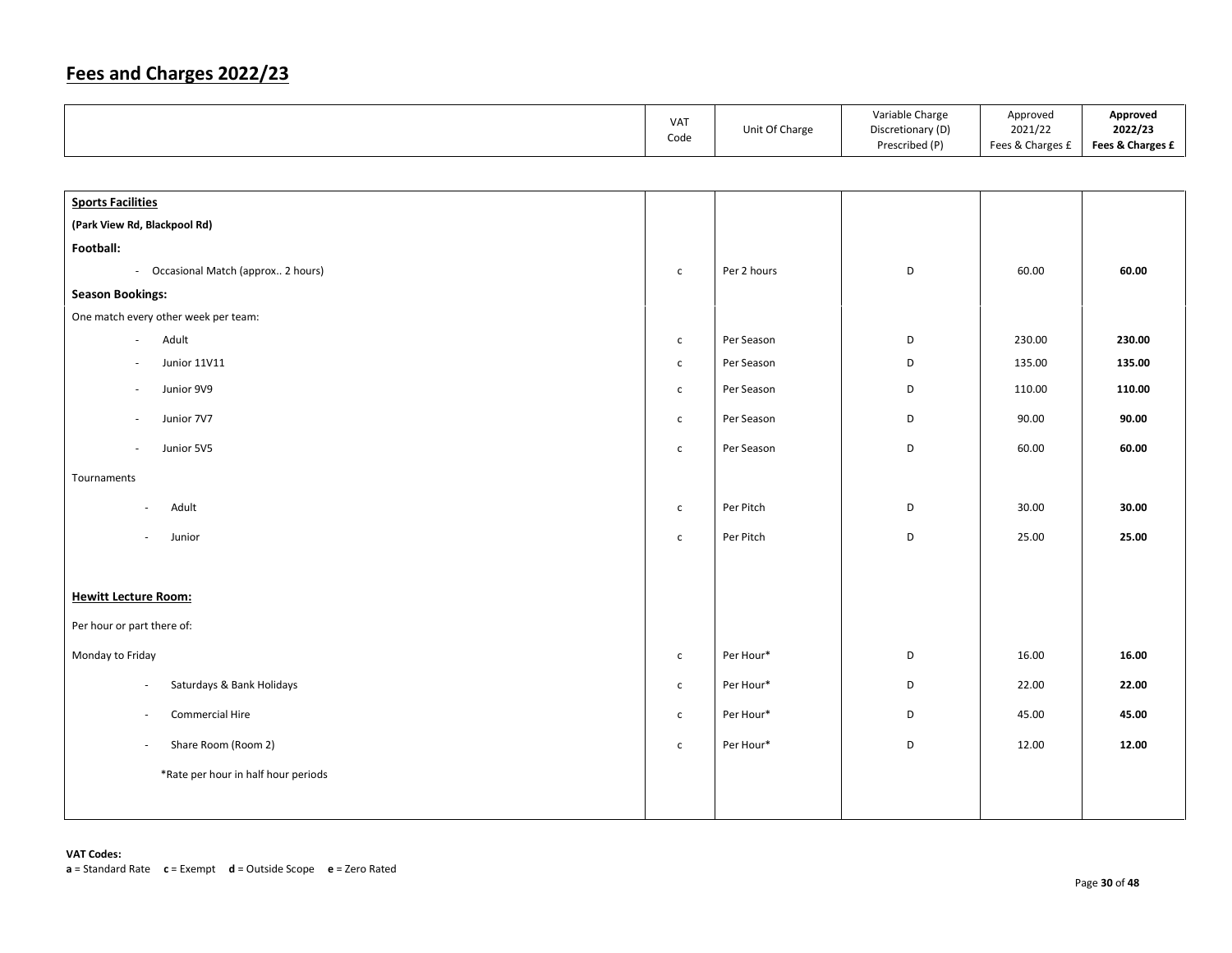# Fees and Charges 2022/23

| | VAT Code | Unit Of Charge | Variable Charge Discretionary (D) Prescribed (P) | Approved 2021/22 Fees & Charges £ | **Approved 2022/23 Fees & Charges £** |
|---|---|---|---|---|---|
| **Sports Facilities** | | | | | |
| **(Park View Rd, Blackpool Rd)** | | | | | |
| **Football:** | | | | | |
| - Occasional Match (approx.. 2 hours) | c | Per 2 hours | D | 60.00 | **60.00** |
| **Season Bookings:** | | | | | |
| One match every other week per team: | | | | | |
| - Adult | c | Per Season | D | 230.00 | **230.00** |
| - Junior 11V11 | c | Per Season | D | 135.00 | **135.00** |
| - Junior 9V9 | c | Per Season | D | 110.00 | **110.00** |
| - Junior 7V7 | c | Per Season | D | 90.00 | **90.00** |
| - Junior 5V5 | c | Per Season | D | 60.00 | **60.00** |
| Tournaments | | | | | |
| - Adult | c | Per Pitch | D | 30.00 | **30.00** |
| - Junior | c | Per Pitch | D | 25.00 | **25.00** |
| **Hewitt Lecture Room:** | | | | | |
| Per hour or part there of: | | | | | |
| Monday to Friday | c | Per Hour* | D | 16.00 | **16.00** |
| - Saturdays & Bank Holidays | c | Per Hour* | D | 22.00 | **22.00** |
| - Commercial Hire | c | Per Hour* | D | 45.00 | **45.00** |
| - Share Room (Room 2) | c | Per Hour* | D | 12.00 | **12.00** |
| *Rate per hour in half hour periods | | | | | |

**VAT Codes:**
**a** = Standard Rate **c** = Exempt **d** = Outside Scope **e** = Zero Rated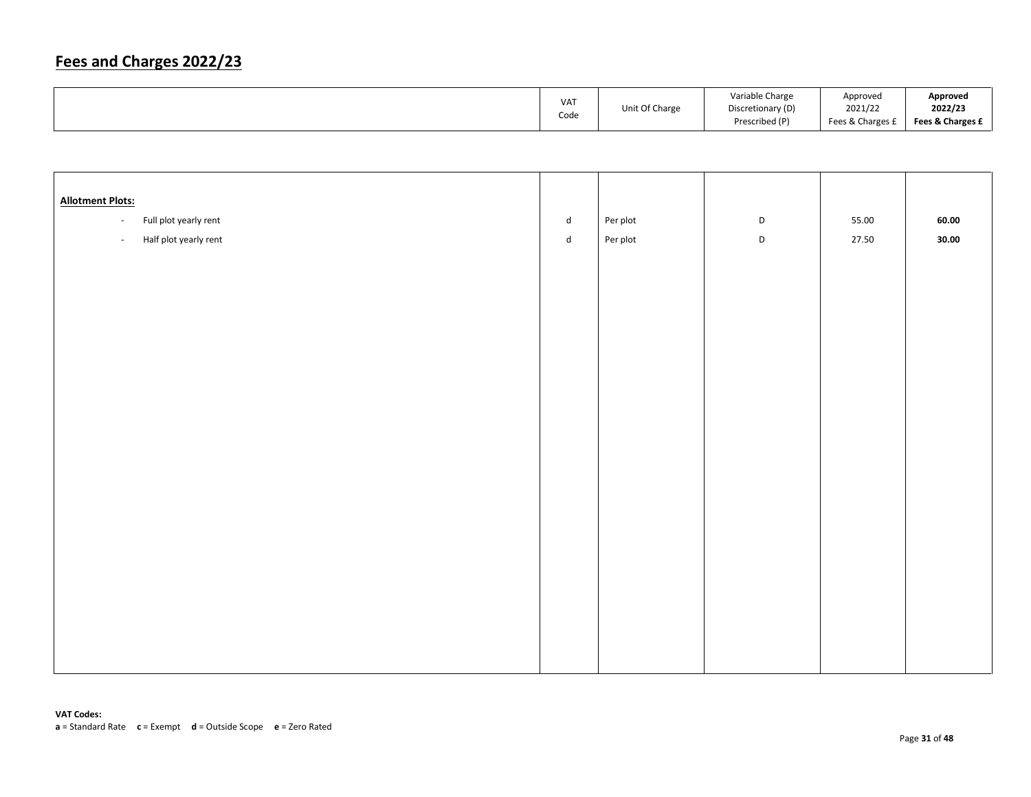# Fees and Charges 2022/23

| | VAT Code | Unit Of Charge | Variable Charge Discretionary (D) Prescribed (P) | Approved 2021/22 Fees & Charges £ | **Approved 2022/23 Fees & Charges £** |
|---|---|---|---|---|---|
| **Allotment Plots:** | | | | | |
| - Full plot yearly rent | d | Per plot | D | 55.00 | **60.00** |
| - Half plot yearly rent | d | Per plot | D | 27.50 | **30.00** |

**VAT Codes:**
**a** = Standard Rate **c** = Exempt **d** = Outside Scope **e** = Zero Rated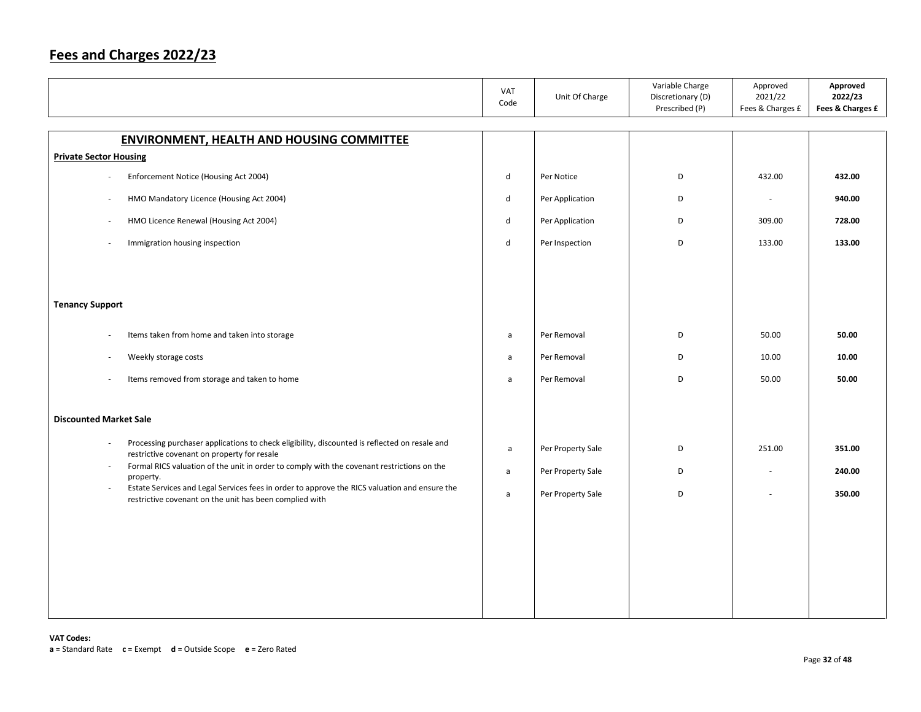# Fees and Charges 2022/23

| | VAT Code | Unit Of Charge | Variable Charge Discretionary (D) Prescribed (P) | Approved 2021/22 Fees & Charges £ | **Approved 2022/23 Fees & Charges £** |
|---|---|---|---|---|---|
| **ENVIRONMENT, HEALTH AND HOUSING COMMITTEE** | | | | | |
| **Private Sector Housing** | | | | | |
| - Enforcement Notice (Housing Act 2004) | d | Per Notice | D | 432.00 | **432.00** |
| - HMO Mandatory Licence (Housing Act 2004) | d | Per Application | D | - | **940.00** |
| - HMO Licence Renewal (Housing Act 2004) | d | Per Application | D | 309.00 | **728.00** |
| - Immigration housing inspection | d | Per Inspection | D | 133.00 | **133.00** |
| **Tenancy Support** | | | | | |
| - Items taken from home and taken into storage | a | Per Removal | D | 50.00 | **50.00** |
| - Weekly storage costs | a | Per Removal | D | 10.00 | **10.00** |
| - Items removed from storage and taken to home | a | Per Removal | D | 50.00 | **50.00** |
| **Discounted Market Sale** | | | | | |
| - Processing purchaser applications to check eligibility, discounted is reflected on resale and restrictive covenant on property for resale | a | Per Property Sale | D | 251.00 | **351.00** |
| - Formal RICS valuation of the unit in order to comply with the covenant restrictions on the property. | a | Per Property Sale | D | - | **240.00** |
| - Estate Services and Legal Services fees in order to approve the RICS valuation and ensure the restrictive covenant on the unit has been complied with | a | Per Property Sale | D | - | **350.00** |

**VAT Codes:**
**a** = Standard Rate **c** = Exempt **d** = Outside Scope **e** = Zero Rated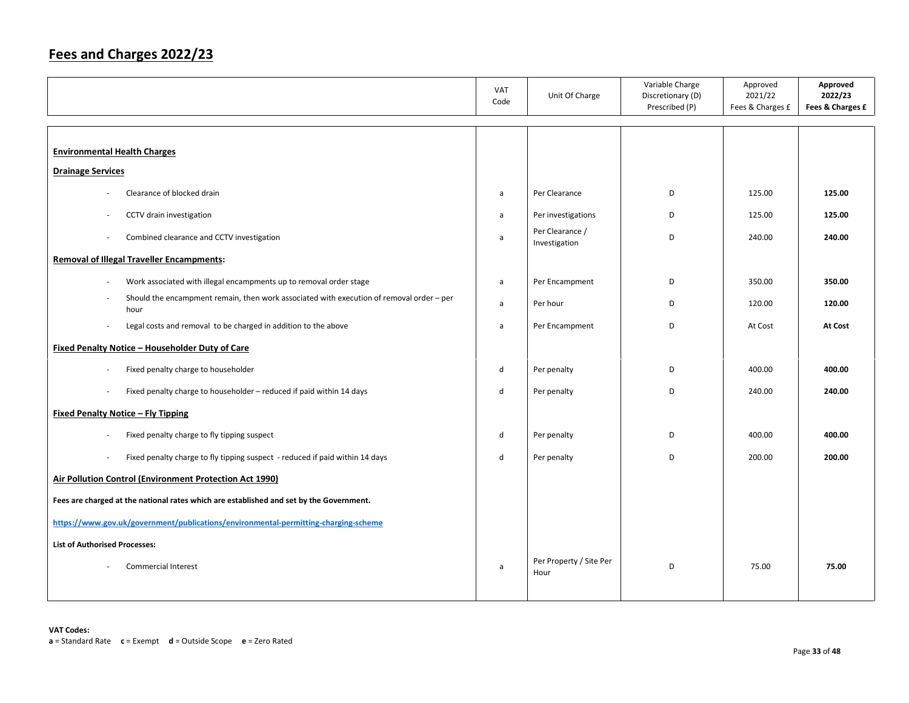# Fees and Charges 2022/23

| | VAT Code | Unit Of Charge | Variable Charge Discretionary (D) Prescribed (P) | Approved 2021/22 Fees & Charges £ | **Approved 2022/23 Fees & Charges £** |
|---|---|---|---|---|---|
| **Environmental Health Charges** | | | | | |
| **Drainage Services** | | | | | |
| - Clearance of blocked drain | a | Per Clearance | D | 125.00 | **125.00** |
| - CCTV drain investigation | a | Per investigations | D | 125.00 | **125.00** |
| - Combined clearance and CCTV investigation | a | Per Clearance / Investigation | D | 240.00 | **240.00** |
| **Removal of Illegal Traveller Encampments:** | | | | | |
| - Work associated with illegal encampments up to removal order stage | a | Per Encampment | D | 350.00 | **350.00** |
| - Should the encampment remain, then work associated with execution of removal order – per hour | a | Per hour | D | 120.00 | **120.00** |
| - Legal costs and removal to be charged in addition to the above | a | Per Encampment | D | At Cost | **At Cost** |
| **Fixed Penalty Notice – Householder Duty of Care** | | | | | |
| - Fixed penalty charge to householder | d | Per penalty | D | 400.00 | **400.00** |
| - Fixed penalty charge to householder – reduced if paid within 14 days | d | Per penalty | D | 240.00 | **240.00** |
| **Fixed Penalty Notice – Fly Tipping** | | | | | |
| - Fixed penalty charge to fly tipping suspect | d | Per penalty | D | 400.00 | **400.00** |
| - Fixed penalty charge to fly tipping suspect - reduced if paid within 14 days | d | Per penalty | D | 200.00 | **200.00** |
| **Air Pollution Control (Environment Protection Act 1990)** | | | | | |
| **Fees are charged at the national rates which are established and set by the Government.** | | | | | |
| **https://www.gov.uk/government/publications/environmental-permitting-charging-scheme** | | | | | |
| **List of Authorised Processes:** | | | | | |
| - Commercial Interest | a | Per Property / Site Per Hour | D | 75.00 | **75.00** |

**VAT Codes:**
**a** = Standard Rate **c** = Exempt **d** = Outside Scope **e** = Zero Rated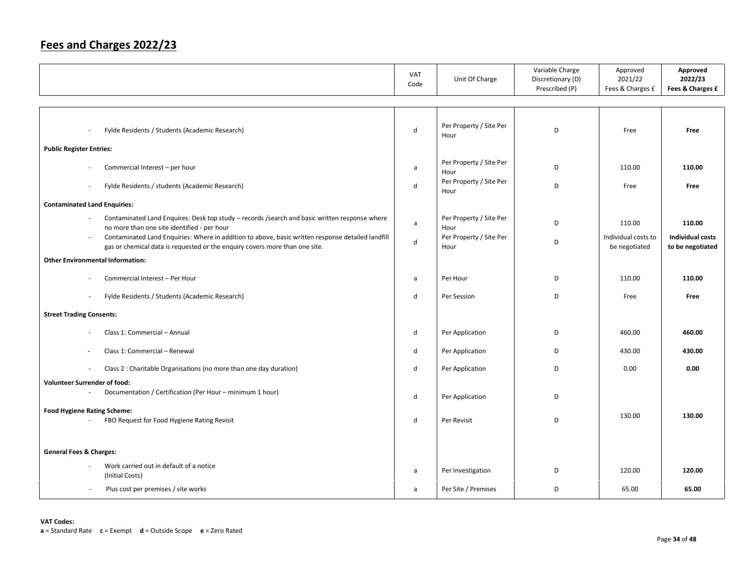# Fees and Charges 2022/23

| | VAT Code | Unit Of Charge | Variable Charge Discretionary (D) Prescribed (P) | Approved 2021/22 Fees & Charges £ | **Approved 2022/23 Fees & Charges £** |
|---|---|---|---|---|---|
| - Fylde Residents / Students (Academic Research) | d | Per Property / Site Per Hour | D | Free | **Free** |
| **Public Register Entries:** | | | | | |
| - Commercial Interest – per hour | a | Per Property / Site Per Hour | D | 110.00 | **110.00** |
| - Fylde Residents / students (Academic Research) | d | Per Property / Site Per Hour | D | Free | **Free** |
| **Contaminated Land Enquiries:** | | | | | |
| - Contaminated Land Enquires: Desk top study – records /search and basic written response where no more than one site identified - per hour | a | Per Property / Site Per Hour | D | 110.00 | **110.00** |
| - Contaminated Land Enquiries: Where in addition to above, basic written response detailed landfill gas or chemical data is requested or the enquiry covers more than one site. | d | Per Property / Site Per Hour | D | Individual costs to be negotiated | **Individual costs to be negotiated** |
| **Other Environmental Information:** | | | | | |
| - Commercial Interest – Per Hour | a | Per Hour | D | 110.00 | **110.00** |
| - Fylde Residents / Students (Academic Research) | d | Per Session | D | Free | **Free** |
| **Street Trading Consents:** | | | | | |
| - Class 1: Commercial – Annual | d | Per Application | D | 460.00 | **460.00** |
| - Class 1: Commercial – Renewal | d | Per Application | D | 430.00 | **430.00** |
| - Class 2 : Charitable Organisations (no more than one day duration) | d | Per Application | D | 0.00 | **0.00** |
| **Volunteer Surrender of food:** | | | | | |
| - Documentation / Certification (Per Hour – minimum 1 hour) | d | Per Application | D | | |
| **Food Hygiene Rating Scheme:** | | | | | |
| - FBO Request for Food Hygiene Rating Revisit | d | Per Revisit | D | 130.00 | **130.00** |
| **General Fees & Charges:** | | | | | |
| - Work carried out in default of a notice (Initial Costs) | a | Per Investigation | D | 120.00 | **120.00** |
| - Plus cost per premises / site works | a | Per Site / Premises | D | 65.00 | **65.00** |

**VAT Codes:**
**a** = Standard Rate **c** = Exempt **d** = Outside Scope **e** = Zero Rated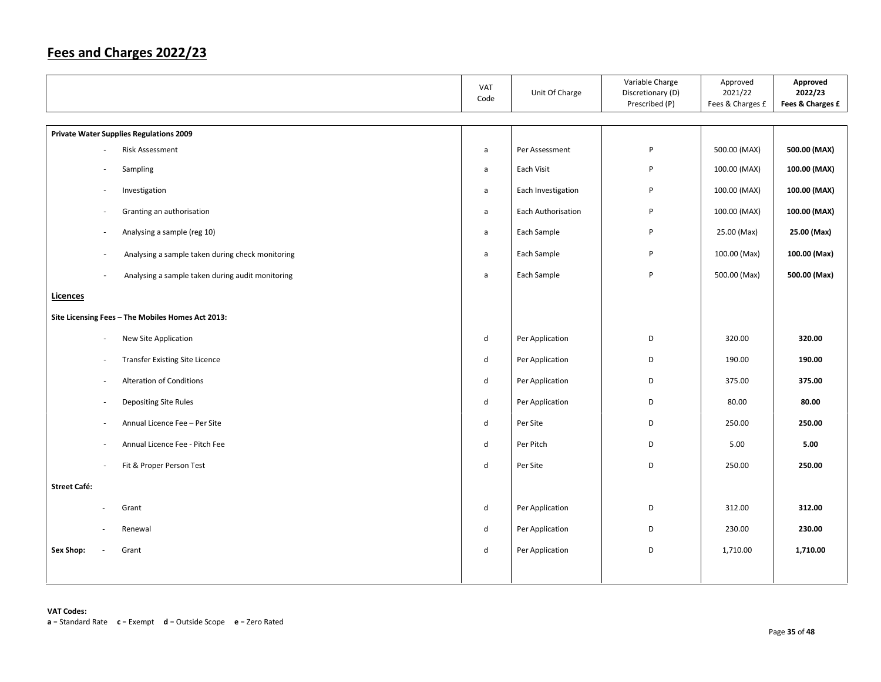# Fees and Charges 2022/23

| | VAT Code | Unit Of Charge | Variable Charge Discretionary (D) Prescribed (P) | Approved 2021/22 Fees & Charges £ | **Approved 2022/23 Fees & Charges £** |
|---|---|---|---|---|---|
| **Private Water Supplies Regulations 2009** | | | | | |
| - Risk Assessment | a | Per Assessment | P | 500.00 (MAX) | **500.00 (MAX)** |
| - Sampling | a | Each Visit | P | 100.00 (MAX) | **100.00 (MAX)** |
| - Investigation | a | Each Investigation | P | 100.00 (MAX) | **100.00 (MAX)** |
| - Granting an authorisation | a | Each Authorisation | P | 100.00 (MAX) | **100.00 (MAX)** |
| - Analysing a sample (reg 10) | a | Each Sample | P | 25.00 (Max) | **25.00 (Max)** |
| - Analysing a sample taken during check monitoring | a | Each Sample | P | 100.00 (Max) | **100.00 (Max)** |
| - Analysing a sample taken during audit monitoring | a | Each Sample | P | 500.00 (Max) | **500.00 (Max)** |
| **Licences** | | | | | |
| **Site Licensing Fees – The Mobiles Homes Act 2013:** | | | | | |
| - New Site Application | d | Per Application | D | 320.00 | **320.00** |
| - Transfer Existing Site Licence | d | Per Application | D | 190.00 | **190.00** |
| - Alteration of Conditions | d | Per Application | D | 375.00 | **375.00** |
| - Depositing Site Rules | d | Per Application | D | 80.00 | **80.00** |
| - Annual Licence Fee – Per Site | d | Per Site | D | 250.00 | **250.00** |
| - Annual Licence Fee - Pitch Fee | d | Per Pitch | D | 5.00 | **5.00** |
| - Fit & Proper Person Test | d | Per Site | D | 250.00 | **250.00** |
| **Street Café:** | | | | | |
| - Grant | d | Per Application | D | 312.00 | **312.00** |
| - Renewal | d | Per Application | D | 230.00 | **230.00** |
| **Sex Shop:** - Grant | d | Per Application | D | 1,710.00 | **1,710.00** |

**VAT Codes:**
**a** = Standard Rate **c** = Exempt **d** = Outside Scope **e** = Zero Rated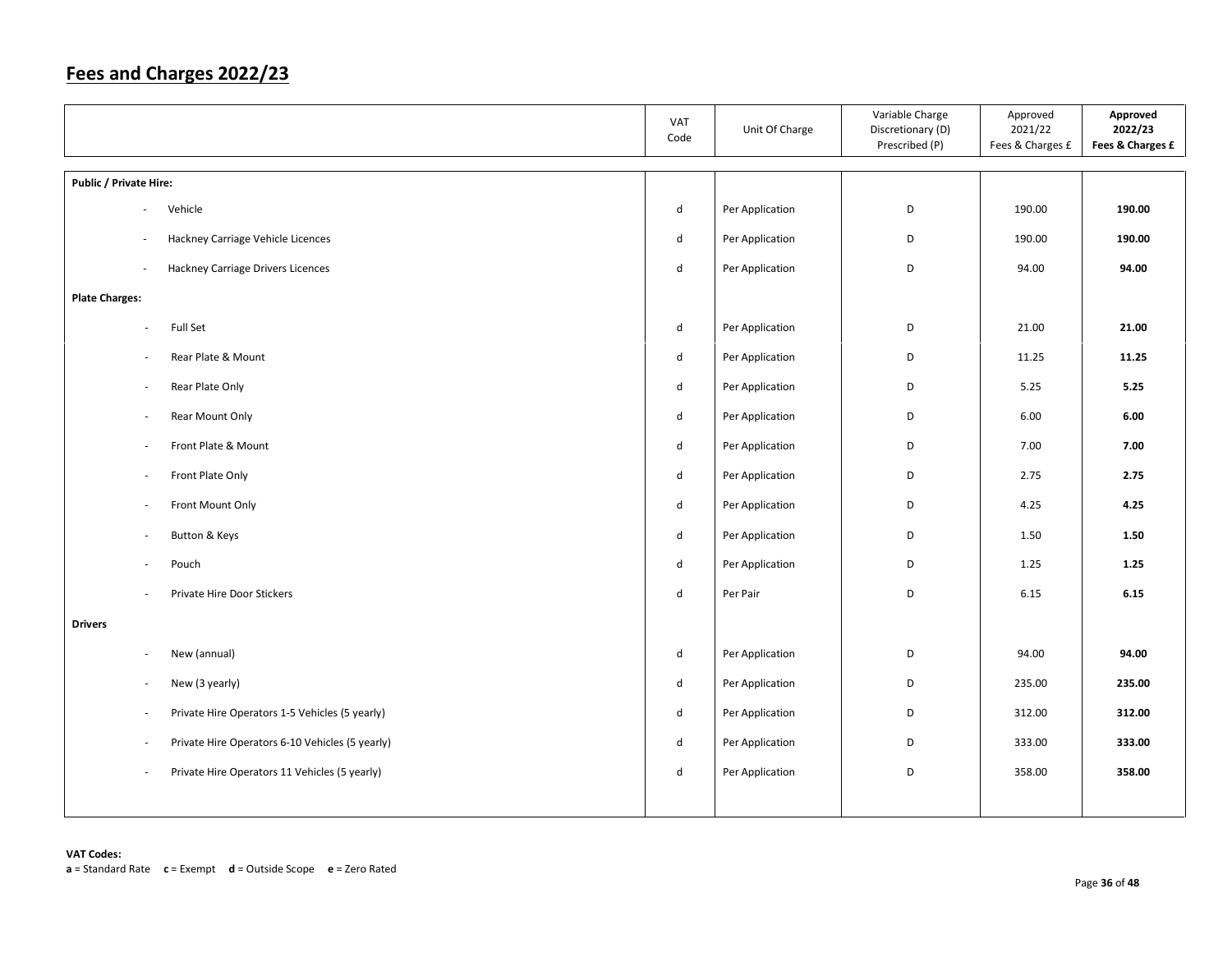## Fees and Charges 2022/23

| | VAT Code | Unit Of Charge | Variable Charge Discretionary (D) Prescribed (P) | Approved 2021/22 Fees & Charges £ | **Approved 2022/23 Fees & Charges £** |
|---|---|---|---|---|---|
| **Public / Private Hire:** | | | | | |
| - Vehicle | d | Per Application | D | 190.00 | **190.00** |
| - Hackney Carriage Vehicle Licences | d | Per Application | D | 190.00 | **190.00** |
| - Hackney Carriage Drivers Licences | d | Per Application | D | 94.00 | **94.00** |
| **Plate Charges:** | | | | | |
| - Full Set | d | Per Application | D | 21.00 | **21.00** |
| - Rear Plate & Mount | d | Per Application | D | 11.25 | **11.25** |
| - Rear Plate Only | d | Per Application | D | 5.25 | **5.25** |
| - Rear Mount Only | d | Per Application | D | 6.00 | **6.00** |
| - Front Plate & Mount | d | Per Application | D | 7.00 | **7.00** |
| - Front Plate Only | d | Per Application | D | 2.75 | **2.75** |
| - Front Mount Only | d | Per Application | D | 4.25 | **4.25** |
| - Button & Keys | d | Per Application | D | 1.50 | **1.50** |
| - Pouch | d | Per Application | D | 1.25 | **1.25** |
| - Private Hire Door Stickers | d | Per Pair | D | 6.15 | **6.15** |
| **Drivers** | | | | | |
| - New (annual) | d | Per Application | D | 94.00 | **94.00** |
| - New (3 yearly) | d | Per Application | D | 235.00 | **235.00** |
| - Private Hire Operators 1-5 Vehicles (5 yearly) | d | Per Application | D | 312.00 | **312.00** |
| - Private Hire Operators 6-10 Vehicles (5 yearly) | d | Per Application | D | 333.00 | **333.00** |
| - Private Hire Operators 11 Vehicles (5 yearly) | d | Per Application | D | 358.00 | **358.00** |

**VAT Codes:**
**a** = Standard Rate **c** = Exempt **d** = Outside Scope **e** = Zero Rated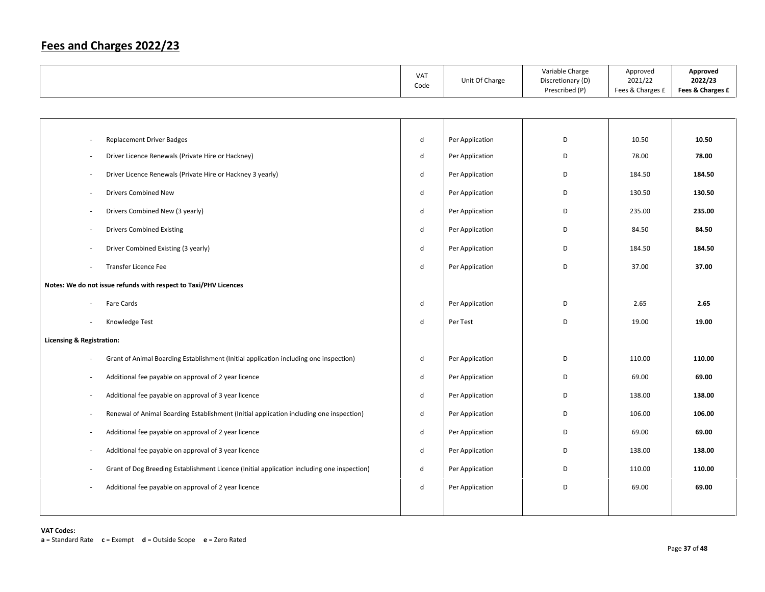# Fees and Charges 2022/23

| | VAT Code | Unit Of Charge | Variable Charge Discretionary (D) Prescribed (P) | Approved 2021/22 Fees & Charges £ | **Approved 2022/23 Fees & Charges £** |
|---|---|---|---|---|---|
| - Replacement Driver Badges | d | Per Application | D | 10.50 | **10.50** |
| - Driver Licence Renewals (Private Hire or Hackney) | d | Per Application | D | 78.00 | **78.00** |
| - Driver Licence Renewals (Private Hire or Hackney 3 yearly) | d | Per Application | D | 184.50 | **184.50** |
| - Drivers Combined New | d | Per Application | D | 130.50 | **130.50** |
| - Drivers Combined New (3 yearly) | d | Per Application | D | 235.00 | **235.00** |
| - Drivers Combined Existing | d | Per Application | D | 84.50 | **84.50** |
| - Driver Combined Existing (3 yearly) | d | Per Application | D | 184.50 | **184.50** |
| - Transfer Licence Fee | d | Per Application | D | 37.00 | **37.00** |
| **Notes: We do not issue refunds with respect to Taxi/PHV Licences** | | | | | |
| - Fare Cards | d | Per Application | D | 2.65 | **2.65** |
| - Knowledge Test | d | Per Test | D | 19.00 | **19.00** |
| **Licensing & Registration:** | | | | | |
| - Grant of Animal Boarding Establishment (Initial application including one inspection) | d | Per Application | D | 110.00 | **110.00** |
| - Additional fee payable on approval of 2 year licence | d | Per Application | D | 69.00 | **69.00** |
| - Additional fee payable on approval of 3 year licence | d | Per Application | D | 138.00 | **138.00** |
| - Renewal of Animal Boarding Establishment (Initial application including one inspection) | d | Per Application | D | 106.00 | **106.00** |
| - Additional fee payable on approval of 2 year licence | d | Per Application | D | 69.00 | **69.00** |
| - Additional fee payable on approval of 3 year licence | d | Per Application | D | 138.00 | **138.00** |
| - Grant of Dog Breeding Establishment Licence (Initial application including one inspection) | d | Per Application | D | 110.00 | **110.00** |
| - Additional fee payable on approval of 2 year licence | d | Per Application | D | 69.00 | **69.00** |

**VAT Codes:**
**a** = Standard Rate **c** = Exempt **d** = Outside Scope **e** = Zero Rated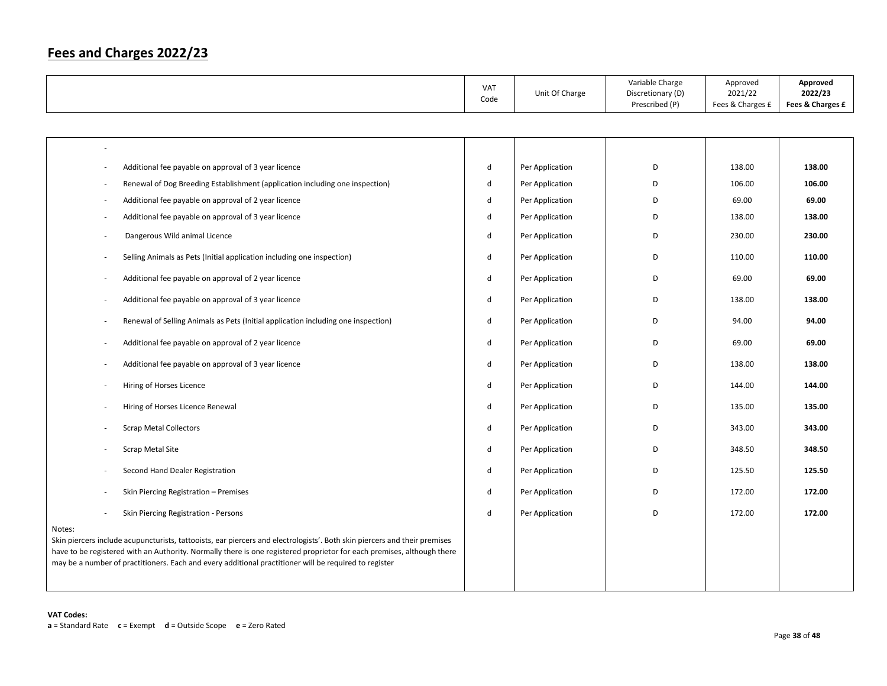## Fees and Charges 2022/23

| | VAT Code | Unit Of Charge | Variable Charge Discretionary (D) Prescribed (P) | Approved 2021/22 Fees & Charges £ | **Approved 2022/23 Fees & Charges £** |
|---|---|---|---|---|---|
| - | | | | | |
| - Additional fee payable on approval of 3 year licence | d | Per Application | D | 138.00 | **138.00** |
| - Renewal of Dog Breeding Establishment (application including one inspection) | d | Per Application | D | 106.00 | **106.00** |
| - Additional fee payable on approval of 2 year licence | d | Per Application | D | 69.00 | **69.00** |
| - Additional fee payable on approval of 3 year licence | d | Per Application | D | 138.00 | **138.00** |
| - Dangerous Wild animal Licence | d | Per Application | D | 230.00 | **230.00** |
| - Selling Animals as Pets (Initial application including one inspection) | d | Per Application | D | 110.00 | **110.00** |
| - Additional fee payable on approval of 2 year licence | d | Per Application | D | 69.00 | **69.00** |
| - Additional fee payable on approval of 3 year licence | d | Per Application | D | 138.00 | **138.00** |
| - Renewal of Selling Animals as Pets (Initial application including one inspection) | d | Per Application | D | 94.00 | **94.00** |
| - Additional fee payable on approval of 2 year licence | d | Per Application | D | 69.00 | **69.00** |
| - Additional fee payable on approval of 3 year licence | d | Per Application | D | 138.00 | **138.00** |
| - Hiring of Horses Licence | d | Per Application | D | 144.00 | **144.00** |
| - Hiring of Horses Licence Renewal | d | Per Application | D | 135.00 | **135.00** |
| - Scrap Metal Collectors | d | Per Application | D | 343.00 | **343.00** |
| - Scrap Metal Site | d | Per Application | D | 348.50 | **348.50** |
| - Second Hand Dealer Registration | d | Per Application | D | 125.50 | **125.50** |
| - Skin Piercing Registration – Premises | d | Per Application | D | 172.00 | **172.00** |
| - Skin Piercing Registration - Persons | d | Per Application | D | 172.00 | **172.00** |
| Notes: Skin piercers include acupuncturists, tattooists, ear piercers and electrologists'. Both skin piercers and their premises have to be registered with an Authority. Normally there is one registered proprietor for each premises, although there may be a number of practitioners. Each and every additional practitioner will be required to register | | | | | |

**VAT Codes:**
**a** = Standard Rate **c** = Exempt **d** = Outside Scope **e** = Zero Rated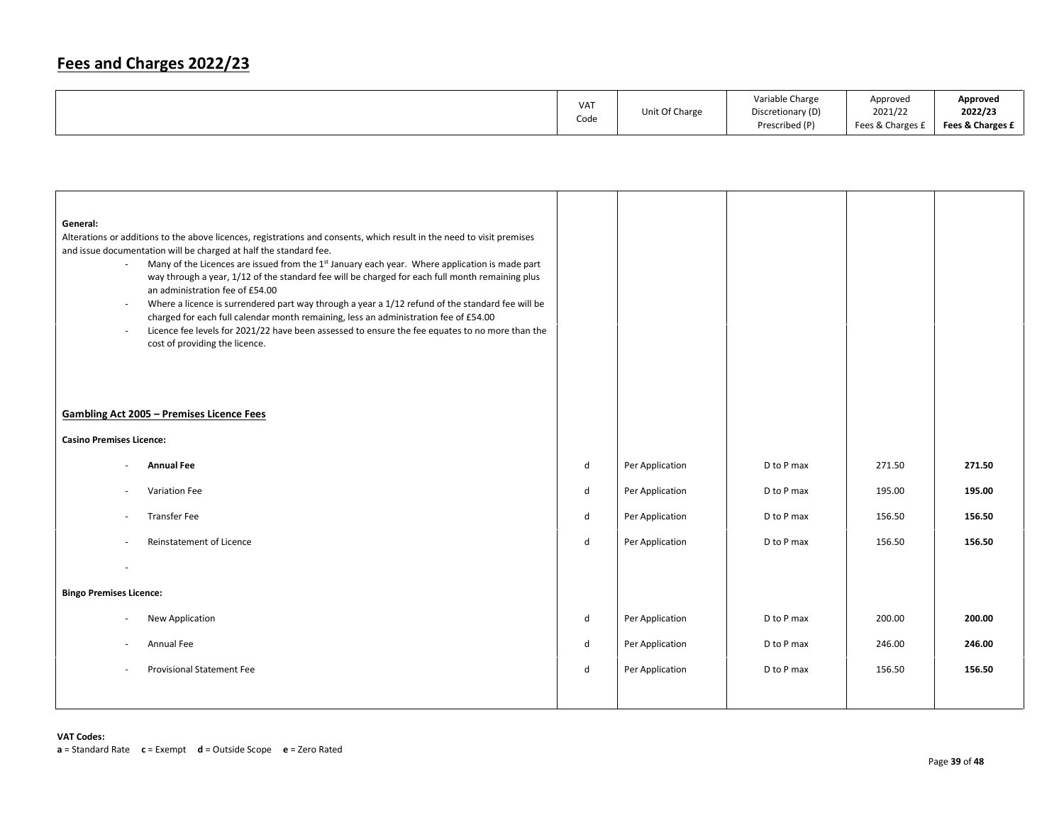# Fees and Charges 2022/23

| | VAT Code | Unit Of Charge | Variable Charge Discretionary (D) Prescribed (P) | Approved 2021/22 Fees & Charges £ | **Approved 2022/23 Fees & Charges £** |
|---|---|---|---|---|---|
| **General:**<br>Alterations or additions to the above licences, registrations and consents, which result in the need to visit premises and issue documentation will be charged at half the standard fee.<br>- Many of the Licences are issued from the 1st January each year. Where application is made part way through a year, 1/12 of the standard fee will be charged for each full month remaining plus an administration fee of £54.00<br>- Where a licence is surrendered part way through a year a 1/12 refund of the standard fee will be charged for each full calendar month remaining, less an administration fee of £54.00<br>- Licence fee levels for 2021/22 have been assessed to ensure the fee equates to no more than the cost of providing the licence. | | | | | |
| **Gambling Act 2005 – Premises Licence Fees** | | | | | |
| **Casino Premises Licence:** | | | | | |
| - **Annual Fee** | d | Per Application | D to P max | 271.50 | **271.50** |
| - Variation Fee | d | Per Application | D to P max | 195.00 | **195.00** |
| - Transfer Fee | d | Per Application | D to P max | 156.50 | **156.50** |
| - Reinstatement of Licence | d | Per Application | D to P max | 156.50 | **156.50** |
| - | | | | | |
| **Bingo Premises Licence:** | | | | | |
| - New Application | d | Per Application | D to P max | 200.00 | **200.00** |
| - Annual Fee | d | Per Application | D to P max | 246.00 | **246.00** |
| - Provisional Statement Fee | d | Per Application | D to P max | 156.50 | **156.50** |

**VAT Codes:**
**a** = Standard Rate **c** = Exempt **d** = Outside Scope **e** = Zero Rated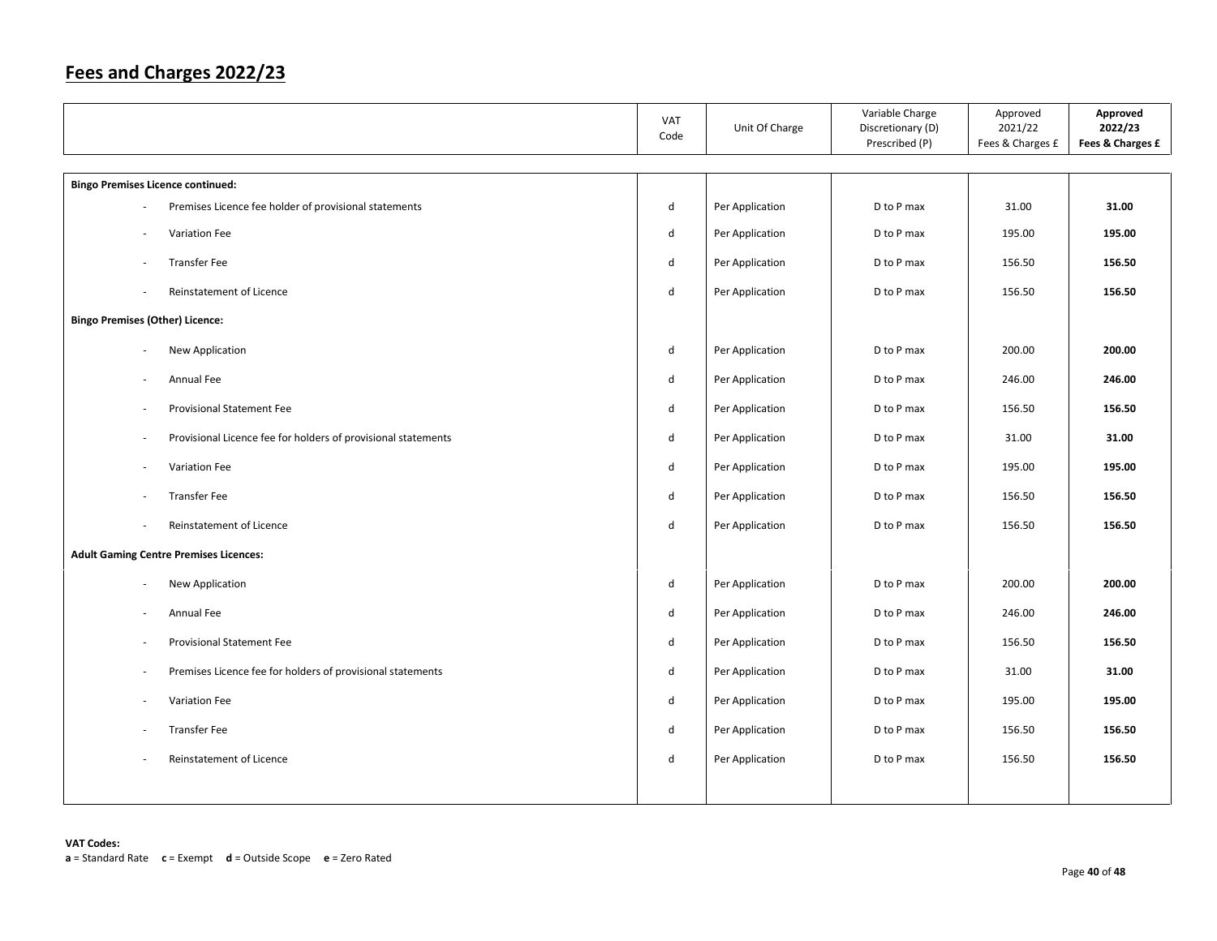# Fees and Charges 2022/23

| | VAT Code | Unit Of Charge | Variable Charge Discretionary (D) Prescribed (P) | Approved 2021/22 Fees & Charges £ | **Approved 2022/23 Fees & Charges £** |
|---|---|---|---|---|---|
| **Bingo Premises Licence continued:** | | | | | |
| - Premises Licence fee holder of provisional statements | d | Per Application | D to P max | 31.00 | **31.00** |
| - Variation Fee | d | Per Application | D to P max | 195.00 | **195.00** |
| - Transfer Fee | d | Per Application | D to P max | 156.50 | **156.50** |
| - Reinstatement of Licence | d | Per Application | D to P max | 156.50 | **156.50** |
| **Bingo Premises (Other) Licence:** | | | | | |
| - New Application | d | Per Application | D to P max | 200.00 | **200.00** |
| - Annual Fee | d | Per Application | D to P max | 246.00 | **246.00** |
| - Provisional Statement Fee | d | Per Application | D to P max | 156.50 | **156.50** |
| - Provisional Licence fee for holders of provisional statements | d | Per Application | D to P max | 31.00 | **31.00** |
| - Variation Fee | d | Per Application | D to P max | 195.00 | **195.00** |
| - Transfer Fee | d | Per Application | D to P max | 156.50 | **156.50** |
| - Reinstatement of Licence | d | Per Application | D to P max | 156.50 | **156.50** |
| **Adult Gaming Centre Premises Licences:** | | | | | |
| - New Application | d | Per Application | D to P max | 200.00 | **200.00** |
| - Annual Fee | d | Per Application | D to P max | 246.00 | **246.00** |
| - Provisional Statement Fee | d | Per Application | D to P max | 156.50 | **156.50** |
| - Premises Licence fee for holders of provisional statements | d | Per Application | D to P max | 31.00 | **31.00** |
| - Variation Fee | d | Per Application | D to P max | 195.00 | **195.00** |
| - Transfer Fee | d | Per Application | D to P max | 156.50 | **156.50** |
| - Reinstatement of Licence | d | Per Application | D to P max | 156.50 | **156.50** |

**VAT Codes:**
**a** = Standard Rate **c** = Exempt **d** = Outside Scope **e** = Zero Rated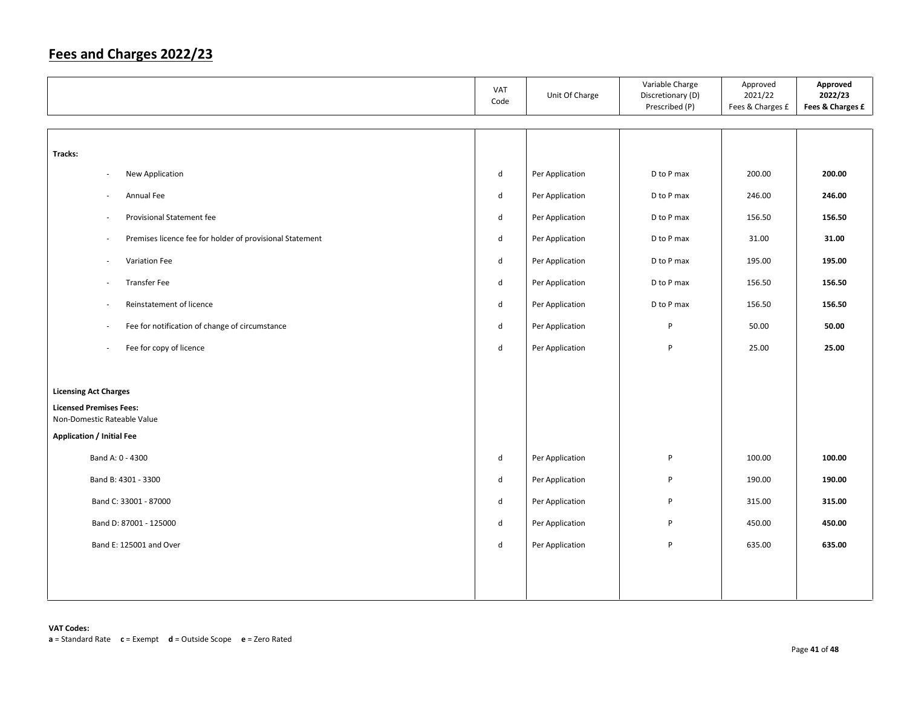## Fees and Charges 2022/23

| | VAT Code | Unit Of Charge | Variable Charge Discretionary (D) Prescribed (P) | Approved 2021/22 Fees & Charges £ | **Approved 2022/23 Fees & Charges £** |
|---|---|---|---|---|---|
| **Tracks:** | | | | | |
| - New Application | d | Per Application | D to P max | 200.00 | **200.00** |
| - Annual Fee | d | Per Application | D to P max | 246.00 | **246.00** |
| - Provisional Statement fee | d | Per Application | D to P max | 156.50 | **156.50** |
| - Premises licence fee for holder of provisional Statement | d | Per Application | D to P max | 31.00 | **31.00** |
| - Variation Fee | d | Per Application | D to P max | 195.00 | **195.00** |
| - Transfer Fee | d | Per Application | D to P max | 156.50 | **156.50** |
| - Reinstatement of licence | d | Per Application | D to P max | 156.50 | **156.50** |
| - Fee for notification of change of circumstance | d | Per Application | P | 50.00 | **50.00** |
| - Fee for copy of licence | d | Per Application | P | 25.00 | **25.00** |
| **Licensing Act Charges** | | | | | |
| **Licensed Premises Fees:** Non-Domestic Rateable Value | | | | | |
| **Application / Initial Fee** | | | | | |
| Band A: 0 - 4300 | d | Per Application | P | 100.00 | **100.00** |
| Band B: 4301 - 3300 | d | Per Application | P | 190.00 | **190.00** |
| Band C: 33001 - 87000 | d | Per Application | P | 315.00 | **315.00** |
| Band D: 87001 - 125000 | d | Per Application | P | 450.00 | **450.00** |
| Band E: 125001 and Over | d | Per Application | P | 635.00 | **635.00** |

**VAT Codes:**
**a** = Standard Rate **c** = Exempt **d** = Outside Scope **e** = Zero Rated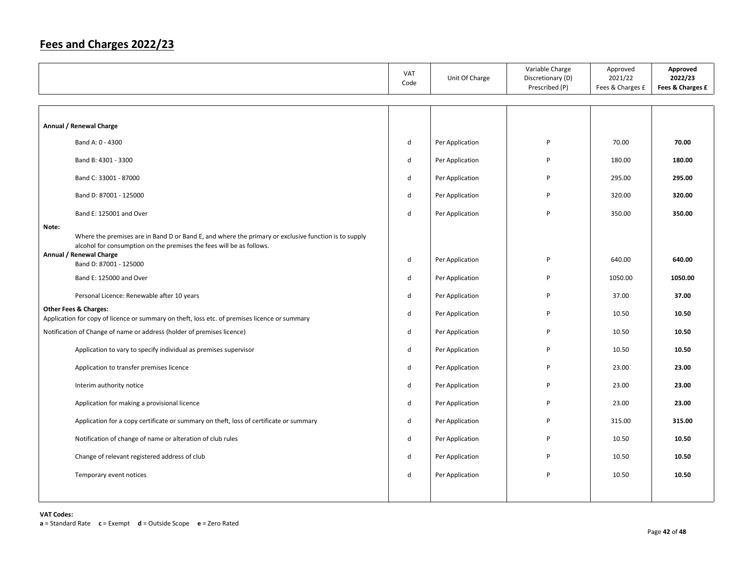# Fees and Charges 2022/23

| | VAT Code | Unit Of Charge | Variable Charge Discretionary (D) Prescribed (P) | Approved 2021/22 Fees & Charges £ | **Approved 2022/23 Fees & Charges £** |
|---|---|---|---|---|---|
| **Annual / Renewal Charge** | | | | | |
| Band A: 0 - 4300 | d | Per Application | P | 70.00 | **70.00** |
| Band B: 4301 - 3300 | d | Per Application | P | 180.00 | **180.00** |
| Band C: 33001 - 87000 | d | Per Application | P | 295.00 | **295.00** |
| Band D: 87001 - 125000 | d | Per Application | P | 320.00 | **320.00** |
| Band E: 125001 and Over | d | Per Application | P | 350.00 | **350.00** |
| **Note:** Where the premises are in Band D or Band E, and where the primary or exclusive function is to supply alcohol for consumption on the premises the fees will be as follows. | | | | | |
| **Annual / Renewal Charge** Band D: 87001 - 125000 | d | Per Application | P | 640.00 | **640.00** |
| Band E: 125000 and Over | d | Per Application | P | 1050.00 | **1050.00** |
| Personal Licence: Renewable after 10 years | d | Per Application | P | 37.00 | **37.00** |
| **Other Fees & Charges:** Application for copy of licence or summary on theft, loss etc. of premises licence or summary | d | Per Application | P | 10.50 | **10.50** |
| Notification of Change of name or address (holder of premises licence) | d | Per Application | P | 10.50 | **10.50** |
| Application to vary to specify individual as premises supervisor | d | Per Application | P | 10.50 | **10.50** |
| Application to transfer premises licence | d | Per Application | P | 23.00 | **23.00** |
| Interim authority notice | d | Per Application | P | 23.00 | **23.00** |
| Application for making a provisional licence | d | Per Application | P | 23.00 | **23.00** |
| Application for a copy certificate or summary on theft, loss of certificate or summary | d | Per Application | P | 315.00 | **315.00** |
| Notification of change of name or alteration of club rules | d | Per Application | P | 10.50 | **10.50** |
| Change of relevant registered address of club | d | Per Application | P | 10.50 | **10.50** |
| Temporary event notices | d | Per Application | P | 10.50 | **10.50** |

**VAT Codes:**
**a** = Standard Rate **c** = Exempt **d** = Outside Scope **e** = Zero Rated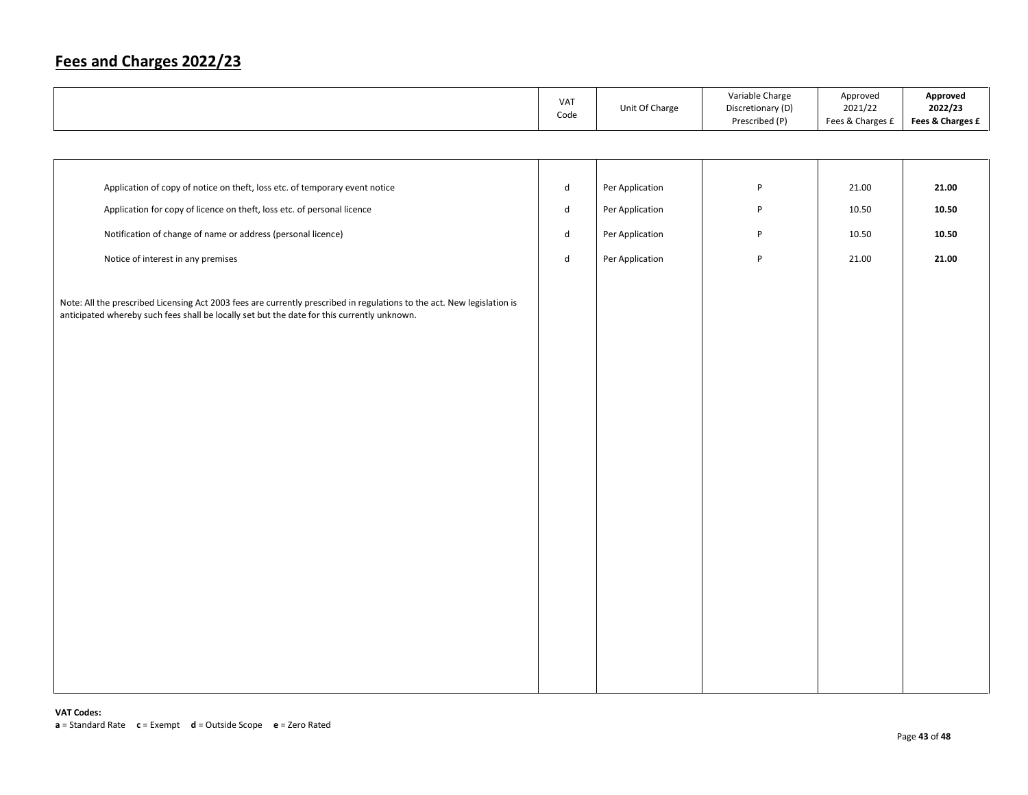## Fees and Charges 2022/23

| | VAT Code | Unit Of Charge | Variable Charge Discretionary (D) Prescribed (P) | Approved 2021/22 Fees & Charges £ | **Approved 2022/23 Fees & Charges £** |
|---|---|---|---|---|---|
| Application of copy of notice on theft, loss etc. of temporary event notice | d | Per Application | P | 21.00 | **21.00** |
| Application for copy of licence on theft, loss etc. of personal licence | d | Per Application | P | 10.50 | **10.50** |
| Notification of change of name or address (personal licence) | d | Per Application | P | 10.50 | **10.50** |
| Notice of interest in any premises | d | Per Application | P | 21.00 | **21.00** |
| Note: All the prescribed Licensing Act 2003 fees are currently prescribed in regulations to the act. New legislation is anticipated whereby such fees shall be locally set but the date for this currently unknown. | | | | | |

**VAT Codes:**
**a** = Standard Rate **c** = Exempt **d** = Outside Scope **e** = Zero Rated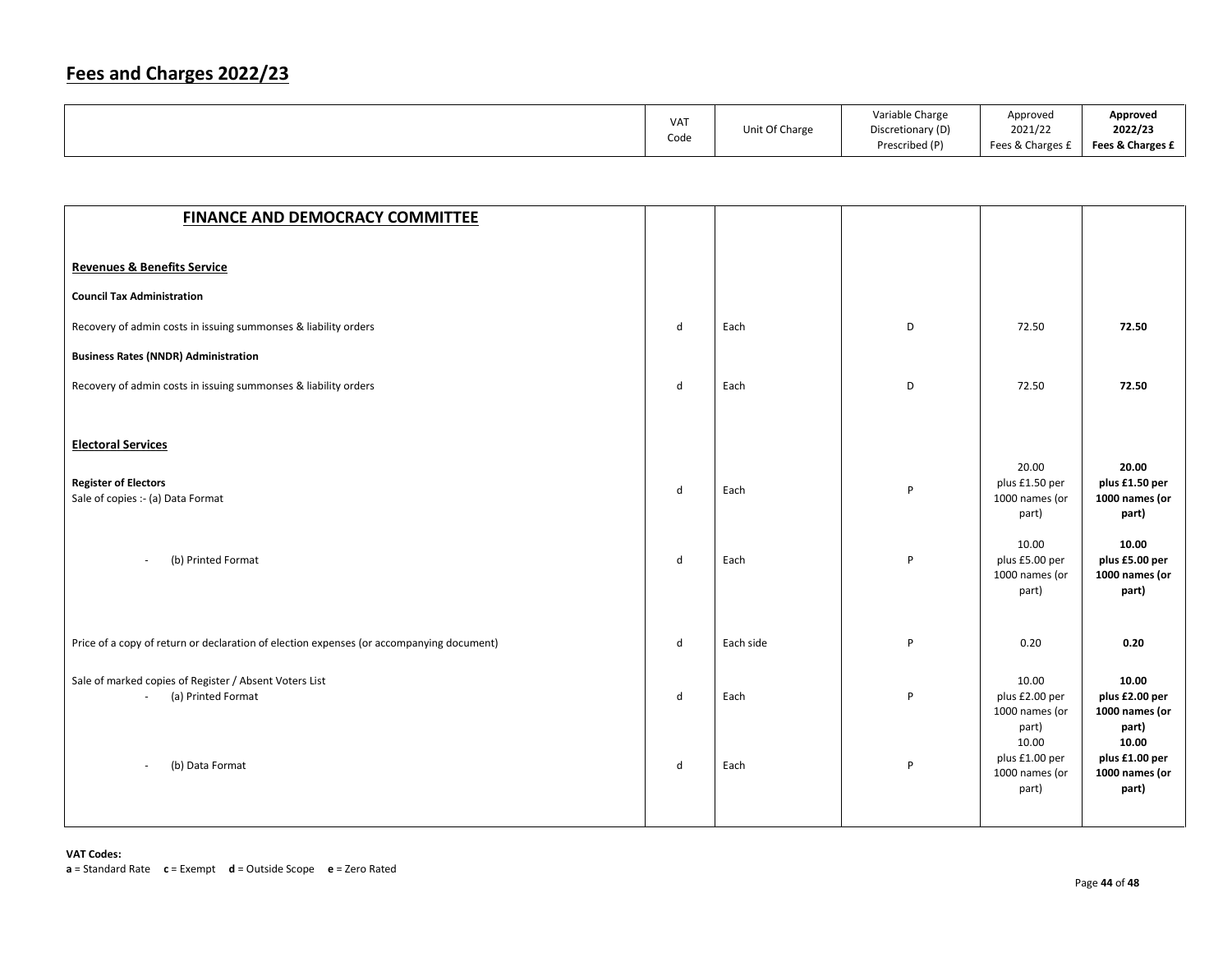# Fees and Charges 2022/23

| | VAT Code | Unit Of Charge | Variable Charge Discretionary (D) Prescribed (P) | Approved 2021/22 Fees & Charges £ | **Approved 2022/23 Fees & Charges £** |
|---|---|---|---|---|---|
| **FINANCE AND DEMOCRACY COMMITTEE** | | | | | |
| **Revenues & Benefits Service** | | | | | |
| **Council Tax Administration** | | | | | |
| Recovery of admin costs in issuing summonses & liability orders | d | Each | D | 72.50 | **72.50** |
| **Business Rates (NNDR) Administration** | | | | | |
| Recovery of admin costs in issuing summonses & liability orders | d | Each | D | 72.50 | **72.50** |
| **Electoral Services** | | | | | |
| **Register of Electors** Sale of copies :- (a) Data Format | d | Each | P | 20.00 plus £1.50 per 1000 names (or part) | **20.00 plus £1.50 per 1000 names (or part)** |
| - (b) Printed Format | d | Each | P | 10.00 plus £5.00 per 1000 names (or part) | **10.00 plus £5.00 per 1000 names (or part)** |
| Price of a copy of return or declaration of election expenses (or accompanying document) | d | Each side | P | 0.20 | **0.20** |
| Sale of marked copies of Register / Absent Voters List - (a) Printed Format | d | Each | P | 10.00 plus £2.00 per 1000 names (or part) | **10.00 plus £2.00 per 1000 names (or part)** |
| - (b) Data Format | d | Each | P | 10.00 plus £1.00 per 1000 names (or part) | **10.00 plus £1.00 per 1000 names (or part)** |

**VAT Codes:**
**a** = Standard Rate **c** = Exempt **d** = Outside Scope **e** = Zero Rated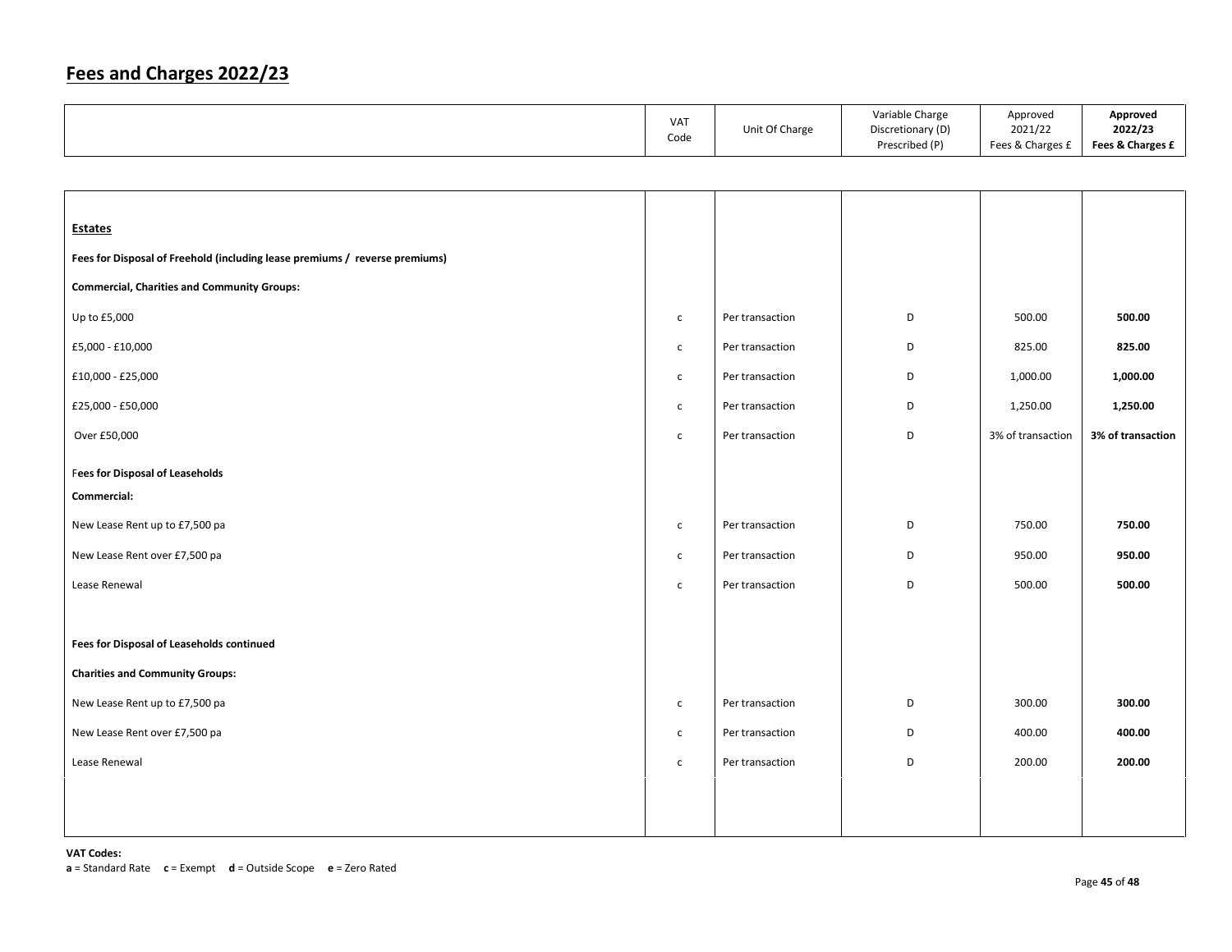# Fees and Charges 2022/23

| | VAT Code | Unit Of Charge | Variable Charge Discretionary (D) Prescribed (P) | Approved 2021/22 Fees & Charges £ | **Approved 2022/23 Fees & Charges £** |
|---|---|---|---|---|---|
| **Estates** | | | | | |
| **Fees for Disposal of Freehold (including lease premiums / reverse premiums)** | | | | | |
| **Commercial, Charities and Community Groups:** | | | | | |
| Up to £5,000 | c | Per transaction | D | 500.00 | **500.00** |
| £5,000 - £10,000 | c | Per transaction | D | 825.00 | **825.00** |
| £10,000 - £25,000 | c | Per transaction | D | 1,000.00 | **1,000.00** |
| £25,000 - £50,000 | c | Per transaction | D | 1,250.00 | **1,250.00** |
| Over £50,000 | c | Per transaction | D | 3% of transaction | **3% of transaction** |
| **Fees for Disposal of Leaseholds** | | | | | |
| **Commercial:** | | | | | |
| New Lease Rent up to £7,500 pa | c | Per transaction | D | 750.00 | **750.00** |
| New Lease Rent over £7,500 pa | c | Per transaction | D | 950.00 | **950.00** |
| Lease Renewal | c | Per transaction | D | 500.00 | **500.00** |
| **Fees for Disposal of Leaseholds continued** | | | | | |
| **Charities and Community Groups:** | | | | | |
| New Lease Rent up to £7,500 pa | c | Per transaction | D | 300.00 | **300.00** |
| New Lease Rent over £7,500 pa | c | Per transaction | D | 400.00 | **400.00** |
| Lease Renewal | c | Per transaction | D | 200.00 | **200.00** |

**VAT Codes:**
**a** = Standard Rate **c** = Exempt **d** = Outside Scope **e** = Zero Rated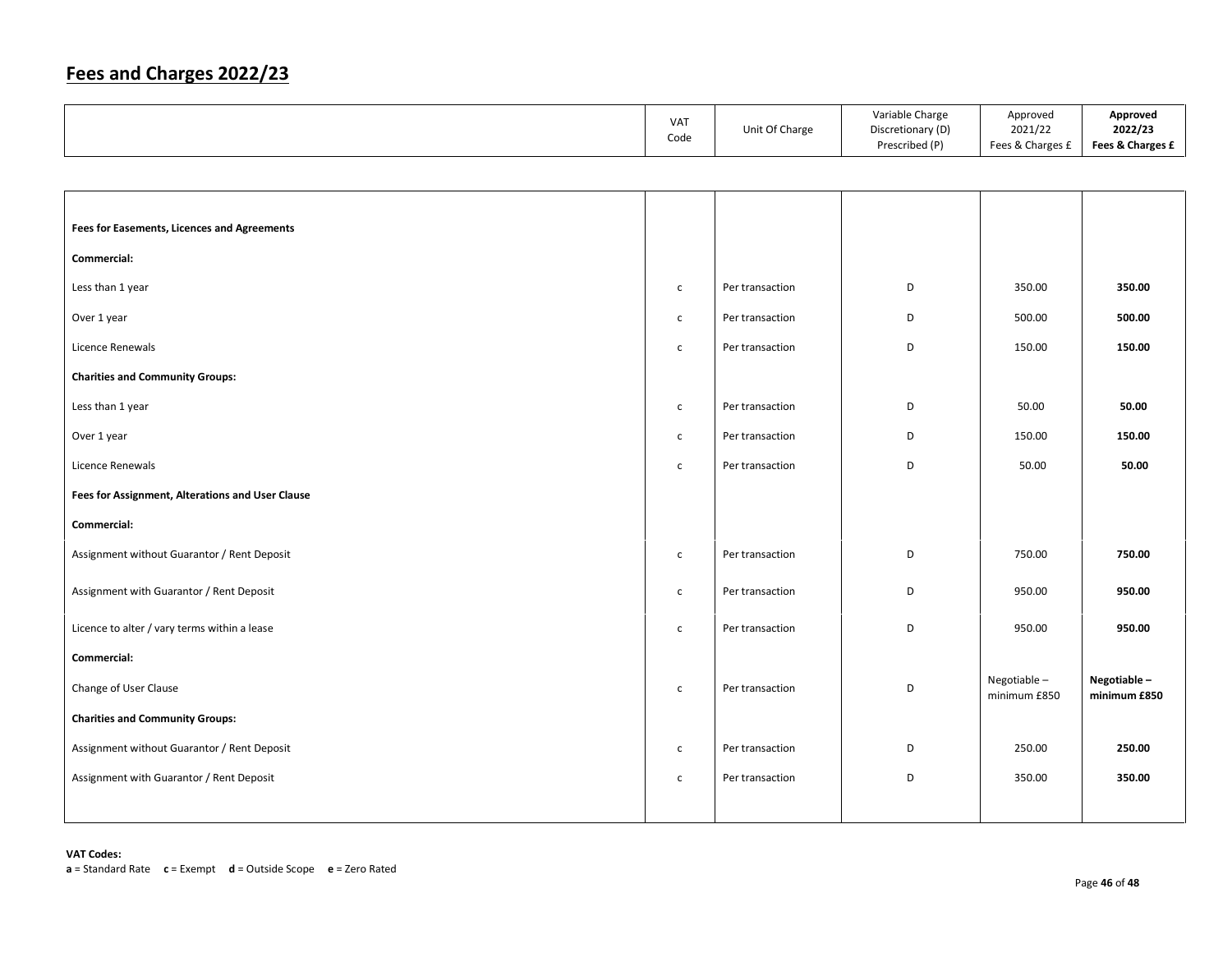## Fees and Charges 2022/23

| | VAT Code | Unit Of Charge | Variable Charge Discretionary (D) Prescribed (P) | Approved 2021/22 Fees & Charges £ | **Approved 2022/23 Fees & Charges £** |
|---|---|---|---|---|---|
| **Fees for Easements, Licences and Agreements** | | | | | |
| **Commercial:** | | | | | |
| Less than 1 year | c | Per transaction | D | 350.00 | **350.00** |
| Over 1 year | c | Per transaction | D | 500.00 | **500.00** |
| Licence Renewals | c | Per transaction | D | 150.00 | **150.00** |
| **Charities and Community Groups:** | | | | | |
| Less than 1 year | c | Per transaction | D | 50.00 | **50.00** |
| Over 1 year | c | Per transaction | D | 150.00 | **150.00** |
| Licence Renewals | c | Per transaction | D | 50.00 | **50.00** |
| **Fees for Assignment, Alterations and User Clause** | | | | | |
| **Commercial:** | | | | | |
| Assignment without Guarantor / Rent Deposit | c | Per transaction | D | 750.00 | **750.00** |
| Assignment with Guarantor / Rent Deposit | c | Per transaction | D | 950.00 | **950.00** |
| Licence to alter / vary terms within a lease | c | Per transaction | D | 950.00 | **950.00** |
| **Commercial:** | | | | | |
| Change of User Clause | c | Per transaction | D | Negotiable – minimum £850 | **Negotiable – minimum £850** |
| **Charities and Community Groups:** | | | | | |
| Assignment without Guarantor / Rent Deposit | c | Per transaction | D | 250.00 | **250.00** |
| Assignment with Guarantor / Rent Deposit | c | Per transaction | D | 350.00 | **350.00** |

**VAT Codes:**
**a** = Standard Rate **c** = Exempt **d** = Outside Scope **e** = Zero Rated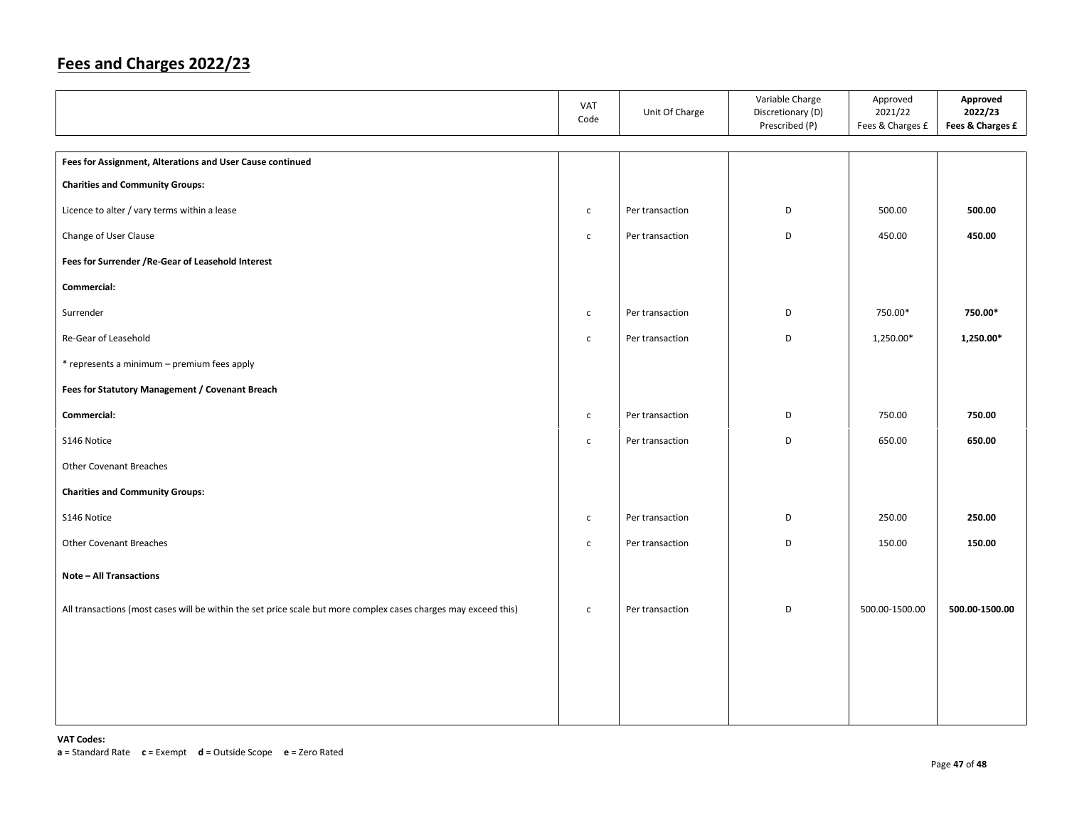## Fees and Charges 2022/23

| | VAT Code | Unit Of Charge | Variable Charge Discretionary (D) Prescribed (P) | Approved 2021/22 Fees & Charges £ | **Approved 2022/23 Fees & Charges £** |
|---|---|---|---|---|---|
| **Fees for Assignment, Alterations and User Cause continued** | | | | | |
| **Charities and Community Groups:** | | | | | |
| Licence to alter / vary terms within a lease | c | Per transaction | D | 500.00 | **500.00** |
| Change of User Clause | c | Per transaction | D | 450.00 | **450.00** |
| **Fees for Surrender /Re-Gear of Leasehold Interest** | | | | | |
| **Commercial:** | | | | | |
| Surrender | c | Per transaction | D | 750.00* | **750.00*** |
| Re-Gear of Leasehold | c | Per transaction | D | 1,250.00* | **1,250.00*** |
| * represents a minimum – premium fees apply | | | | | |
| **Fees for Statutory Management / Covenant Breach** | | | | | |
| **Commercial:** | c | Per transaction | D | 750.00 | **750.00** |
| S146 Notice | c | Per transaction | D | 650.00 | **650.00** |
| Other Covenant Breaches | | | | | |
| **Charities and Community Groups:** | | | | | |
| S146 Notice | c | Per transaction | D | 250.00 | **250.00** |
| Other Covenant Breaches | c | Per transaction | D | 150.00 | **150.00** |
| **Note – All Transactions** | | | | | |
| All transactions (most cases will be within the set price scale but more complex cases charges may exceed this) | c | Per transaction | D | 500.00-1500.00 | **500.00-1500.00** |

**VAT Codes:**
**a** = Standard Rate **c** = Exempt **d** = Outside Scope **e** = Zero Rated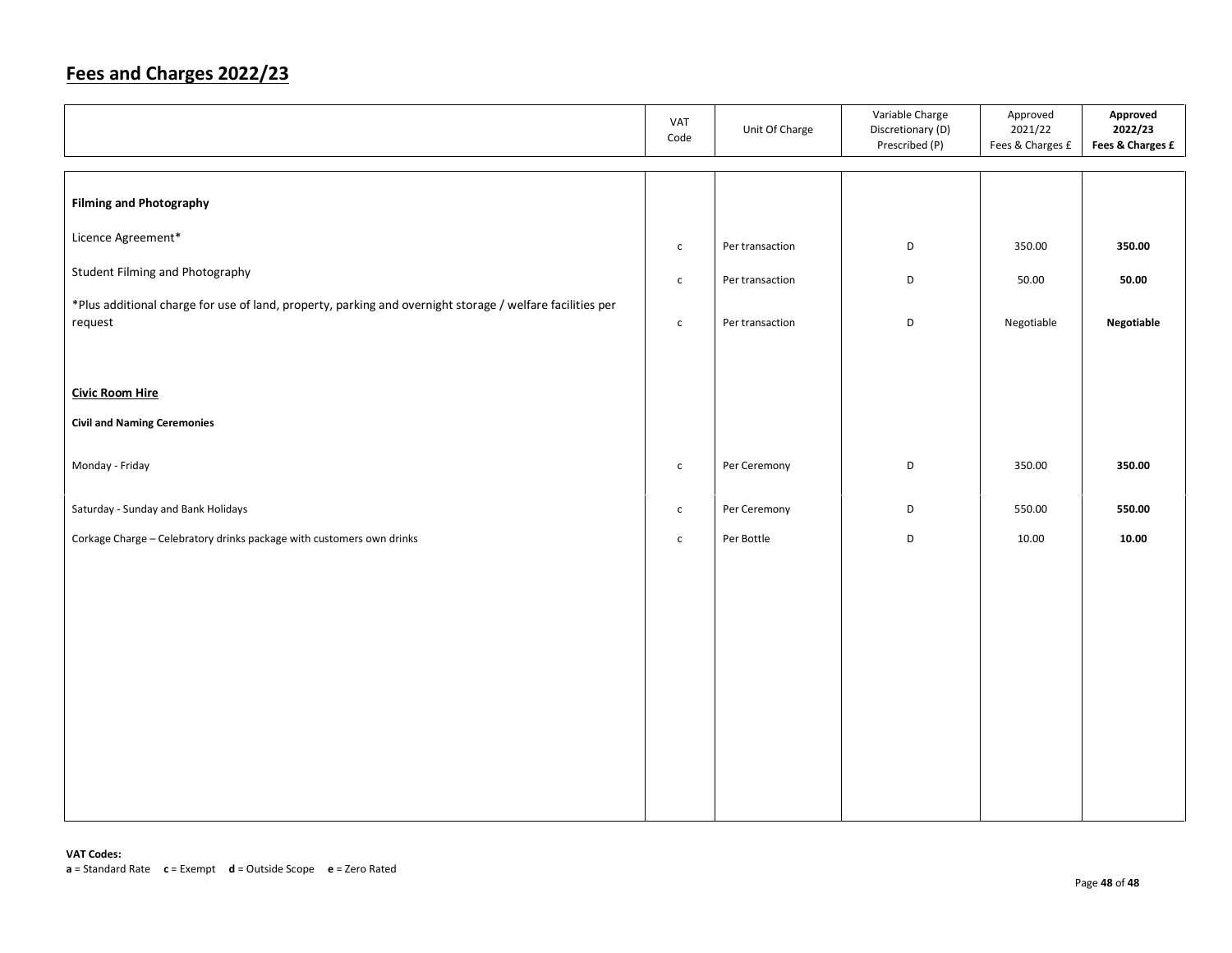# Fees and Charges 2022/23

| | VAT Code | Unit Of Charge | Variable Charge Discretionary (D) Prescribed (P) | Approved 2021/22 Fees & Charges £ | **Approved 2022/23 Fees & Charges £** |
|---|---|---|---|---|---|
| **Filming and Photography** | | | | | |
| Licence Agreement* | c | Per transaction | D | 350.00 | **350.00** |
| Student Filming and Photography | c | Per transaction | D | 50.00 | **50.00** |
| *Plus additional charge for use of land, property, parking and overnight storage / welfare facilities per request | c | Per transaction | D | Negotiable | **Negotiable** |
| **Civic Room Hire** | | | | | |
| **Civil and Naming Ceremonies** | | | | | |
| Monday - Friday | c | Per Ceremony | D | 350.00 | **350.00** |
| Saturday - Sunday and Bank Holidays | c | Per Ceremony | D | 550.00 | **550.00** |
| Corkage Charge – Celebratory drinks package with customers own drinks | c | Per Bottle | D | 10.00 | **10.00** |

**VAT Codes:**
**a** = Standard Rate **c** = Exempt **d** = Outside Scope **e** = Zero Rated